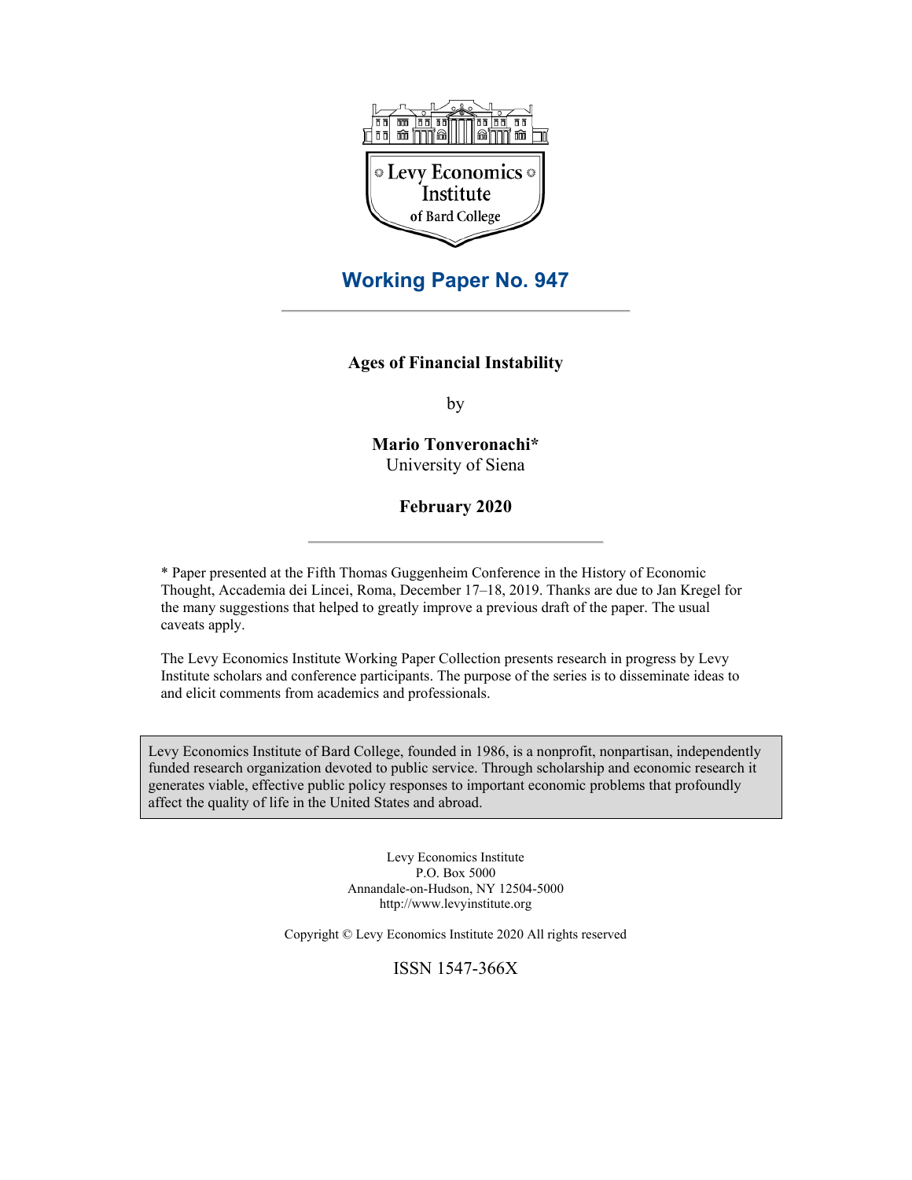Levy Economics Institute of Bard College

## Working Paper No. 947

# Ages of Financial Instability

by

**Mario Tonveronachi***
University of Siena

**February 2020**

* Paper presented at the Fifth Thomas Guggenheim Conference in the History of Economic Thought, Accademia dei Lincei, Roma, December 17–18, 2019. Thanks are due to Jan Kregel for the many suggestions that helped to greatly improve a previous draft of the paper. The usual caveats apply.

The Levy Economics Institute Working Paper Collection presents research in progress by Levy Institute scholars and conference participants. The purpose of the series is to disseminate ideas to and elicit comments from academics and professionals.

Levy Economics Institute of Bard College, founded in 1986, is a nonprofit, nonpartisan, independently funded research organization devoted to public service. Through scholarship and economic research it generates viable, effective public policy responses to important economic problems that profoundly affect the quality of life in the United States and abroad.

Levy Economics Institute
P.O. Box 5000
Annandale-on-Hudson, NY 12504-5000
http://www.levyinstitute.org

Copyright © Levy Economics Institute 2020 All rights reserved

ISSN 1547-366X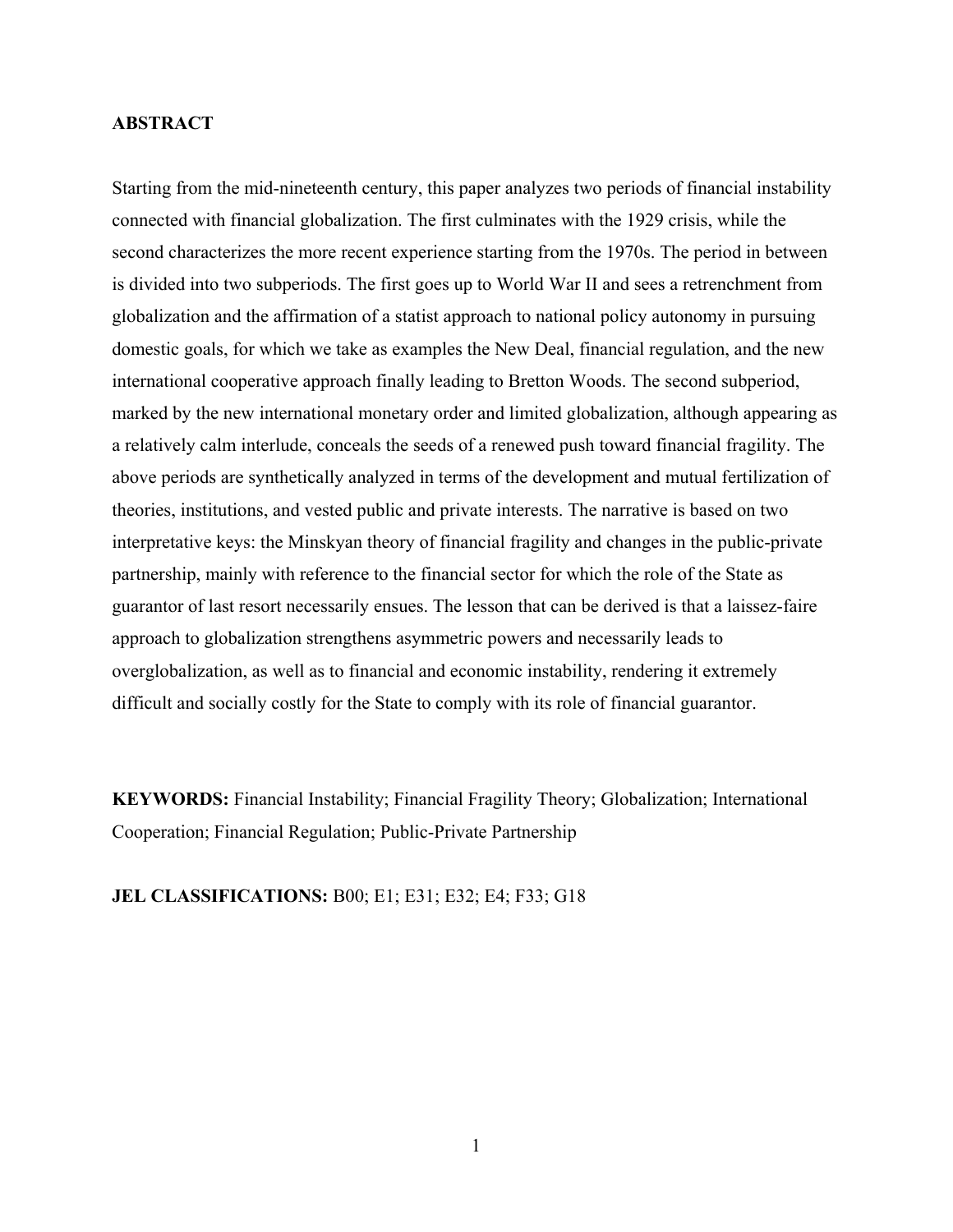## ABSTRACT

Starting from the mid-nineteenth century, this paper analyzes two periods of financial instability connected with financial globalization. The first culminates with the 1929 crisis, while the second characterizes the more recent experience starting from the 1970s. The period in between is divided into two subperiods. The first goes up to World War II and sees a retrenchment from globalization and the affirmation of a statist approach to national policy autonomy in pursuing domestic goals, for which we take as examples the New Deal, financial regulation, and the new international cooperative approach finally leading to Bretton Woods. The second subperiod, marked by the new international monetary order and limited globalization, although appearing as a relatively calm interlude, conceals the seeds of a renewed push toward financial fragility. The above periods are synthetically analyzed in terms of the development and mutual fertilization of theories, institutions, and vested public and private interests. The narrative is based on two interpretative keys: the Minskyan theory of financial fragility and changes in the public-private partnership, mainly with reference to the financial sector for which the role of the State as guarantor of last resort necessarily ensues. The lesson that can be derived is that a laissez-faire approach to globalization strengthens asymmetric powers and necessarily leads to overglobalization, as well as to financial and economic instability, rendering it extremely difficult and socially costly for the State to comply with its role of financial guarantor.

**KEYWORDS:** Financial Instability; Financial Fragility Theory; Globalization; International Cooperation; Financial Regulation; Public-Private Partnership

**JEL CLASSIFICATIONS:** B00; E1; E31; E32; E4; F33; G18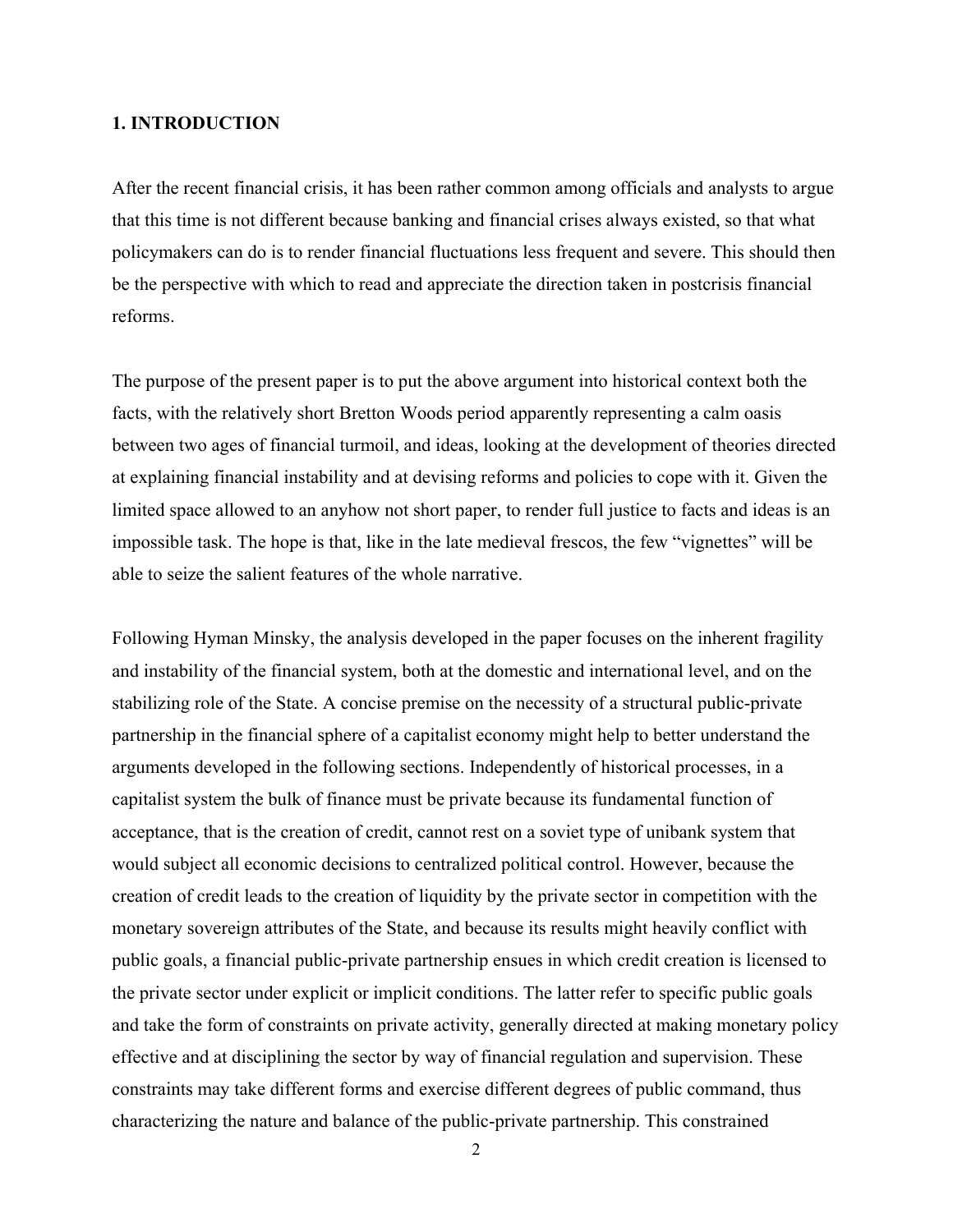## 1. INTRODUCTION

After the recent financial crisis, it has been rather common among officials and analysts to argue that this time is not different because banking and financial crises always existed, so that what policymakers can do is to render financial fluctuations less frequent and severe. This should then be the perspective with which to read and appreciate the direction taken in postcrisis financial reforms.

The purpose of the present paper is to put the above argument into historical context both the facts, with the relatively short Bretton Woods period apparently representing a calm oasis between two ages of financial turmoil, and ideas, looking at the development of theories directed at explaining financial instability and at devising reforms and policies to cope with it. Given the limited space allowed to an anyhow not short paper, to render full justice to facts and ideas is an impossible task. The hope is that, like in the late medieval frescos, the few "vignettes" will be able to seize the salient features of the whole narrative.

Following Hyman Minsky, the analysis developed in the paper focuses on the inherent fragility and instability of the financial system, both at the domestic and international level, and on the stabilizing role of the State. A concise premise on the necessity of a structural public-private partnership in the financial sphere of a capitalist economy might help to better understand the arguments developed in the following sections. Independently of historical processes, in a capitalist system the bulk of finance must be private because its fundamental function of acceptance, that is the creation of credit, cannot rest on a soviet type of unibank system that would subject all economic decisions to centralized political control. However, because the creation of credit leads to the creation of liquidity by the private sector in competition with the monetary sovereign attributes of the State, and because its results might heavily conflict with public goals, a financial public-private partnership ensues in which credit creation is licensed to the private sector under explicit or implicit conditions. The latter refer to specific public goals and take the form of constraints on private activity, generally directed at making monetary policy effective and at disciplining the sector by way of financial regulation and supervision. These constraints may take different forms and exercise different degrees of public command, thus characterizing the nature and balance of the public-private partnership. This constrained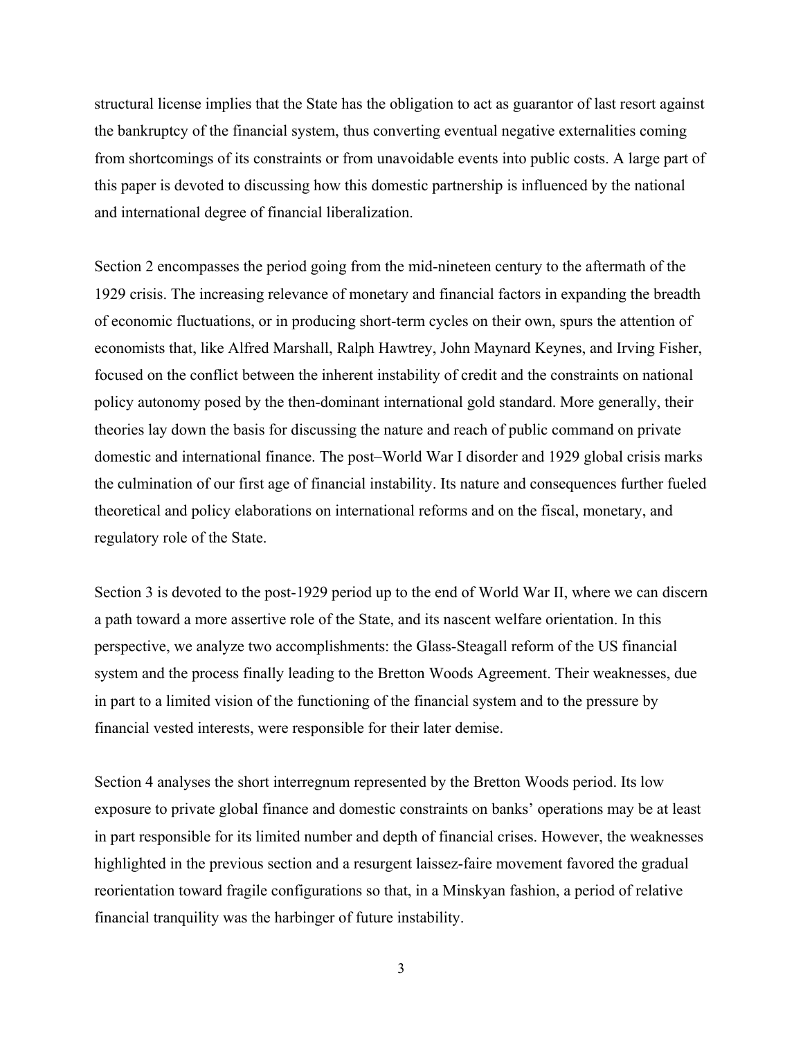structural license implies that the State has the obligation to act as guarantor of last resort against the bankruptcy of the financial system, thus converting eventual negative externalities coming from shortcomings of its constraints or from unavoidable events into public costs. A large part of this paper is devoted to discussing how this domestic partnership is influenced by the national and international degree of financial liberalization.

Section 2 encompasses the period going from the mid-nineteen century to the aftermath of the 1929 crisis. The increasing relevance of monetary and financial factors in expanding the breadth of economic fluctuations, or in producing short-term cycles on their own, spurs the attention of economists that, like Alfred Marshall, Ralph Hawtrey, John Maynard Keynes, and Irving Fisher, focused on the conflict between the inherent instability of credit and the constraints on national policy autonomy posed by the then-dominant international gold standard. More generally, their theories lay down the basis for discussing the nature and reach of public command on private domestic and international finance. The post–World War I disorder and 1929 global crisis marks the culmination of our first age of financial instability. Its nature and consequences further fueled theoretical and policy elaborations on international reforms and on the fiscal, monetary, and regulatory role of the State.

Section 3 is devoted to the post-1929 period up to the end of World War II, where we can discern a path toward a more assertive role of the State, and its nascent welfare orientation. In this perspective, we analyze two accomplishments: the Glass-Steagall reform of the US financial system and the process finally leading to the Bretton Woods Agreement. Their weaknesses, due in part to a limited vision of the functioning of the financial system and to the pressure by financial vested interests, were responsible for their later demise.

Section 4 analyses the short interregnum represented by the Bretton Woods period. Its low exposure to private global finance and domestic constraints on banks' operations may be at least in part responsible for its limited number and depth of financial crises. However, the weaknesses highlighted in the previous section and a resurgent laissez-faire movement favored the gradual reorientation toward fragile configurations so that, in a Minskyan fashion, a period of relative financial tranquility was the harbinger of future instability.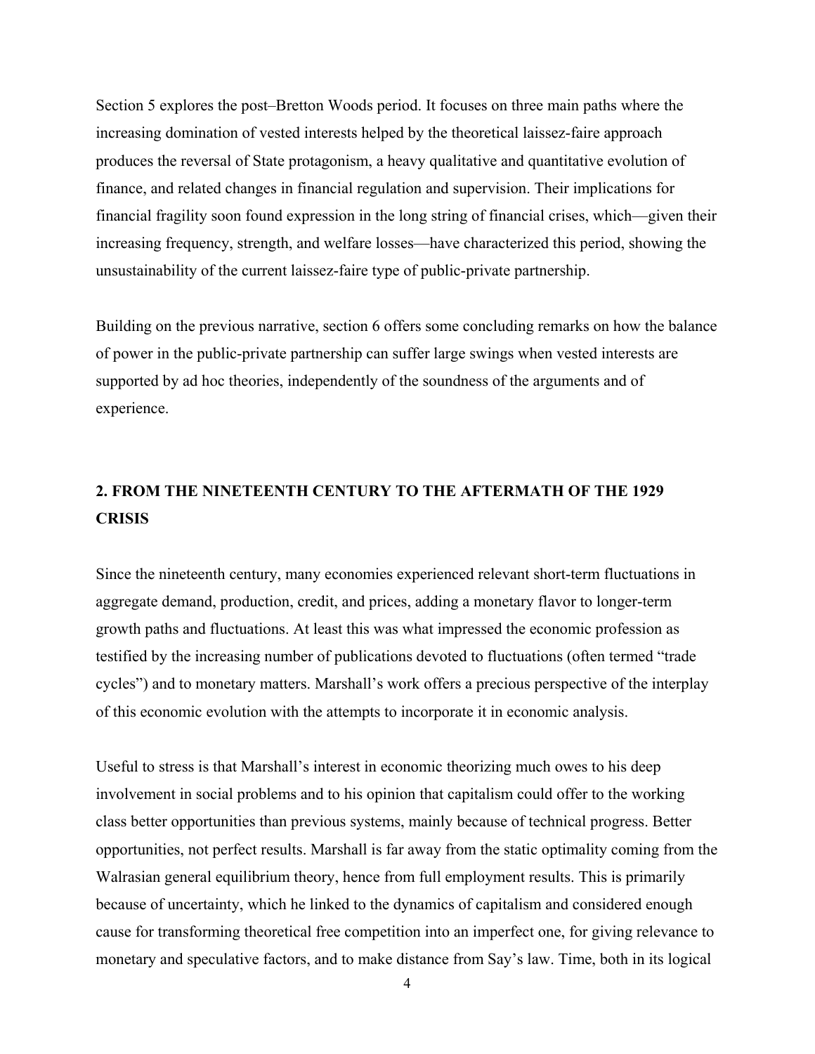Section 5 explores the post–Bretton Woods period. It focuses on three main paths where the increasing domination of vested interests helped by the theoretical laissez-faire approach produces the reversal of State protagonism, a heavy qualitative and quantitative evolution of finance, and related changes in financial regulation and supervision. Their implications for financial fragility soon found expression in the long string of financial crises, which—given their increasing frequency, strength, and welfare losses—have characterized this period, showing the unsustainability of the current laissez-faire type of public-private partnership.

Building on the previous narrative, section 6 offers some concluding remarks on how the balance of power in the public-private partnership can suffer large swings when vested interests are supported by ad hoc theories, independently of the soundness of the arguments and of experience.

## 2. FROM THE NINETEENTH CENTURY TO THE AFTERMATH OF THE 1929 CRISIS

Since the nineteenth century, many economies experienced relevant short-term fluctuations in aggregate demand, production, credit, and prices, adding a monetary flavor to longer-term growth paths and fluctuations. At least this was what impressed the economic profession as testified by the increasing number of publications devoted to fluctuations (often termed "trade cycles") and to monetary matters. Marshall's work offers a precious perspective of the interplay of this economic evolution with the attempts to incorporate it in economic analysis.

Useful to stress is that Marshall's interest in economic theorizing much owes to his deep involvement in social problems and to his opinion that capitalism could offer to the working class better opportunities than previous systems, mainly because of technical progress. Better opportunities, not perfect results. Marshall is far away from the static optimality coming from the Walrasian general equilibrium theory, hence from full employment results. This is primarily because of uncertainty, which he linked to the dynamics of capitalism and considered enough cause for transforming theoretical free competition into an imperfect one, for giving relevance to monetary and speculative factors, and to make distance from Say's law. Time, both in its logical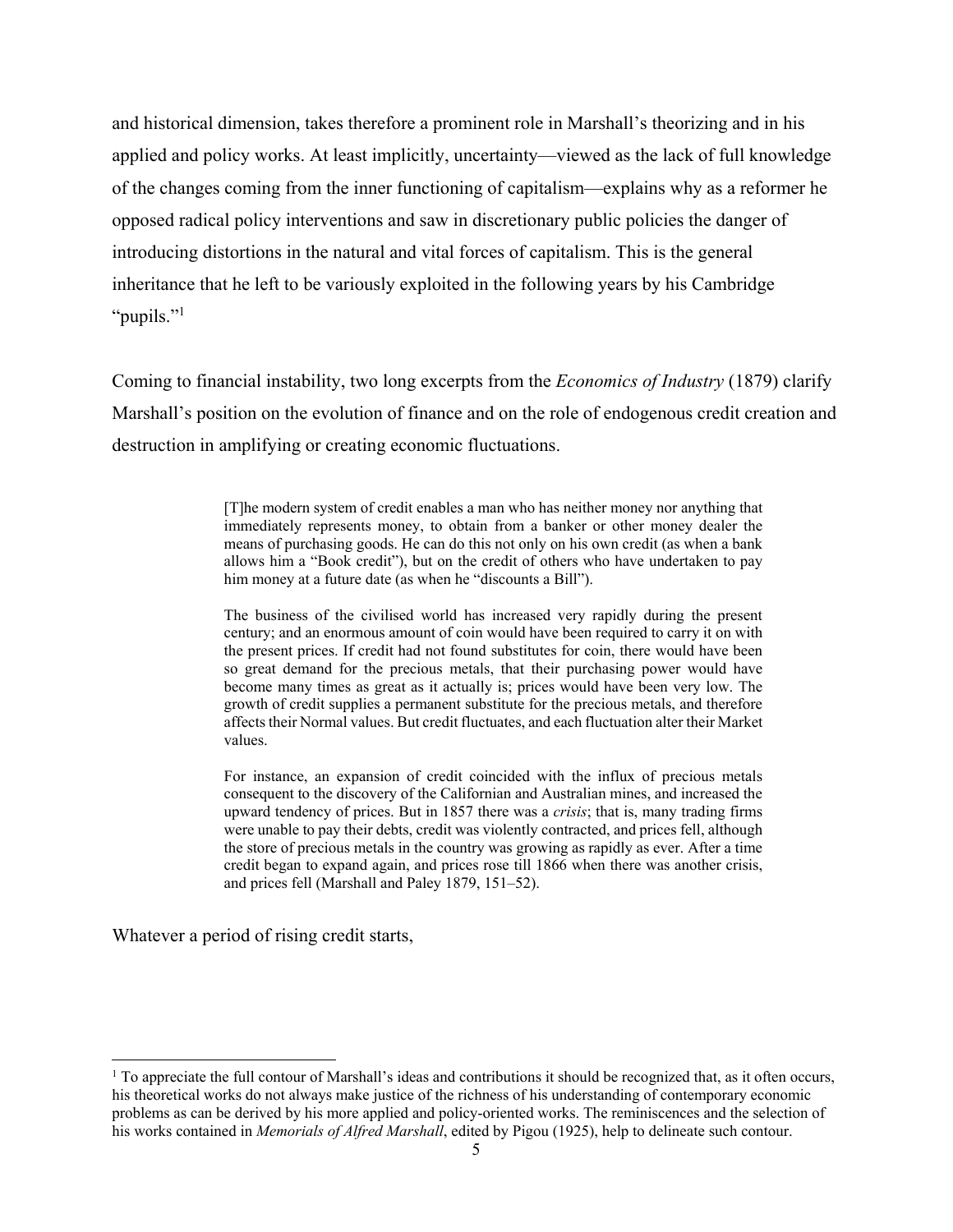and historical dimension, takes therefore a prominent role in Marshall's theorizing and in his applied and policy works. At least implicitly, uncertainty—viewed as the lack of full knowledge of the changes coming from the inner functioning of capitalism—explains why as a reformer he opposed radical policy interventions and saw in discretionary public policies the danger of introducing distortions in the natural and vital forces of capitalism. This is the general inheritance that he left to be variously exploited in the following years by his Cambridge "pupils."[1]

Coming to financial instability, two long excerpts from the *Economics of Industry* (1879) clarify Marshall's position on the evolution of finance and on the role of endogenous credit creation and destruction in amplifying or creating economic fluctuations.

> [T]he modern system of credit enables a man who has neither money nor anything that immediately represents money, to obtain from a banker or other money dealer the means of purchasing goods. He can do this not only on his own credit (as when a bank allows him a "Book credit"), but on the credit of others who have undertaken to pay him money at a future date (as when he "discounts a Bill").
>
> The business of the civilised world has increased very rapidly during the present century; and an enormous amount of coin would have been required to carry it on with the present prices. If credit had not found substitutes for coin, there would have been so great demand for the precious metals, that their purchasing power would have become many times as great as it actually is; prices would have been very low. The growth of credit supplies a permanent substitute for the precious metals, and therefore affects their Normal values. But credit fluctuates, and each fluctuation alter their Market values.
>
> For instance, an expansion of credit coincided with the influx of precious metals consequent to the discovery of the Californian and Australian mines, and increased the upward tendency of prices. But in 1857 there was a *crisis*; that is, many trading firms were unable to pay their debts, credit was violently contracted, and prices fell, although the store of precious metals in the country was growing as rapidly as ever. After a time credit began to expand again, and prices rose till 1866 when there was another crisis, and prices fell (Marshall and Paley 1879, 151–52).

Whatever a period of rising credit starts,

[1] To appreciate the full contour of Marshall's ideas and contributions it should be recognized that, as it often occurs, his theoretical works do not always make justice of the richness of his understanding of contemporary economic problems as can be derived by his more applied and policy-oriented works. The reminiscences and the selection of his works contained in *Memorials of Alfred Marshall*, edited by Pigou (1925), help to delineate such contour.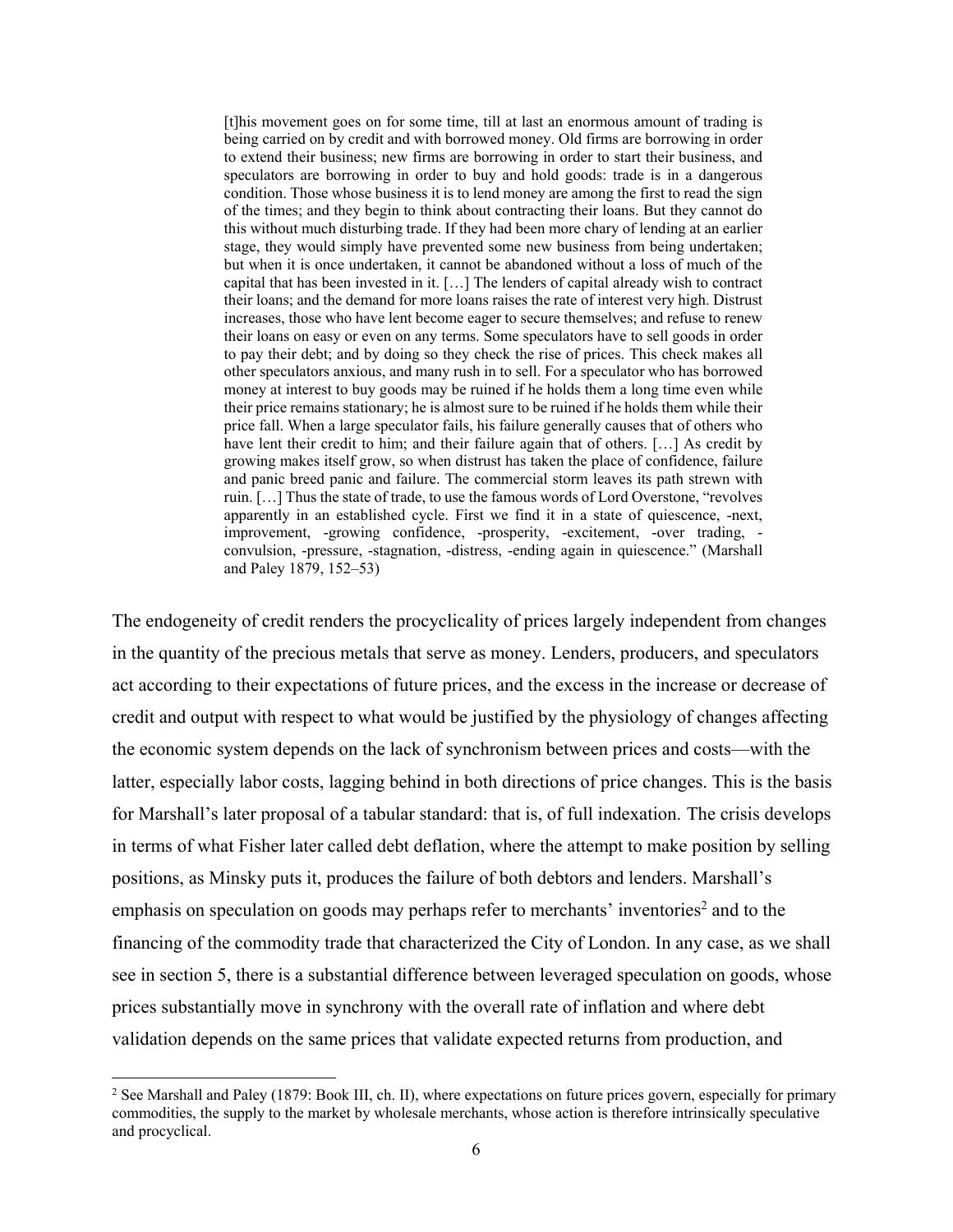> [t]his movement goes on for some time, till at last an enormous amount of trading is being carried on by credit and with borrowed money. Old firms are borrowing in order to extend their business; new firms are borrowing in order to start their business, and speculators are borrowing in order to buy and hold goods: trade is in a dangerous condition. Those whose business it is to lend money are among the first to read the sign of the times; and they begin to think about contracting their loans. But they cannot do this without much disturbing trade. If they had been more chary of lending at an earlier stage, they would simply have prevented some new business from being undertaken; but when it is once undertaken, it cannot be abandoned without a loss of much of the capital that has been invested in it. […] The lenders of capital already wish to contract their loans; and the demand for more loans raises the rate of interest very high. Distrust increases, those who have lent become eager to secure themselves; and refuse to renew their loans on easy or even on any terms. Some speculators have to sell goods in order to pay their debt; and by doing so they check the rise of prices. This check makes all other speculators anxious, and many rush in to sell. For a speculator who has borrowed money at interest to buy goods may be ruined if he holds them a long time even while their price remains stationary; he is almost sure to be ruined if he holds them while their price fall. When a large speculator fails, his failure generally causes that of others who have lent their credit to him; and their failure again that of others. […] As credit by growing makes itself grow, so when distrust has taken the place of confidence, failure and panic breed panic and failure. The commercial storm leaves its path strewn with ruin. […] Thus the state of trade, to use the famous words of Lord Overstone, "revolves apparently in an established cycle. First we find it in a state of quiescence, -next, improvement, -growing confidence, -prosperity, -excitement, -over trading, -convulsion, -pressure, -stagnation, -distress, -ending again in quiescence." (Marshall and Paley 1879, 152–53)

The endogeneity of credit renders the procyclicality of prices largely independent from changes in the quantity of the precious metals that serve as money. Lenders, producers, and speculators act according to their expectations of future prices, and the excess in the increase or decrease of credit and output with respect to what would be justified by the physiology of changes affecting the economic system depends on the lack of synchronism between prices and costs—with the latter, especially labor costs, lagging behind in both directions of price changes. This is the basis for Marshall's later proposal of a tabular standard: that is, of full indexation. The crisis develops in terms of what Fisher later called debt deflation, where the attempt to make position by selling positions, as Minsky puts it, produces the failure of both debtors and lenders. Marshall's emphasis on speculation on goods may perhaps refer to merchants' inventories[2] and to the financing of the commodity trade that characterized the City of London. In any case, as we shall see in section 5, there is a substantial difference between leveraged speculation on goods, whose prices substantially move in synchrony with the overall rate of inflation and where debt validation depends on the same prices that validate expected returns from production, and

[2] See Marshall and Paley (1879: Book III, ch. II), where expectations on future prices govern, especially for primary commodities, the supply to the market by wholesale merchants, whose action is therefore intrinsically speculative and procyclical.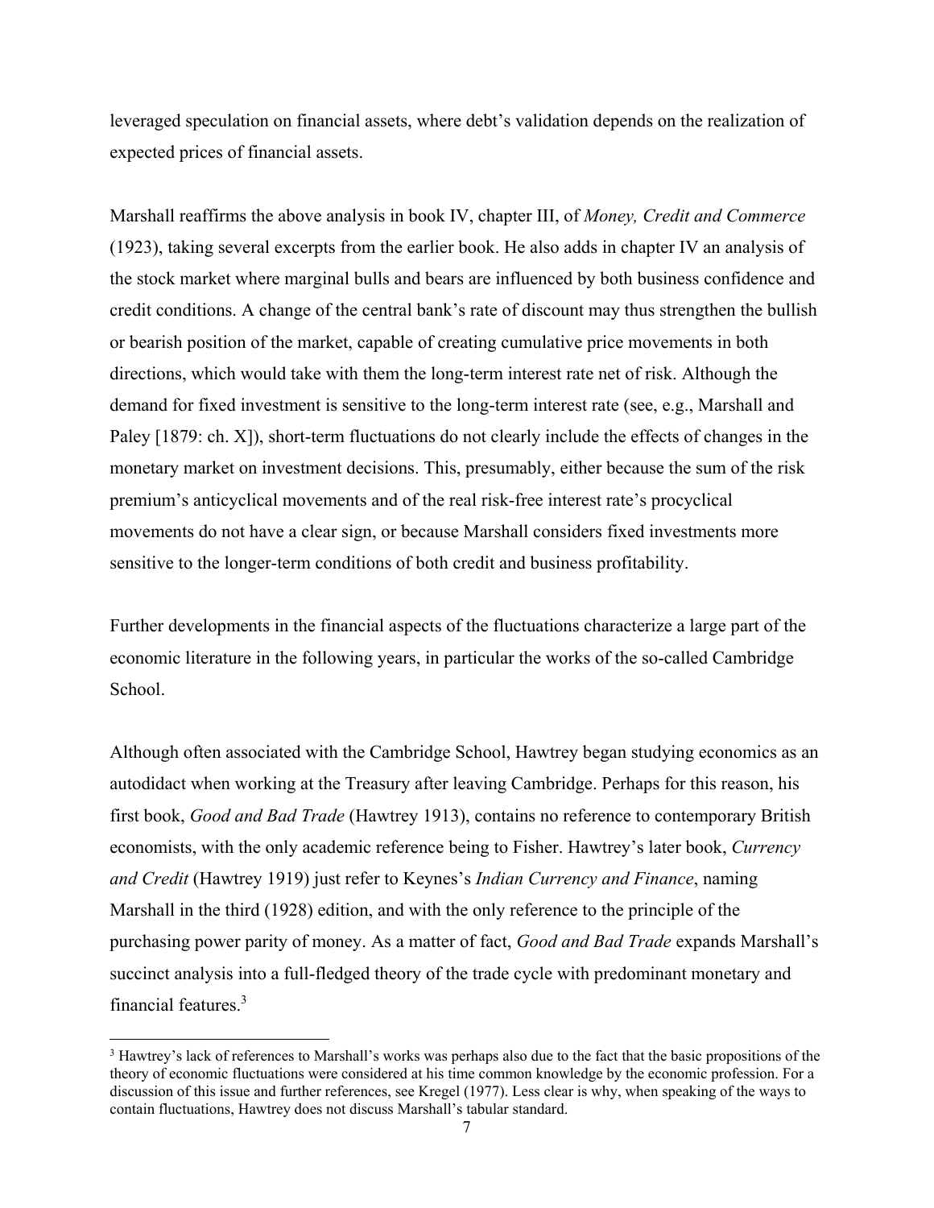leveraged speculation on financial assets, where debt's validation depends on the realization of expected prices of financial assets.

Marshall reaffirms the above analysis in book IV, chapter III, of *Money, Credit and Commerce* (1923), taking several excerpts from the earlier book. He also adds in chapter IV an analysis of the stock market where marginal bulls and bears are influenced by both business confidence and credit conditions. A change of the central bank's rate of discount may thus strengthen the bullish or bearish position of the market, capable of creating cumulative price movements in both directions, which would take with them the long-term interest rate net of risk. Although the demand for fixed investment is sensitive to the long-term interest rate (see, e.g., Marshall and Paley [1879: ch. X]), short-term fluctuations do not clearly include the effects of changes in the monetary market on investment decisions. This, presumably, either because the sum of the risk premium's anticyclical movements and of the real risk-free interest rate's procyclical movements do not have a clear sign, or because Marshall considers fixed investments more sensitive to the longer-term conditions of both credit and business profitability.

Further developments in the financial aspects of the fluctuations characterize a large part of the economic literature in the following years, in particular the works of the so-called Cambridge School.

Although often associated with the Cambridge School, Hawtrey began studying economics as an autodidact when working at the Treasury after leaving Cambridge. Perhaps for this reason, his first book, *Good and Bad Trade* (Hawtrey 1913), contains no reference to contemporary British economists, with the only academic reference being to Fisher. Hawtrey's later book, *Currency and Credit* (Hawtrey 1919) just refer to Keynes's *Indian Currency and Finance*, naming Marshall in the third (1928) edition, and with the only reference to the principle of the purchasing power parity of money. As a matter of fact, *Good and Bad Trade* expands Marshall's succinct analysis into a full-fledged theory of the trade cycle with predominant monetary and financial features.[3]

[3] Hawtrey's lack of references to Marshall's works was perhaps also due to the fact that the basic propositions of the theory of economic fluctuations were considered at his time common knowledge by the economic profession. For a discussion of this issue and further references, see Kregel (1977). Less clear is why, when speaking of the ways to contain fluctuations, Hawtrey does not discuss Marshall's tabular standard.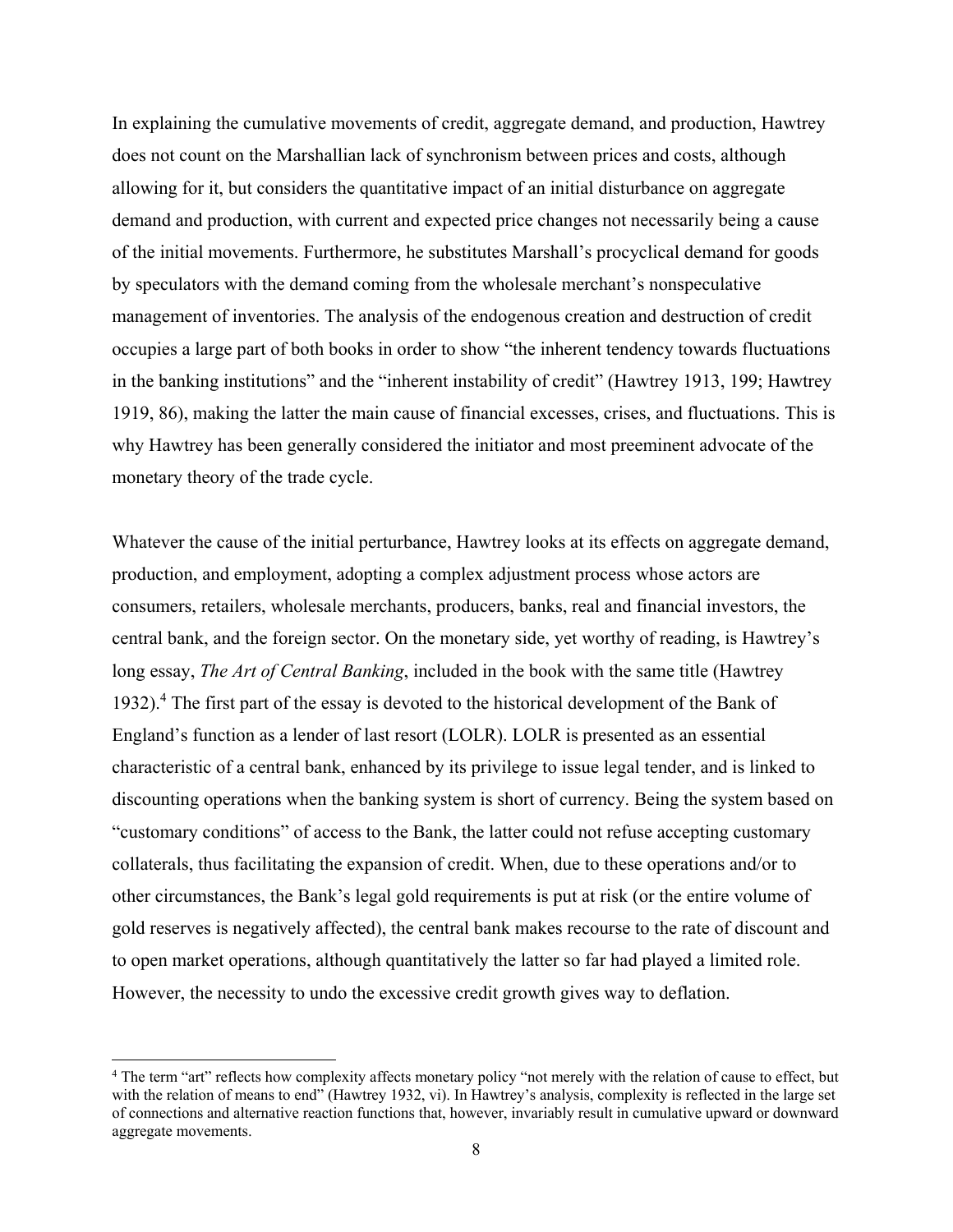In explaining the cumulative movements of credit, aggregate demand, and production, Hawtrey does not count on the Marshallian lack of synchronism between prices and costs, although allowing for it, but considers the quantitative impact of an initial disturbance on aggregate demand and production, with current and expected price changes not necessarily being a cause of the initial movements. Furthermore, he substitutes Marshall's procyclical demand for goods by speculators with the demand coming from the wholesale merchant's nonspeculative management of inventories. The analysis of the endogenous creation and destruction of credit occupies a large part of both books in order to show "the inherent tendency towards fluctuations in the banking institutions" and the "inherent instability of credit" (Hawtrey 1913, 199; Hawtrey 1919, 86), making the latter the main cause of financial excesses, crises, and fluctuations. This is why Hawtrey has been generally considered the initiator and most preeminent advocate of the monetary theory of the trade cycle.

Whatever the cause of the initial perturbance, Hawtrey looks at its effects on aggregate demand, production, and employment, adopting a complex adjustment process whose actors are consumers, retailers, wholesale merchants, producers, banks, real and financial investors, the central bank, and the foreign sector. On the monetary side, yet worthy of reading, is Hawtrey's long essay, *The Art of Central Banking*, included in the book with the same title (Hawtrey 1932).[4] The first part of the essay is devoted to the historical development of the Bank of England's function as a lender of last resort (LOLR). LOLR is presented as an essential characteristic of a central bank, enhanced by its privilege to issue legal tender, and is linked to discounting operations when the banking system is short of currency. Being the system based on "customary conditions" of access to the Bank, the latter could not refuse accepting customary collaterals, thus facilitating the expansion of credit. When, due to these operations and/or to other circumstances, the Bank's legal gold requirements is put at risk (or the entire volume of gold reserves is negatively affected), the central bank makes recourse to the rate of discount and to open market operations, although quantitatively the latter so far had played a limited role. However, the necessity to undo the excessive credit growth gives way to deflation.

[4] The term "art" reflects how complexity affects monetary policy "not merely with the relation of cause to effect, but with the relation of means to end" (Hawtrey 1932, vi). In Hawtrey's analysis, complexity is reflected in the large set of connections and alternative reaction functions that, however, invariably result in cumulative upward or downward aggregate movements.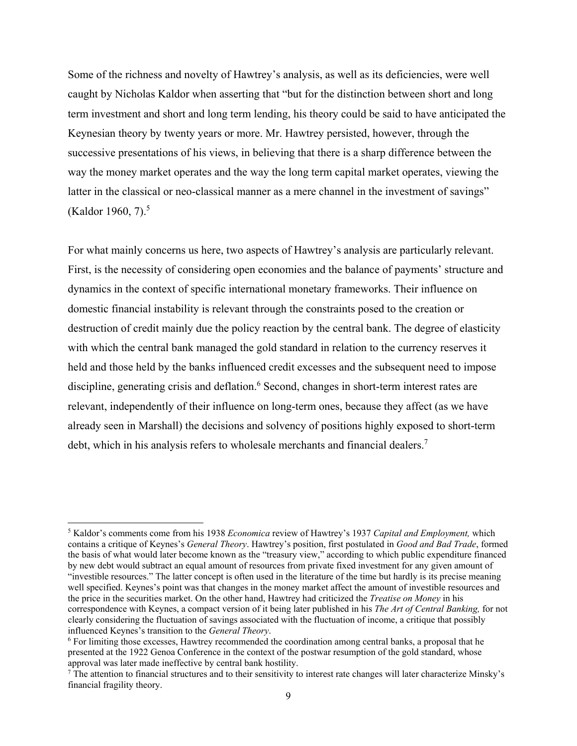Some of the richness and novelty of Hawtrey's analysis, as well as its deficiencies, were well caught by Nicholas Kaldor when asserting that "but for the distinction between short and long term investment and short and long term lending, his theory could be said to have anticipated the Keynesian theory by twenty years or more. Mr. Hawtrey persisted, however, through the successive presentations of his views, in believing that there is a sharp difference between the way the money market operates and the way the long term capital market operates, viewing the latter in the classical or neo-classical manner as a mere channel in the investment of savings" (Kaldor 1960, 7).[5]

For what mainly concerns us here, two aspects of Hawtrey's analysis are particularly relevant. First, is the necessity of considering open economies and the balance of payments' structure and dynamics in the context of specific international monetary frameworks. Their influence on domestic financial instability is relevant through the constraints posed to the creation or destruction of credit mainly due the policy reaction by the central bank. The degree of elasticity with which the central bank managed the gold standard in relation to the currency reserves it held and those held by the banks influenced credit excesses and the subsequent need to impose discipline, generating crisis and deflation.[6] Second, changes in short-term interest rates are relevant, independently of their influence on long-term ones, because they affect (as we have already seen in Marshall) the decisions and solvency of positions highly exposed to short-term debt, which in his analysis refers to wholesale merchants and financial dealers.[7]

---

[5] Kaldor's comments come from his 1938 *Economica* review of Hawtrey's 1937 *Capital and Employment,* which contains a critique of Keynes's *General Theory*. Hawtrey's position, first postulated in *Good and Bad Trade*, formed the basis of what would later become known as the "treasury view," according to which public expenditure financed by new debt would subtract an equal amount of resources from private fixed investment for any given amount of "investible resources." The latter concept is often used in the literature of the time but hardly is its precise meaning well specified. Keynes's point was that changes in the money market affect the amount of investible resources and the price in the securities market. On the other hand, Hawtrey had criticized the *Treatise on Money* in his correspondence with Keynes, a compact version of it being later published in his *The Art of Central Banking,* for not clearly considering the fluctuation of savings associated with the fluctuation of income, a critique that possibly influenced Keynes's transition to the *General Theory*.

[6] For limiting those excesses, Hawtrey recommended the coordination among central banks, a proposal that he presented at the 1922 Genoa Conference in the context of the postwar resumption of the gold standard, whose approval was later made ineffective by central bank hostility.

[7] The attention to financial structures and to their sensitivity to interest rate changes will later characterize Minsky's financial fragility theory.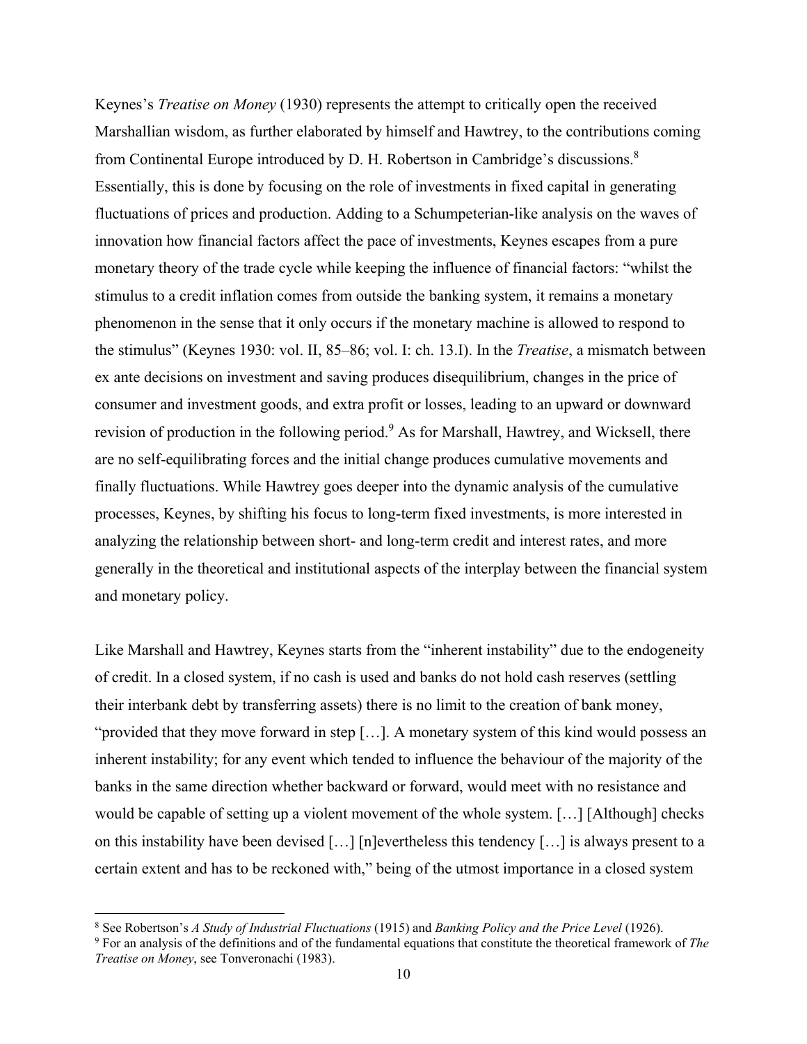Keynes's *Treatise on Money* (1930) represents the attempt to critically open the received Marshallian wisdom, as further elaborated by himself and Hawtrey, to the contributions coming from Continental Europe introduced by D. H. Robertson in Cambridge's discussions.[8] Essentially, this is done by focusing on the role of investments in fixed capital in generating fluctuations of prices and production. Adding to a Schumpeterian-like analysis on the waves of innovation how financial factors affect the pace of investments, Keynes escapes from a pure monetary theory of the trade cycle while keeping the influence of financial factors: "whilst the stimulus to a credit inflation comes from outside the banking system, it remains a monetary phenomenon in the sense that it only occurs if the monetary machine is allowed to respond to the stimulus" (Keynes 1930: vol. II, 85–86; vol. I: ch. 13.I). In the *Treatise*, a mismatch between ex ante decisions on investment and saving produces disequilibrium, changes in the price of consumer and investment goods, and extra profit or losses, leading to an upward or downward revision of production in the following period.[9] As for Marshall, Hawtrey, and Wicksell, there are no self-equilibrating forces and the initial change produces cumulative movements and finally fluctuations. While Hawtrey goes deeper into the dynamic analysis of the cumulative processes, Keynes, by shifting his focus to long-term fixed investments, is more interested in analyzing the relationship between short- and long-term credit and interest rates, and more generally in the theoretical and institutional aspects of the interplay between the financial system and monetary policy.

Like Marshall and Hawtrey, Keynes starts from the "inherent instability" due to the endogeneity of credit. In a closed system, if no cash is used and banks do not hold cash reserves (settling their interbank debt by transferring assets) there is no limit to the creation of bank money, "provided that they move forward in step […]. A monetary system of this kind would possess an inherent instability; for any event which tended to influence the behaviour of the majority of the banks in the same direction whether backward or forward, would meet with no resistance and would be capable of setting up a violent movement of the whole system. […] [Although] checks on this instability have been devised […] [n]evertheless this tendency […] is always present to a certain extent and has to be reckoned with," being of the utmost importance in a closed system

[8] See Robertson's *A Study of Industrial Fluctuations* (1915) and *Banking Policy and the Price Level* (1926).

[9] For an analysis of the definitions and of the fundamental equations that constitute the theoretical framework of *The Treatise on Money*, see Tonveronachi (1983).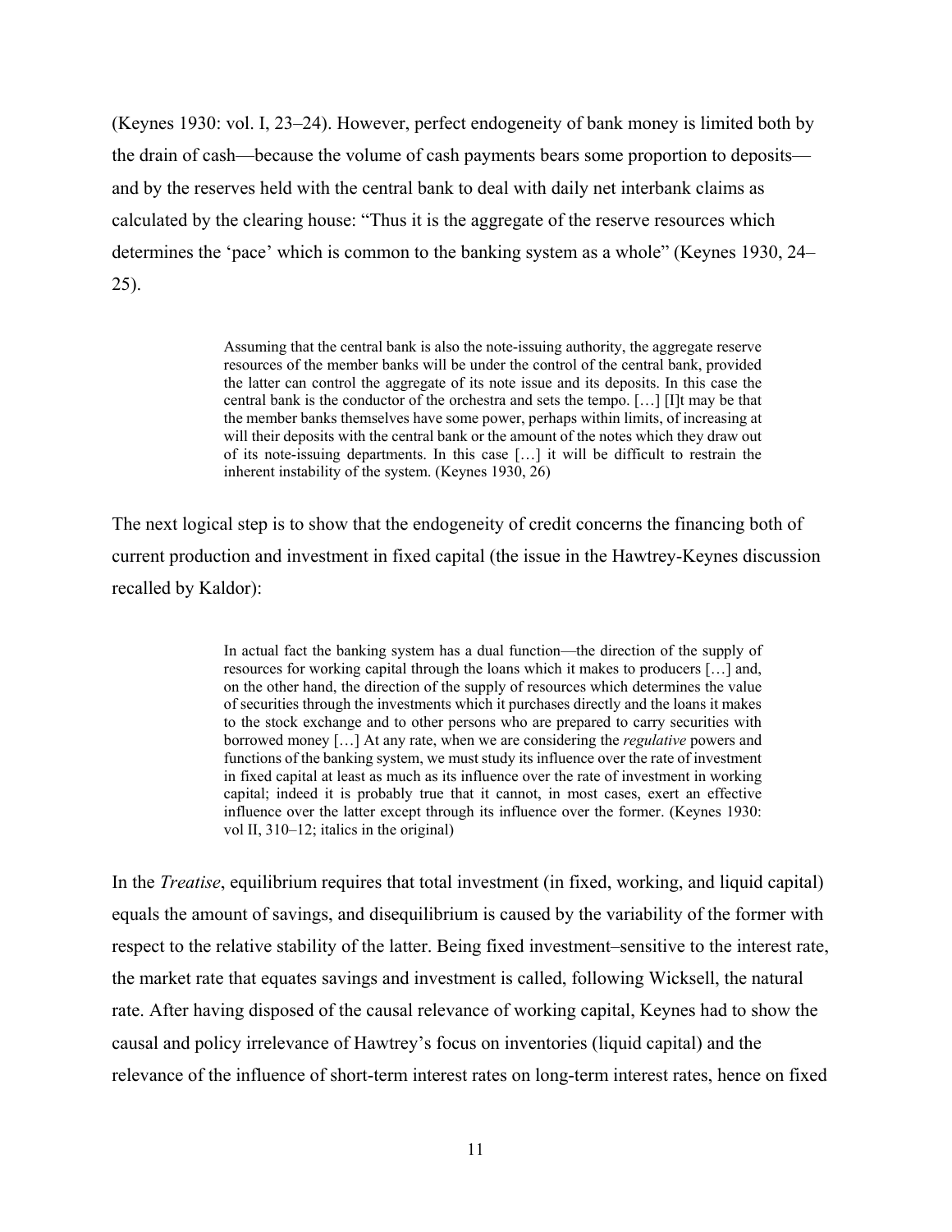(Keynes 1930: vol. I, 23–24). However, perfect endogeneity of bank money is limited both by the drain of cash—because the volume of cash payments bears some proportion to deposits—and by the reserves held with the central bank to deal with daily net interbank claims as calculated by the clearing house: "Thus it is the aggregate of the reserve resources which determines the 'pace' which is common to the banking system as a whole" (Keynes 1930, 24–25).

> Assuming that the central bank is also the note-issuing authority, the aggregate reserve resources of the member banks will be under the control of the central bank, provided the latter can control the aggregate of its note issue and its deposits. In this case the central bank is the conductor of the orchestra and sets the tempo. […] [I]t may be that the member banks themselves have some power, perhaps within limits, of increasing at will their deposits with the central bank or the amount of the notes which they draw out of its note-issuing departments. In this case […] it will be difficult to restrain the inherent instability of the system. (Keynes 1930, 26)

The next logical step is to show that the endogeneity of credit concerns the financing both of current production and investment in fixed capital (the issue in the Hawtrey-Keynes discussion recalled by Kaldor):

> In actual fact the banking system has a dual function—the direction of the supply of resources for working capital through the loans which it makes to producers […] and, on the other hand, the direction of the supply of resources which determines the value of securities through the investments which it purchases directly and the loans it makes to the stock exchange and to other persons who are prepared to carry securities with borrowed money […] At any rate, when we are considering the *regulative* powers and functions of the banking system, we must study its influence over the rate of investment in fixed capital at least as much as its influence over the rate of investment in working capital; indeed it is probably true that it cannot, in most cases, exert an effective influence over the latter except through its influence over the former. (Keynes 1930: vol II, 310–12; italics in the original)

In the *Treatise*, equilibrium requires that total investment (in fixed, working, and liquid capital) equals the amount of savings, and disequilibrium is caused by the variability of the former with respect to the relative stability of the latter. Being fixed investment–sensitive to the interest rate, the market rate that equates savings and investment is called, following Wicksell, the natural rate. After having disposed of the causal relevance of working capital, Keynes had to show the causal and policy irrelevance of Hawtrey's focus on inventories (liquid capital) and the relevance of the influence of short-term interest rates on long-term interest rates, hence on fixed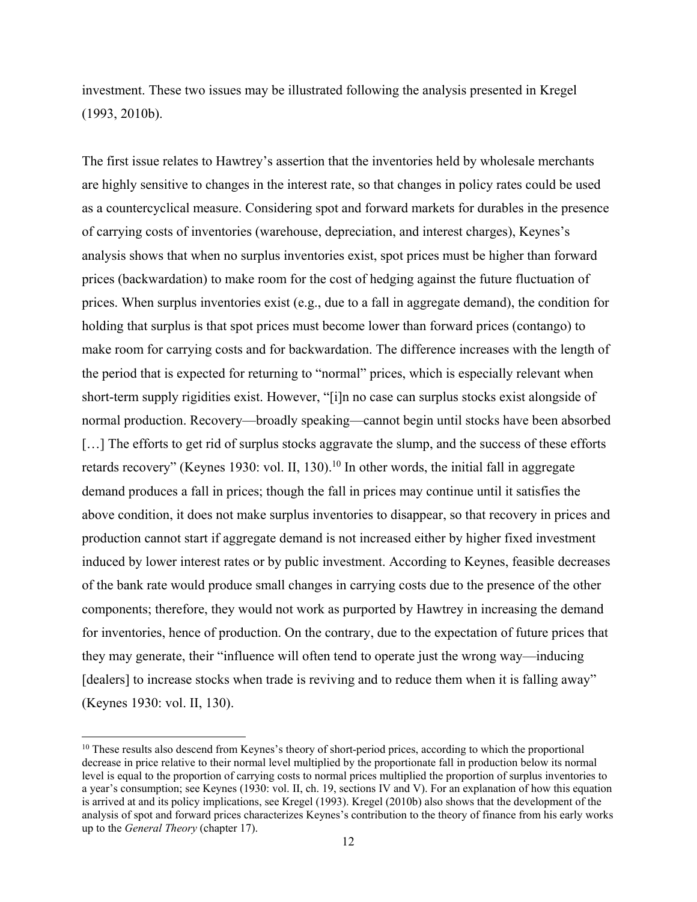investment. These two issues may be illustrated following the analysis presented in Kregel (1993, 2010b).

The first issue relates to Hawtrey's assertion that the inventories held by wholesale merchants are highly sensitive to changes in the interest rate, so that changes in policy rates could be used as a countercyclical measure. Considering spot and forward markets for durables in the presence of carrying costs of inventories (warehouse, depreciation, and interest charges), Keynes's analysis shows that when no surplus inventories exist, spot prices must be higher than forward prices (backwardation) to make room for the cost of hedging against the future fluctuation of prices. When surplus inventories exist (e.g., due to a fall in aggregate demand), the condition for holding that surplus is that spot prices must become lower than forward prices (contango) to make room for carrying costs and for backwardation. The difference increases with the length of the period that is expected for returning to "normal" prices, which is especially relevant when short-term supply rigidities exist. However, "[i]n no case can surplus stocks exist alongside of normal production. Recovery—broadly speaking—cannot begin until stocks have been absorbed […] The efforts to get rid of surplus stocks aggravate the slump, and the success of these efforts retards recovery" (Keynes 1930: vol. II, 130).[10] In other words, the initial fall in aggregate demand produces a fall in prices; though the fall in prices may continue until it satisfies the above condition, it does not make surplus inventories to disappear, so that recovery in prices and production cannot start if aggregate demand is not increased either by higher fixed investment induced by lower interest rates or by public investment. According to Keynes, feasible decreases of the bank rate would produce small changes in carrying costs due to the presence of the other components; therefore, they would not work as purported by Hawtrey in increasing the demand for inventories, hence of production. On the contrary, due to the expectation of future prices that they may generate, their "influence will often tend to operate just the wrong way—inducing [dealers] to increase stocks when trade is reviving and to reduce them when it is falling away" (Keynes 1930: vol. II, 130).

[10] These results also descend from Keynes's theory of short-period prices, according to which the proportional decrease in price relative to their normal level multiplied by the proportionate fall in production below its normal level is equal to the proportion of carrying costs to normal prices multiplied the proportion of surplus inventories to a year's consumption; see Keynes (1930: vol. II, ch. 19, sections IV and V). For an explanation of how this equation is arrived at and its policy implications, see Kregel (1993). Kregel (2010b) also shows that the development of the analysis of spot and forward prices characterizes Keynes's contribution to the theory of finance from his early works up to the *General Theory* (chapter 17).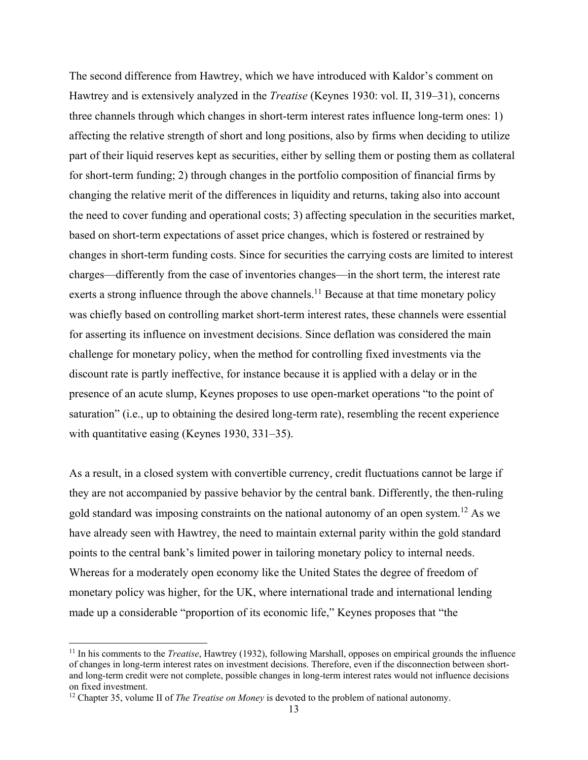The second difference from Hawtrey, which we have introduced with Kaldor's comment on Hawtrey and is extensively analyzed in the *Treatise* (Keynes 1930: vol. II, 319–31), concerns three channels through which changes in short-term interest rates influence long-term ones: 1) affecting the relative strength of short and long positions, also by firms when deciding to utilize part of their liquid reserves kept as securities, either by selling them or posting them as collateral for short-term funding; 2) through changes in the portfolio composition of financial firms by changing the relative merit of the differences in liquidity and returns, taking also into account the need to cover funding and operational costs; 3) affecting speculation in the securities market, based on short-term expectations of asset price changes, which is fostered or restrained by changes in short-term funding costs. Since for securities the carrying costs are limited to interest charges—differently from the case of inventories changes—in the short term, the interest rate exerts a strong influence through the above channels.[11] Because at that time monetary policy was chiefly based on controlling market short-term interest rates, these channels were essential for asserting its influence on investment decisions. Since deflation was considered the main challenge for monetary policy, when the method for controlling fixed investments via the discount rate is partly ineffective, for instance because it is applied with a delay or in the presence of an acute slump, Keynes proposes to use open-market operations "to the point of saturation" (i.e., up to obtaining the desired long-term rate), resembling the recent experience with quantitative easing (Keynes 1930, 331–35).

As a result, in a closed system with convertible currency, credit fluctuations cannot be large if they are not accompanied by passive behavior by the central bank. Differently, the then-ruling gold standard was imposing constraints on the national autonomy of an open system.[12] As we have already seen with Hawtrey, the need to maintain external parity within the gold standard points to the central bank's limited power in tailoring monetary policy to internal needs. Whereas for a moderately open economy like the United States the degree of freedom of monetary policy was higher, for the UK, where international trade and international lending made up a considerable "proportion of its economic life," Keynes proposes that "the

---

[11] In his comments to the *Treatise*, Hawtrey (1932), following Marshall, opposes on empirical grounds the influence of changes in long-term interest rates on investment decisions. Therefore, even if the disconnection between short- and long-term credit were not complete, possible changes in long-term interest rates would not influence decisions on fixed investment.

[12] Chapter 35, volume II of *The Treatise on Money* is devoted to the problem of national autonomy.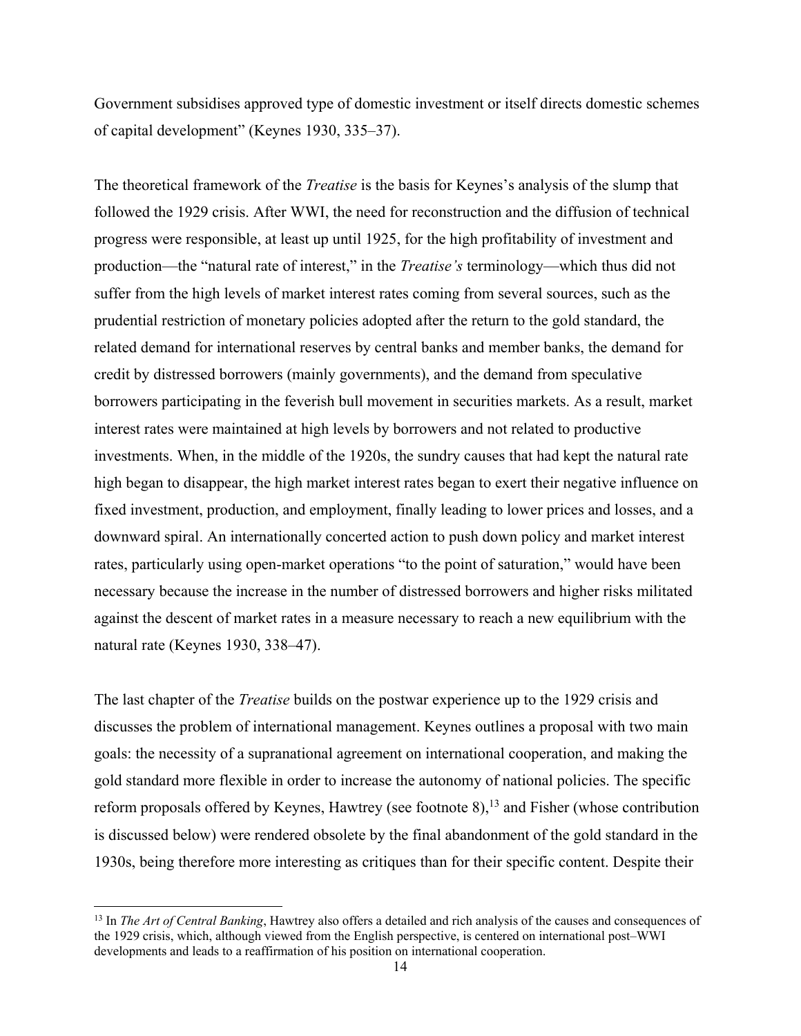Government subsidises approved type of domestic investment or itself directs domestic schemes of capital development" (Keynes 1930, 335–37).

The theoretical framework of the *Treatise* is the basis for Keynes's analysis of the slump that followed the 1929 crisis. After WWI, the need for reconstruction and the diffusion of technical progress were responsible, at least up until 1925, for the high profitability of investment and production—the "natural rate of interest," in the *Treatise's* terminology—which thus did not suffer from the high levels of market interest rates coming from several sources, such as the prudential restriction of monetary policies adopted after the return to the gold standard, the related demand for international reserves by central banks and member banks, the demand for credit by distressed borrowers (mainly governments), and the demand from speculative borrowers participating in the feverish bull movement in securities markets. As a result, market interest rates were maintained at high levels by borrowers and not related to productive investments. When, in the middle of the 1920s, the sundry causes that had kept the natural rate high began to disappear, the high market interest rates began to exert their negative influence on fixed investment, production, and employment, finally leading to lower prices and losses, and a downward spiral. An internationally concerted action to push down policy and market interest rates, particularly using open-market operations "to the point of saturation," would have been necessary because the increase in the number of distressed borrowers and higher risks militated against the descent of market rates in a measure necessary to reach a new equilibrium with the natural rate (Keynes 1930, 338–47).

The last chapter of the *Treatise* builds on the postwar experience up to the 1929 crisis and discusses the problem of international management. Keynes outlines a proposal with two main goals: the necessity of a supranational agreement on international cooperation, and making the gold standard more flexible in order to increase the autonomy of national policies. The specific reform proposals offered by Keynes, Hawtrey (see footnote 8),[13] and Fisher (whose contribution is discussed below) were rendered obsolete by the final abandonment of the gold standard in the 1930s, being therefore more interesting as critiques than for their specific content. Despite their

[13] In *The Art of Central Banking*, Hawtrey also offers a detailed and rich analysis of the causes and consequences of the 1929 crisis, which, although viewed from the English perspective, is centered on international post–WWI developments and leads to a reaffirmation of his position on international cooperation.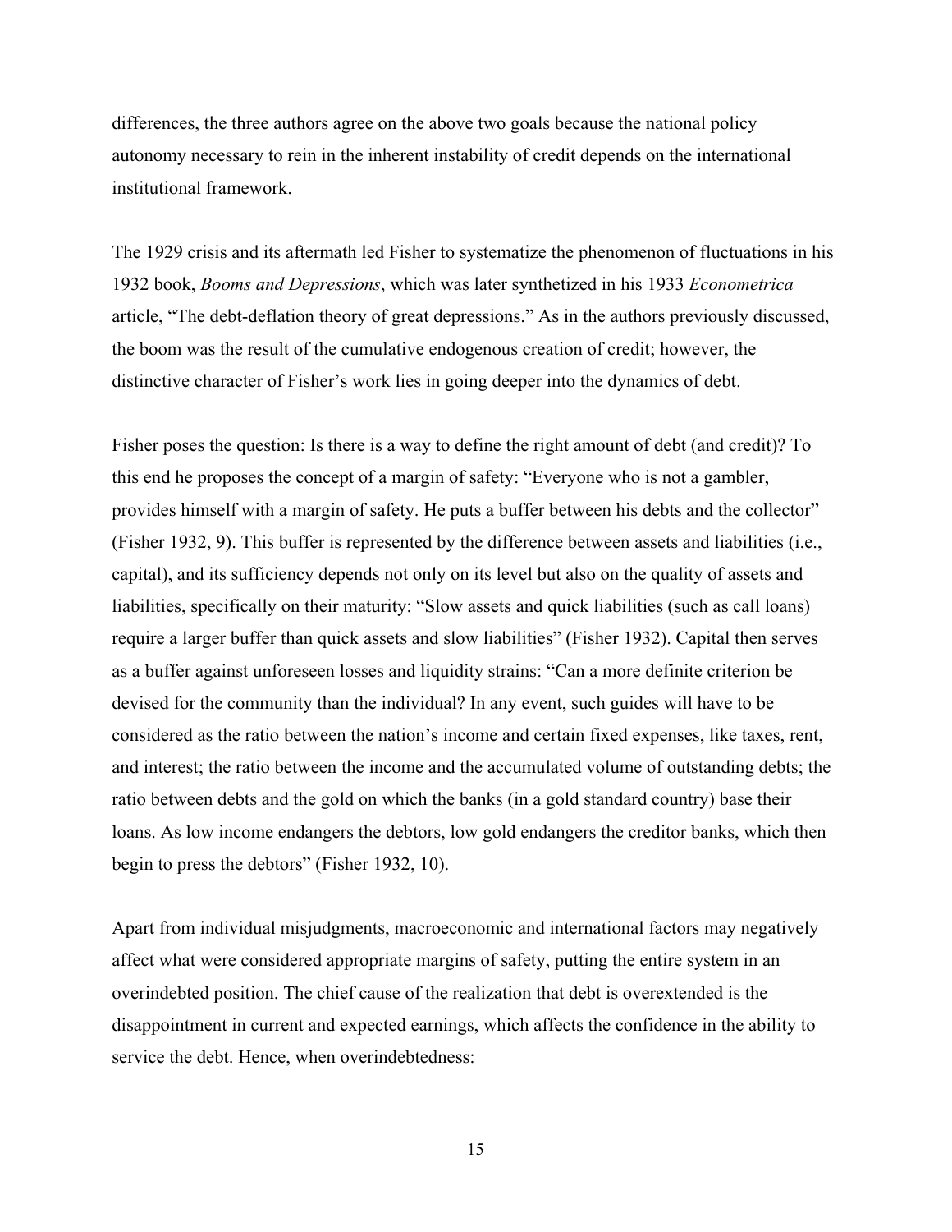differences, the three authors agree on the above two goals because the national policy autonomy necessary to rein in the inherent instability of credit depends on the international institutional framework.

The 1929 crisis and its aftermath led Fisher to systematize the phenomenon of fluctuations in his 1932 book, *Booms and Depressions*, which was later synthetized in his 1933 *Econometrica* article, "The debt-deflation theory of great depressions." As in the authors previously discussed, the boom was the result of the cumulative endogenous creation of credit; however, the distinctive character of Fisher's work lies in going deeper into the dynamics of debt.

Fisher poses the question: Is there is a way to define the right amount of debt (and credit)? To this end he proposes the concept of a margin of safety: "Everyone who is not a gambler, provides himself with a margin of safety. He puts a buffer between his debts and the collector" (Fisher 1932, 9). This buffer is represented by the difference between assets and liabilities (i.e., capital), and its sufficiency depends not only on its level but also on the quality of assets and liabilities, specifically on their maturity: "Slow assets and quick liabilities (such as call loans) require a larger buffer than quick assets and slow liabilities" (Fisher 1932). Capital then serves as a buffer against unforeseen losses and liquidity strains: "Can a more definite criterion be devised for the community than the individual? In any event, such guides will have to be considered as the ratio between the nation's income and certain fixed expenses, like taxes, rent, and interest; the ratio between the income and the accumulated volume of outstanding debts; the ratio between debts and the gold on which the banks (in a gold standard country) base their loans. As low income endangers the debtors, low gold endangers the creditor banks, which then begin to press the debtors" (Fisher 1932, 10).

Apart from individual misjudgments, macroeconomic and international factors may negatively affect what were considered appropriate margins of safety, putting the entire system in an overindebted position. The chief cause of the realization that debt is overextended is the disappointment in current and expected earnings, which affects the confidence in the ability to service the debt. Hence, when overindebtedness: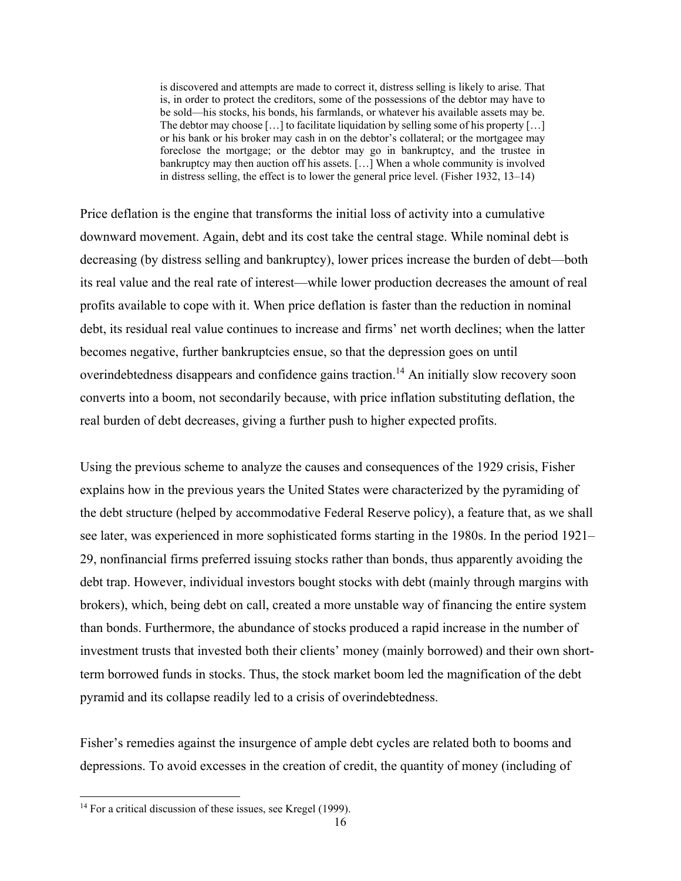> is discovered and attempts are made to correct it, distress selling is likely to arise. That is, in order to protect the creditors, some of the possessions of the debtor may have to be sold—his stocks, his bonds, his farmlands, or whatever his available assets may be. The debtor may choose […] to facilitate liquidation by selling some of his property […] or his bank or his broker may cash in on the debtor's collateral; or the mortgagee may foreclose the mortgage; or the debtor may go in bankruptcy, and the trustee in bankruptcy may then auction off his assets. […] When a whole community is involved in distress selling, the effect is to lower the general price level. (Fisher 1932, 13–14)

Price deflation is the engine that transforms the initial loss of activity into a cumulative downward movement. Again, debt and its cost take the central stage. While nominal debt is decreasing (by distress selling and bankruptcy), lower prices increase the burden of debt—both its real value and the real rate of interest—while lower production decreases the amount of real profits available to cope with it. When price deflation is faster than the reduction in nominal debt, its residual real value continues to increase and firms' net worth declines; when the latter becomes negative, further bankruptcies ensue, so that the depression goes on until overindebtedness disappears and confidence gains traction.[14] An initially slow recovery soon converts into a boom, not secondarily because, with price inflation substituting deflation, the real burden of debt decreases, giving a further push to higher expected profits.

Using the previous scheme to analyze the causes and consequences of the 1929 crisis, Fisher explains how in the previous years the United States were characterized by the pyramiding of the debt structure (helped by accommodative Federal Reserve policy), a feature that, as we shall see later, was experienced in more sophisticated forms starting in the 1980s. In the period 1921–29, nonfinancial firms preferred issuing stocks rather than bonds, thus apparently avoiding the debt trap. However, individual investors bought stocks with debt (mainly through margins with brokers), which, being debt on call, created a more unstable way of financing the entire system than bonds. Furthermore, the abundance of stocks produced a rapid increase in the number of investment trusts that invested both their clients' money (mainly borrowed) and their own short-term borrowed funds in stocks. Thus, the stock market boom led the magnification of the debt pyramid and its collapse readily led to a crisis of overindebtedness.

Fisher's remedies against the insurgence of ample debt cycles are related both to booms and depressions. To avoid excesses in the creation of credit, the quantity of money (including of

[14] For a critical discussion of these issues, see Kregel (1999).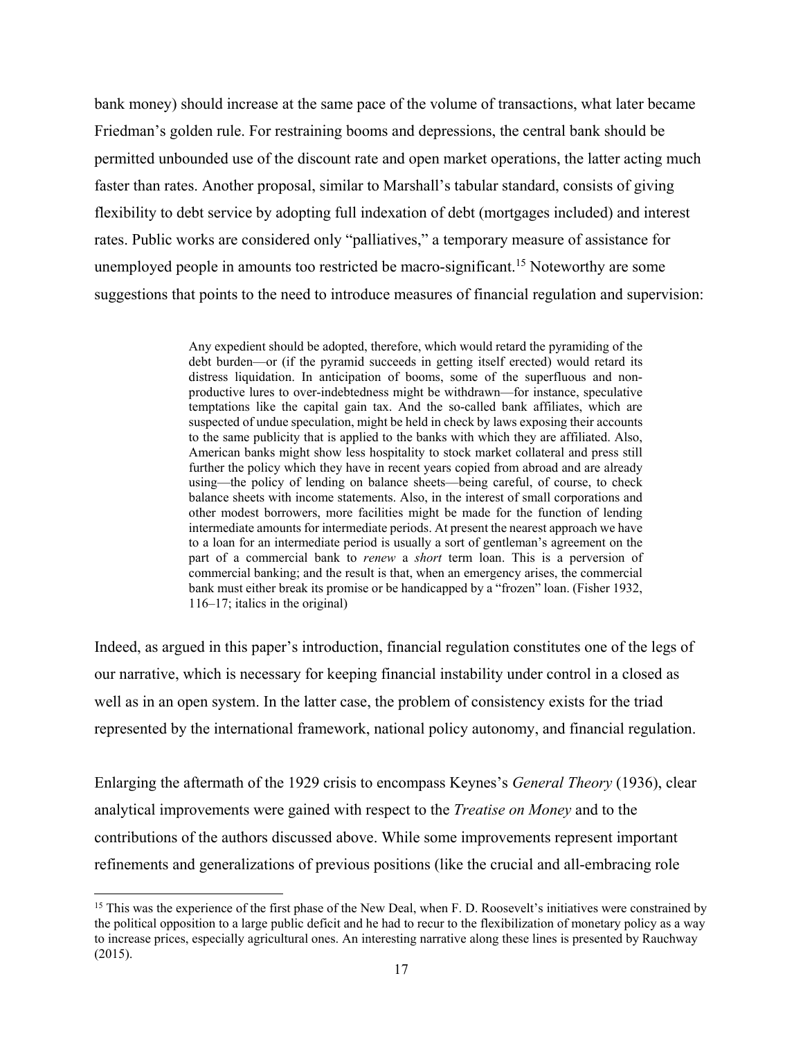bank money) should increase at the same pace of the volume of transactions, what later became Friedman's golden rule. For restraining booms and depressions, the central bank should be permitted unbounded use of the discount rate and open market operations, the latter acting much faster than rates. Another proposal, similar to Marshall's tabular standard, consists of giving flexibility to debt service by adopting full indexation of debt (mortgages included) and interest rates. Public works are considered only "palliatives," a temporary measure of assistance for unemployed people in amounts too restricted be macro-significant.[15] Noteworthy are some suggestions that points to the need to introduce measures of financial regulation and supervision:

> Any expedient should be adopted, therefore, which would retard the pyramiding of the debt burden—or (if the pyramid succeeds in getting itself erected) would retard its distress liquidation. In anticipation of booms, some of the superfluous and non-productive lures to over-indebtedness might be withdrawn—for instance, speculative temptations like the capital gain tax. And the so-called bank affiliates, which are suspected of undue speculation, might be held in check by laws exposing their accounts to the same publicity that is applied to the banks with which they are affiliated. Also, American banks might show less hospitality to stock market collateral and press still further the policy which they have in recent years copied from abroad and are already using—the policy of lending on balance sheets—being careful, of course, to check balance sheets with income statements. Also, in the interest of small corporations and other modest borrowers, more facilities might be made for the function of lending intermediate amounts for intermediate periods. At present the nearest approach we have to a loan for an intermediate period is usually a sort of gentleman's agreement on the part of a commercial bank to *renew* a *short* term loan. This is a perversion of commercial banking; and the result is that, when an emergency arises, the commercial bank must either break its promise or be handicapped by a "frozen" loan. (Fisher 1932, 116–17; italics in the original)

Indeed, as argued in this paper's introduction, financial regulation constitutes one of the legs of our narrative, which is necessary for keeping financial instability under control in a closed as well as in an open system. In the latter case, the problem of consistency exists for the triad represented by the international framework, national policy autonomy, and financial regulation.

Enlarging the aftermath of the 1929 crisis to encompass Keynes's *General Theory* (1936), clear analytical improvements were gained with respect to the *Treatise on Money* and to the contributions of the authors discussed above. While some improvements represent important refinements and generalizations of previous positions (like the crucial and all-embracing role

[15] This was the experience of the first phase of the New Deal, when F. D. Roosevelt's initiatives were constrained by the political opposition to a large public deficit and he had to recur to the flexibilization of monetary policy as a way to increase prices, especially agricultural ones. An interesting narrative along these lines is presented by Rauchway (2015).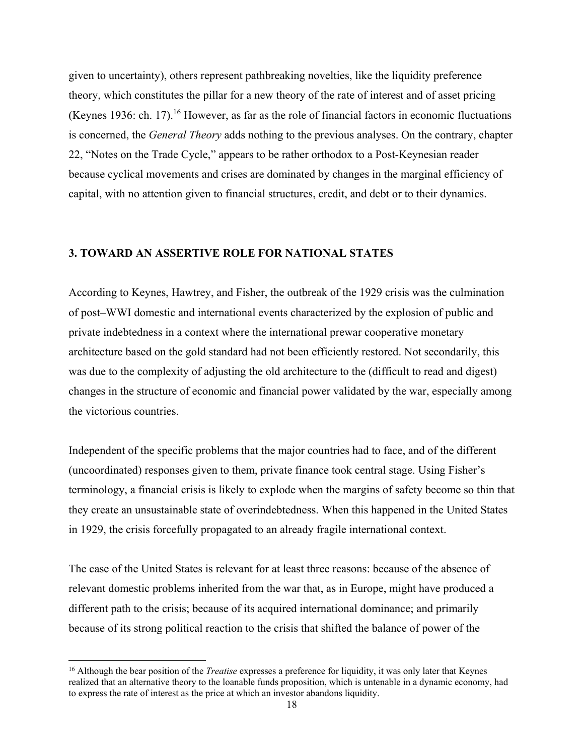given to uncertainty), others represent pathbreaking novelties, like the liquidity preference theory, which constitutes the pillar for a new theory of the rate of interest and of asset pricing (Keynes 1936: ch. 17).[16] However, as far as the role of financial factors in economic fluctuations is concerned, the *General Theory* adds nothing to the previous analyses. On the contrary, chapter 22, "Notes on the Trade Cycle," appears to be rather orthodox to a Post-Keynesian reader because cyclical movements and crises are dominated by changes in the marginal efficiency of capital, with no attention given to financial structures, credit, and debt or to their dynamics.

## 3. TOWARD AN ASSERTIVE ROLE FOR NATIONAL STATES

According to Keynes, Hawtrey, and Fisher, the outbreak of the 1929 crisis was the culmination of post–WWI domestic and international events characterized by the explosion of public and private indebtedness in a context where the international prewar cooperative monetary architecture based on the gold standard had not been efficiently restored. Not secondarily, this was due to the complexity of adjusting the old architecture to the (difficult to read and digest) changes in the structure of economic and financial power validated by the war, especially among the victorious countries.

Independent of the specific problems that the major countries had to face, and of the different (uncoordinated) responses given to them, private finance took central stage. Using Fisher's terminology, a financial crisis is likely to explode when the margins of safety become so thin that they create an unsustainable state of overindebtedness. When this happened in the United States in 1929, the crisis forcefully propagated to an already fragile international context.

The case of the United States is relevant for at least three reasons: because of the absence of relevant domestic problems inherited from the war that, as in Europe, might have produced a different path to the crisis; because of its acquired international dominance; and primarily because of its strong political reaction to the crisis that shifted the balance of power of the

[16] Although the bear position of the *Treatise* expresses a preference for liquidity, it was only later that Keynes realized that an alternative theory to the loanable funds proposition, which is untenable in a dynamic economy, had to express the rate of interest as the price at which an investor abandons liquidity.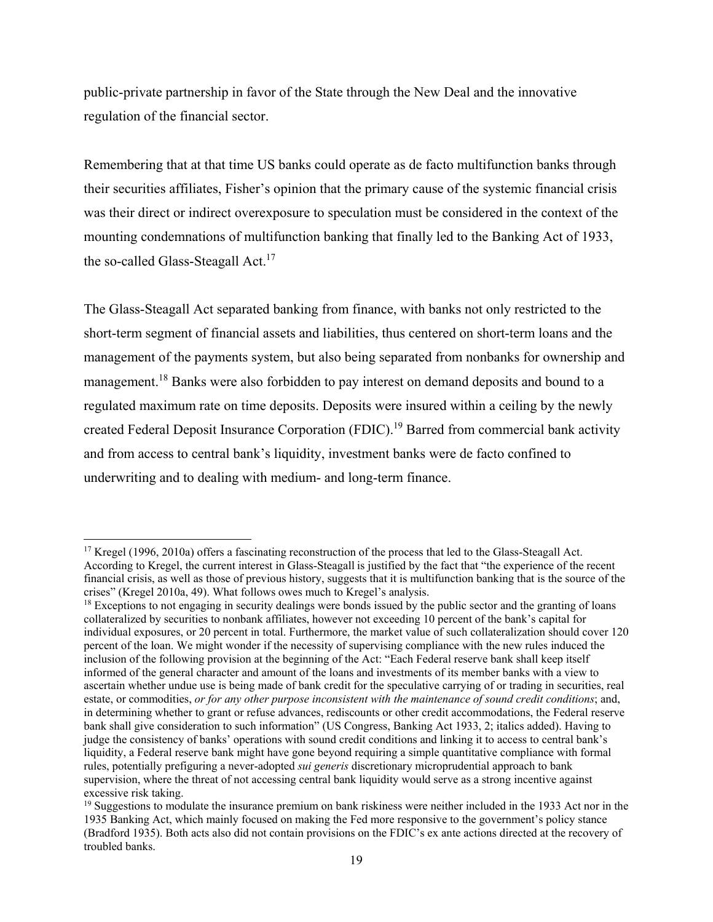public-private partnership in favor of the State through the New Deal and the innovative regulation of the financial sector.

Remembering that at that time US banks could operate as de facto multifunction banks through their securities affiliates, Fisher's opinion that the primary cause of the systemic financial crisis was their direct or indirect overexposure to speculation must be considered in the context of the mounting condemnations of multifunction banking that finally led to the Banking Act of 1933, the so-called Glass-Steagall Act.[17]

The Glass-Steagall Act separated banking from finance, with banks not only restricted to the short-term segment of financial assets and liabilities, thus centered on short-term loans and the management of the payments system, but also being separated from nonbanks for ownership and management.[18] Banks were also forbidden to pay interest on demand deposits and bound to a regulated maximum rate on time deposits. Deposits were insured within a ceiling by the newly created Federal Deposit Insurance Corporation (FDIC).[19] Barred from commercial bank activity and from access to central bank's liquidity, investment banks were de facto confined to underwriting and to dealing with medium- and long-term finance.

---

[17] Kregel (1996, 2010a) offers a fascinating reconstruction of the process that led to the Glass-Steagall Act. According to Kregel, the current interest in Glass-Steagall is justified by the fact that "the experience of the recent financial crisis, as well as those of previous history, suggests that it is multifunction banking that is the source of the crises" (Kregel 2010a, 49). What follows owes much to Kregel's analysis.

[18] Exceptions to not engaging in security dealings were bonds issued by the public sector and the granting of loans collateralized by securities to nonbank affiliates, however not exceeding 10 percent of the bank's capital for individual exposures, or 20 percent in total. Furthermore, the market value of such collateralization should cover 120 percent of the loan. We might wonder if the necessity of supervising compliance with the new rules induced the inclusion of the following provision at the beginning of the Act: "Each Federal reserve bank shall keep itself informed of the general character and amount of the loans and investments of its member banks with a view to ascertain whether undue use is being made of bank credit for the speculative carrying of or trading in securities, real estate, or commodities, *or for any other purpose inconsistent with the maintenance of sound credit conditions*; and, in determining whether to grant or refuse advances, rediscounts or other credit accommodations, the Federal reserve bank shall give consideration to such information" (US Congress, Banking Act 1933, 2; italics added). Having to judge the consistency of banks' operations with sound credit conditions and linking it to access to central bank's liquidity, a Federal reserve bank might have gone beyond requiring a simple quantitative compliance with formal rules, potentially prefiguring a never-adopted *sui generis* discretionary microprudential approach to bank supervision, where the threat of not accessing central bank liquidity would serve as a strong incentive against excessive risk taking.

[19] Suggestions to modulate the insurance premium on bank riskiness were neither included in the 1933 Act nor in the 1935 Banking Act, which mainly focused on making the Fed more responsive to the government's policy stance (Bradford 1935). Both acts also did not contain provisions on the FDIC's ex ante actions directed at the recovery of troubled banks.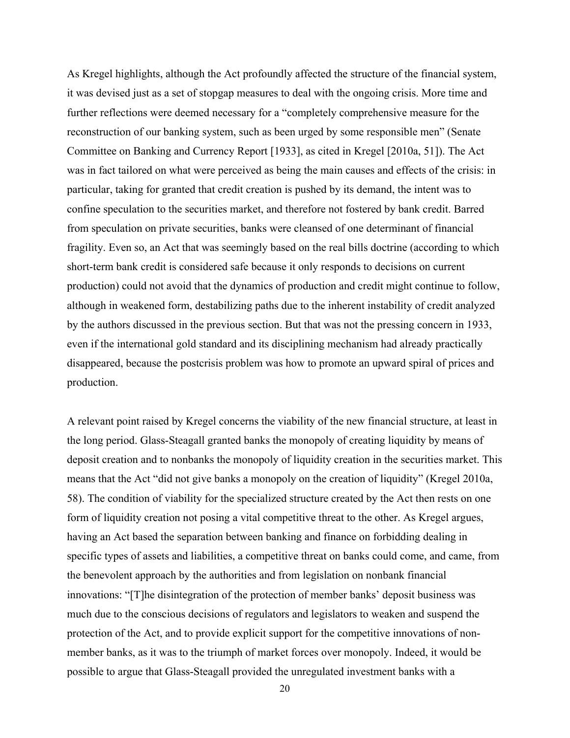As Kregel highlights, although the Act profoundly affected the structure of the financial system, it was devised just as a set of stopgap measures to deal with the ongoing crisis. More time and further reflections were deemed necessary for a "completely comprehensive measure for the reconstruction of our banking system, such as been urged by some responsible men" (Senate Committee on Banking and Currency Report [1933], as cited in Kregel [2010a, 51]). The Act was in fact tailored on what were perceived as being the main causes and effects of the crisis: in particular, taking for granted that credit creation is pushed by its demand, the intent was to confine speculation to the securities market, and therefore not fostered by bank credit. Barred from speculation on private securities, banks were cleansed of one determinant of financial fragility. Even so, an Act that was seemingly based on the real bills doctrine (according to which short-term bank credit is considered safe because it only responds to decisions on current production) could not avoid that the dynamics of production and credit might continue to follow, although in weakened form, destabilizing paths due to the inherent instability of credit analyzed by the authors discussed in the previous section. But that was not the pressing concern in 1933, even if the international gold standard and its disciplining mechanism had already practically disappeared, because the postcrisis problem was how to promote an upward spiral of prices and production.

A relevant point raised by Kregel concerns the viability of the new financial structure, at least in the long period. Glass-Steagall granted banks the monopoly of creating liquidity by means of deposit creation and to nonbanks the monopoly of liquidity creation in the securities market. This means that the Act "did not give banks a monopoly on the creation of liquidity" (Kregel 2010a, 58). The condition of viability for the specialized structure created by the Act then rests on one form of liquidity creation not posing a vital competitive threat to the other. As Kregel argues, having an Act based the separation between banking and finance on forbidding dealing in specific types of assets and liabilities, a competitive threat on banks could come, and came, from the benevolent approach by the authorities and from legislation on nonbank financial innovations: "[T]he disintegration of the protection of member banks' deposit business was much due to the conscious decisions of regulators and legislators to weaken and suspend the protection of the Act, and to provide explicit support for the competitive innovations of non-member banks, as it was to the triumph of market forces over monopoly. Indeed, it would be possible to argue that Glass-Steagall provided the unregulated investment banks with a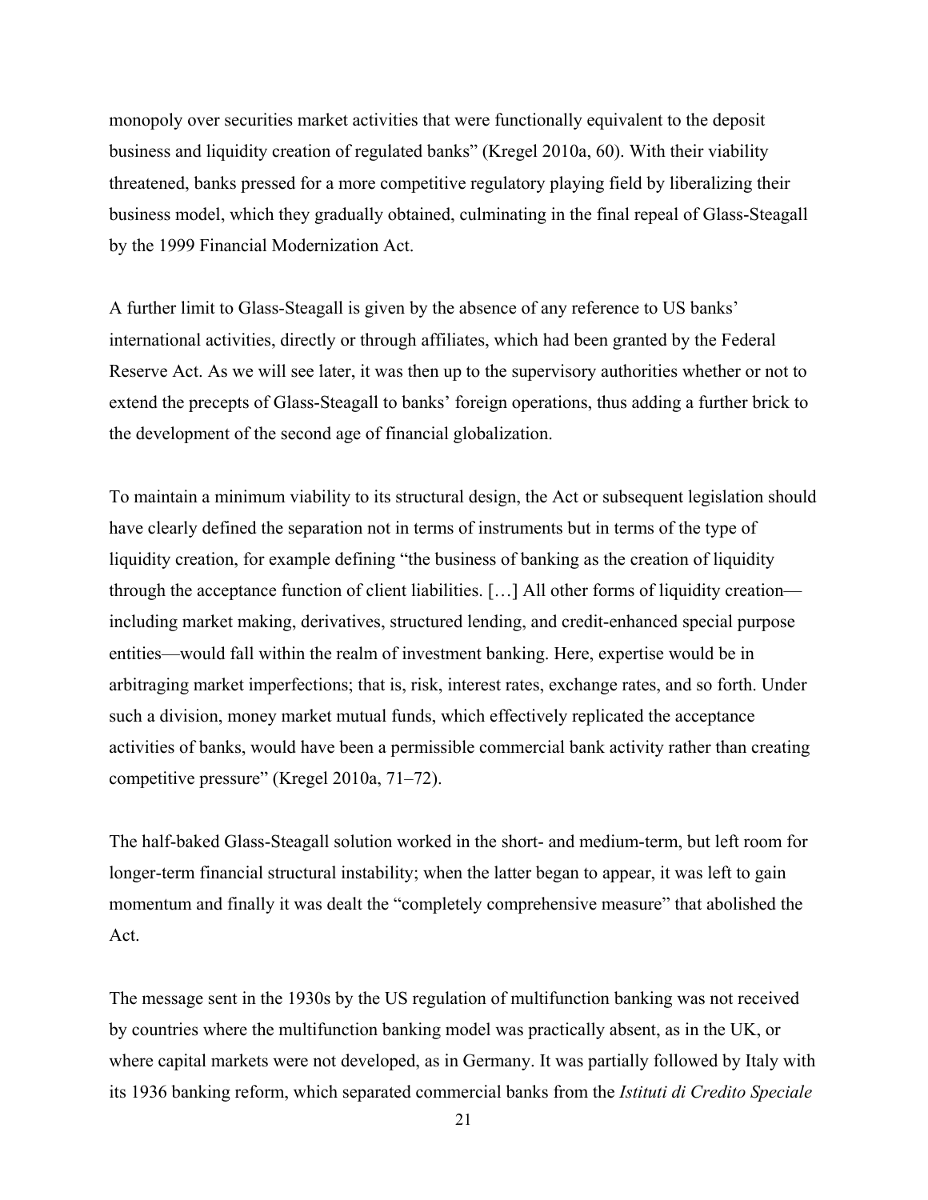monopoly over securities market activities that were functionally equivalent to the deposit business and liquidity creation of regulated banks" (Kregel 2010a, 60). With their viability threatened, banks pressed for a more competitive regulatory playing field by liberalizing their business model, which they gradually obtained, culminating in the final repeal of Glass-Steagall by the 1999 Financial Modernization Act.

A further limit to Glass-Steagall is given by the absence of any reference to US banks' international activities, directly or through affiliates, which had been granted by the Federal Reserve Act. As we will see later, it was then up to the supervisory authorities whether or not to extend the precepts of Glass-Steagall to banks' foreign operations, thus adding a further brick to the development of the second age of financial globalization.

To maintain a minimum viability to its structural design, the Act or subsequent legislation should have clearly defined the separation not in terms of instruments but in terms of the type of liquidity creation, for example defining "the business of banking as the creation of liquidity through the acceptance function of client liabilities. […] All other forms of liquidity creation—including market making, derivatives, structured lending, and credit-enhanced special purpose entities—would fall within the realm of investment banking. Here, expertise would be in arbitraging market imperfections; that is, risk, interest rates, exchange rates, and so forth. Under such a division, money market mutual funds, which effectively replicated the acceptance activities of banks, would have been a permissible commercial bank activity rather than creating competitive pressure" (Kregel 2010a, 71–72).

The half-baked Glass-Steagall solution worked in the short- and medium-term, but left room for longer-term financial structural instability; when the latter began to appear, it was left to gain momentum and finally it was dealt the "completely comprehensive measure" that abolished the Act.

The message sent in the 1930s by the US regulation of multifunction banking was not received by countries where the multifunction banking model was practically absent, as in the UK, or where capital markets were not developed, as in Germany. It was partially followed by Italy with its 1936 banking reform, which separated commercial banks from the *Istituti di Credito Speciale*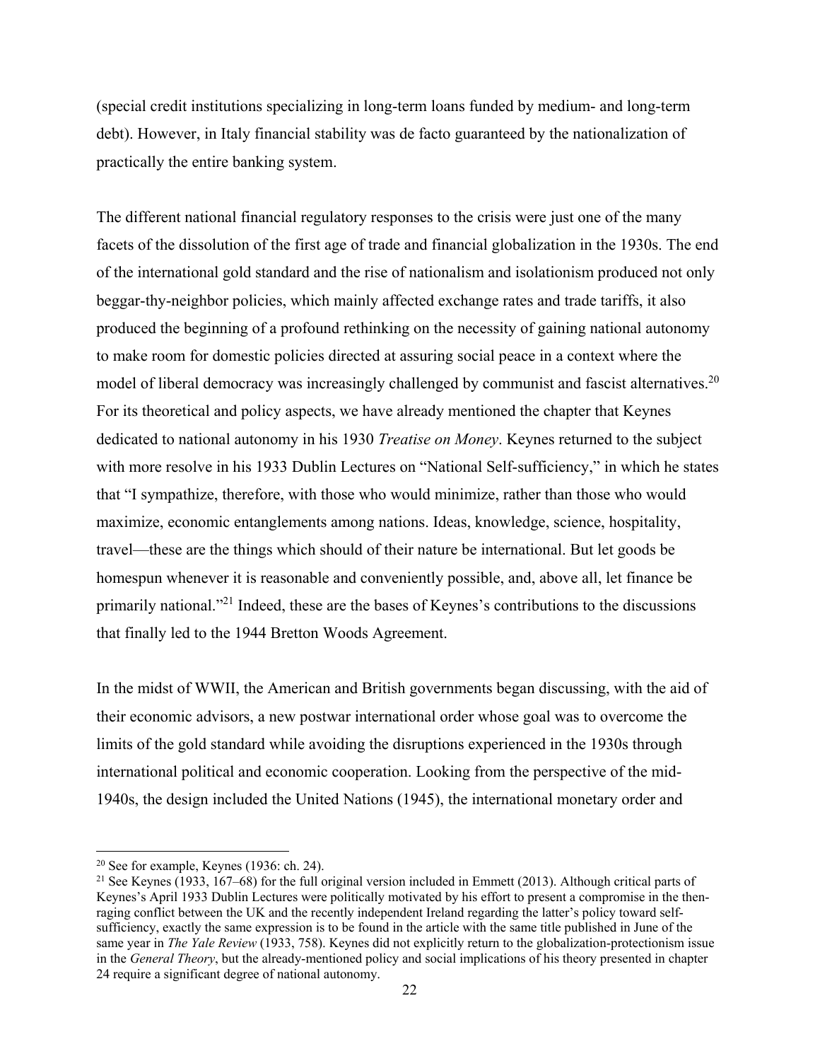(special credit institutions specializing in long-term loans funded by medium- and long-term debt). However, in Italy financial stability was de facto guaranteed by the nationalization of practically the entire banking system.

The different national financial regulatory responses to the crisis were just one of the many facets of the dissolution of the first age of trade and financial globalization in the 1930s. The end of the international gold standard and the rise of nationalism and isolationism produced not only beggar-thy-neighbor policies, which mainly affected exchange rates and trade tariffs, it also produced the beginning of a profound rethinking on the necessity of gaining national autonomy to make room for domestic policies directed at assuring social peace in a context where the model of liberal democracy was increasingly challenged by communist and fascist alternatives.[20] For its theoretical and policy aspects, we have already mentioned the chapter that Keynes dedicated to national autonomy in his 1930 *Treatise on Money*. Keynes returned to the subject with more resolve in his 1933 Dublin Lectures on "National Self-sufficiency," in which he states that "I sympathize, therefore, with those who would minimize, rather than those who would maximize, economic entanglements among nations. Ideas, knowledge, science, hospitality, travel—these are the things which should of their nature be international. But let goods be homespun whenever it is reasonable and conveniently possible, and, above all, let finance be primarily national."[21] Indeed, these are the bases of Keynes's contributions to the discussions that finally led to the 1944 Bretton Woods Agreement.

In the midst of WWII, the American and British governments began discussing, with the aid of their economic advisors, a new postwar international order whose goal was to overcome the limits of the gold standard while avoiding the disruptions experienced in the 1930s through international political and economic cooperation. Looking from the perspective of the mid-1940s, the design included the United Nations (1945), the international monetary order and

---

[20] See for example, Keynes (1936: ch. 24).

[21] See Keynes (1933, 167–68) for the full original version included in Emmett (2013). Although critical parts of Keynes's April 1933 Dublin Lectures were politically motivated by his effort to present a compromise in the then-raging conflict between the UK and the recently independent Ireland regarding the latter's policy toward self-sufficiency, exactly the same expression is to be found in the article with the same title published in June of the same year in *The Yale Review* (1933, 758). Keynes did not explicitly return to the globalization-protectionism issue in the *General Theory*, but the already-mentioned policy and social implications of his theory presented in chapter 24 require a significant degree of national autonomy.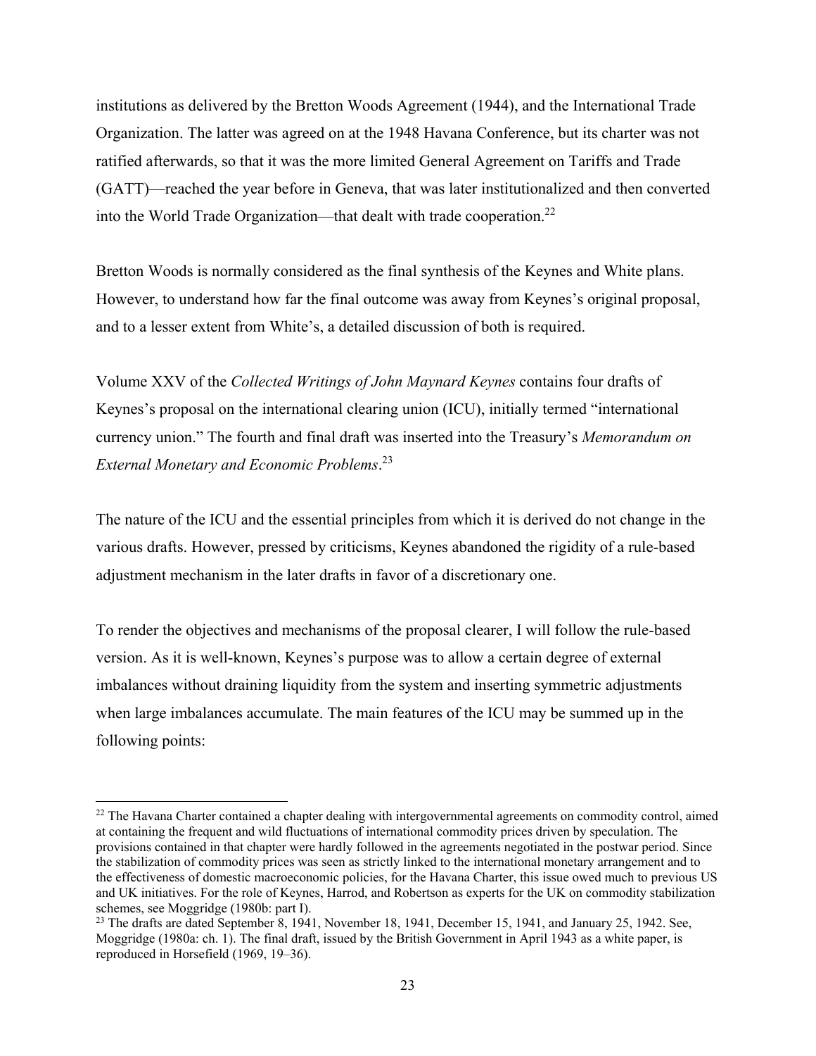institutions as delivered by the Bretton Woods Agreement (1944), and the International Trade Organization. The latter was agreed on at the 1948 Havana Conference, but its charter was not ratified afterwards, so that it was the more limited General Agreement on Tariffs and Trade (GATT)—reached the year before in Geneva, that was later institutionalized and then converted into the World Trade Organization—that dealt with trade cooperation.[22]

Bretton Woods is normally considered as the final synthesis of the Keynes and White plans. However, to understand how far the final outcome was away from Keynes's original proposal, and to a lesser extent from White's, a detailed discussion of both is required.

Volume XXV of the *Collected Writings of John Maynard Keynes* contains four drafts of Keynes's proposal on the international clearing union (ICU), initially termed "international currency union." The fourth and final draft was inserted into the Treasury's *Memorandum on External Monetary and Economic Problems*.[23]

The nature of the ICU and the essential principles from which it is derived do not change in the various drafts. However, pressed by criticisms, Keynes abandoned the rigidity of a rule-based adjustment mechanism in the later drafts in favor of a discretionary one.

To render the objectives and mechanisms of the proposal clearer, I will follow the rule-based version. As it is well-known, Keynes's purpose was to allow a certain degree of external imbalances without draining liquidity from the system and inserting symmetric adjustments when large imbalances accumulate. The main features of the ICU may be summed up in the following points:

---

[22] The Havana Charter contained a chapter dealing with intergovernmental agreements on commodity control, aimed at containing the frequent and wild fluctuations of international commodity prices driven by speculation. The provisions contained in that chapter were hardly followed in the agreements negotiated in the postwar period. Since the stabilization of commodity prices was seen as strictly linked to the international monetary arrangement and to the effectiveness of domestic macroeconomic policies, for the Havana Charter, this issue owed much to previous US and UK initiatives. For the role of Keynes, Harrod, and Robertson as experts for the UK on commodity stabilization schemes, see Moggridge (1980b: part I).

[23] The drafts are dated September 8, 1941, November 18, 1941, December 15, 1941, and January 25, 1942. See, Moggridge (1980a: ch. 1). The final draft, issued by the British Government in April 1943 as a white paper, is reproduced in Horsefield (1969, 19–36).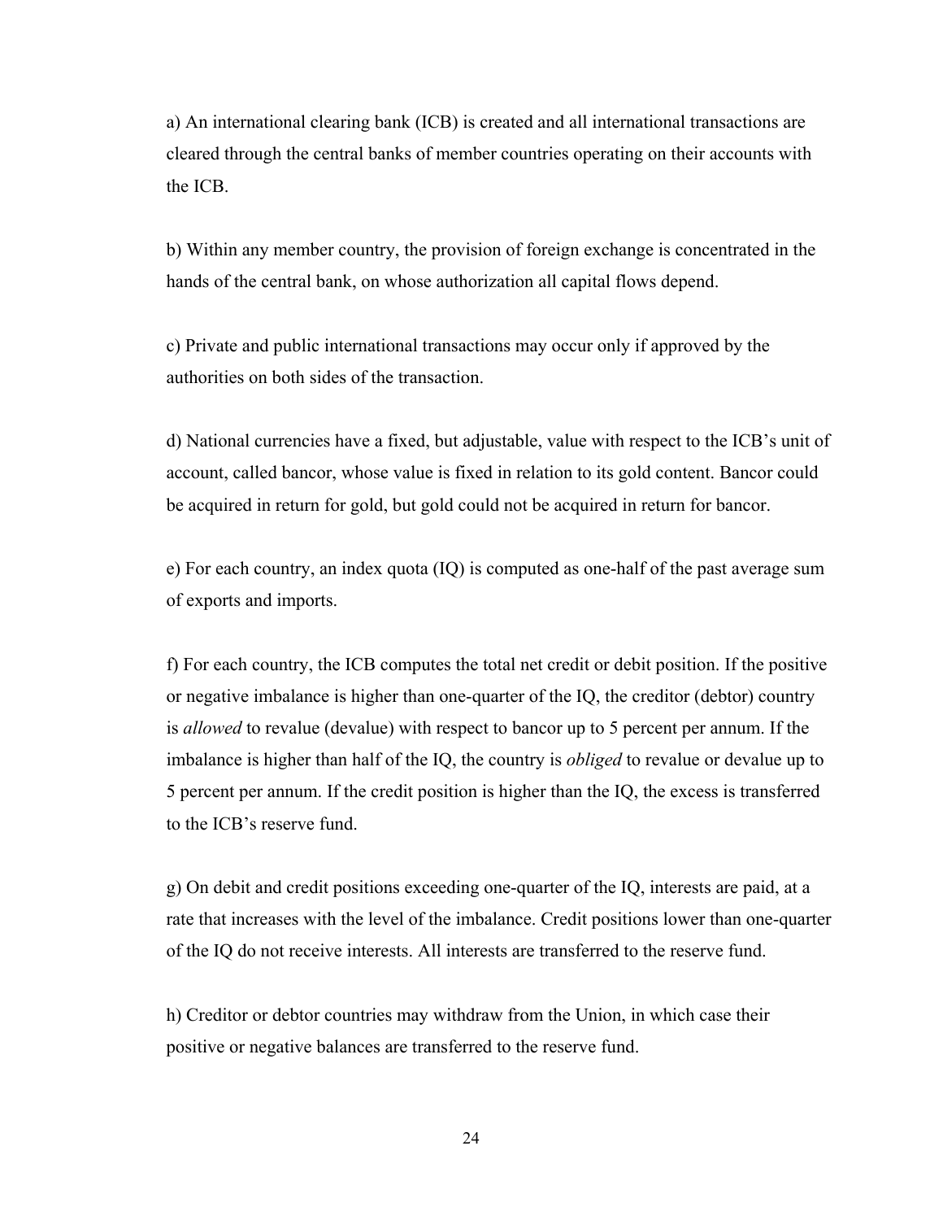a) An international clearing bank (ICB) is created and all international transactions are cleared through the central banks of member countries operating on their accounts with the ICB.

b) Within any member country, the provision of foreign exchange is concentrated in the hands of the central bank, on whose authorization all capital flows depend.

c) Private and public international transactions may occur only if approved by the authorities on both sides of the transaction.

d) National currencies have a fixed, but adjustable, value with respect to the ICB's unit of account, called bancor, whose value is fixed in relation to its gold content. Bancor could be acquired in return for gold, but gold could not be acquired in return for bancor.

e) For each country, an index quota (IQ) is computed as one-half of the past average sum of exports and imports.

f) For each country, the ICB computes the total net credit or debit position. If the positive or negative imbalance is higher than one-quarter of the IQ, the creditor (debtor) country is *allowed* to revalue (devalue) with respect to bancor up to 5 percent per annum. If the imbalance is higher than half of the IQ, the country is *obliged* to revalue or devalue up to 5 percent per annum. If the credit position is higher than the IQ, the excess is transferred to the ICB's reserve fund.

g) On debit and credit positions exceeding one-quarter of the IQ, interests are paid, at a rate that increases with the level of the imbalance. Credit positions lower than one-quarter of the IQ do not receive interests. All interests are transferred to the reserve fund.

h) Creditor or debtor countries may withdraw from the Union, in which case their positive or negative balances are transferred to the reserve fund.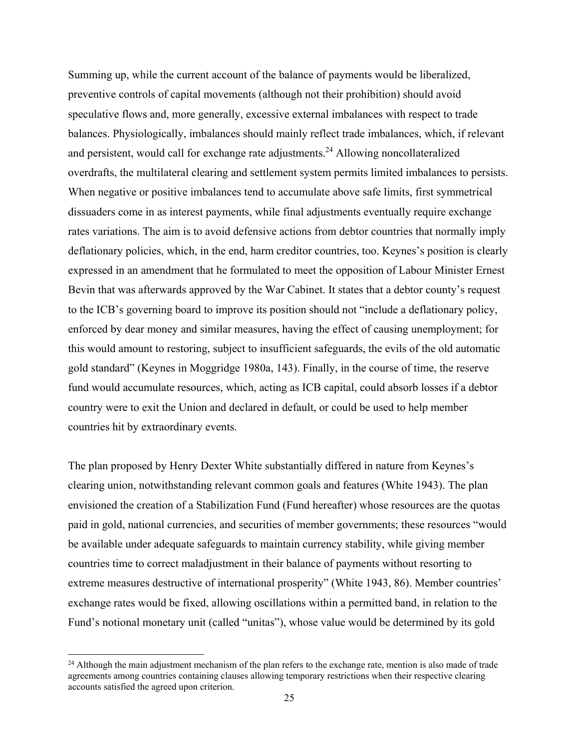Summing up, while the current account of the balance of payments would be liberalized, preventive controls of capital movements (although not their prohibition) should avoid speculative flows and, more generally, excessive external imbalances with respect to trade balances. Physiologically, imbalances should mainly reflect trade imbalances, which, if relevant and persistent, would call for exchange rate adjustments.[24] Allowing noncollateralized overdrafts, the multilateral clearing and settlement system permits limited imbalances to persists. When negative or positive imbalances tend to accumulate above safe limits, first symmetrical dissuaders come in as interest payments, while final adjustments eventually require exchange rates variations. The aim is to avoid defensive actions from debtor countries that normally imply deflationary policies, which, in the end, harm creditor countries, too. Keynes's position is clearly expressed in an amendment that he formulated to meet the opposition of Labour Minister Ernest Bevin that was afterwards approved by the War Cabinet. It states that a debtor county's request to the ICB's governing board to improve its position should not "include a deflationary policy, enforced by dear money and similar measures, having the effect of causing unemployment; for this would amount to restoring, subject to insufficient safeguards, the evils of the old automatic gold standard" (Keynes in Moggridge 1980a, 143). Finally, in the course of time, the reserve fund would accumulate resources, which, acting as ICB capital, could absorb losses if a debtor country were to exit the Union and declared in default, or could be used to help member countries hit by extraordinary events.

The plan proposed by Henry Dexter White substantially differed in nature from Keynes's clearing union, notwithstanding relevant common goals and features (White 1943). The plan envisioned the creation of a Stabilization Fund (Fund hereafter) whose resources are the quotas paid in gold, national currencies, and securities of member governments; these resources "would be available under adequate safeguards to maintain currency stability, while giving member countries time to correct maladjustment in their balance of payments without resorting to extreme measures destructive of international prosperity" (White 1943, 86). Member countries' exchange rates would be fixed, allowing oscillations within a permitted band, in relation to the Fund's notional monetary unit (called "unitas"), whose value would be determined by its gold

[24] Although the main adjustment mechanism of the plan refers to the exchange rate, mention is also made of trade agreements among countries containing clauses allowing temporary restrictions when their respective clearing accounts satisfied the agreed upon criterion.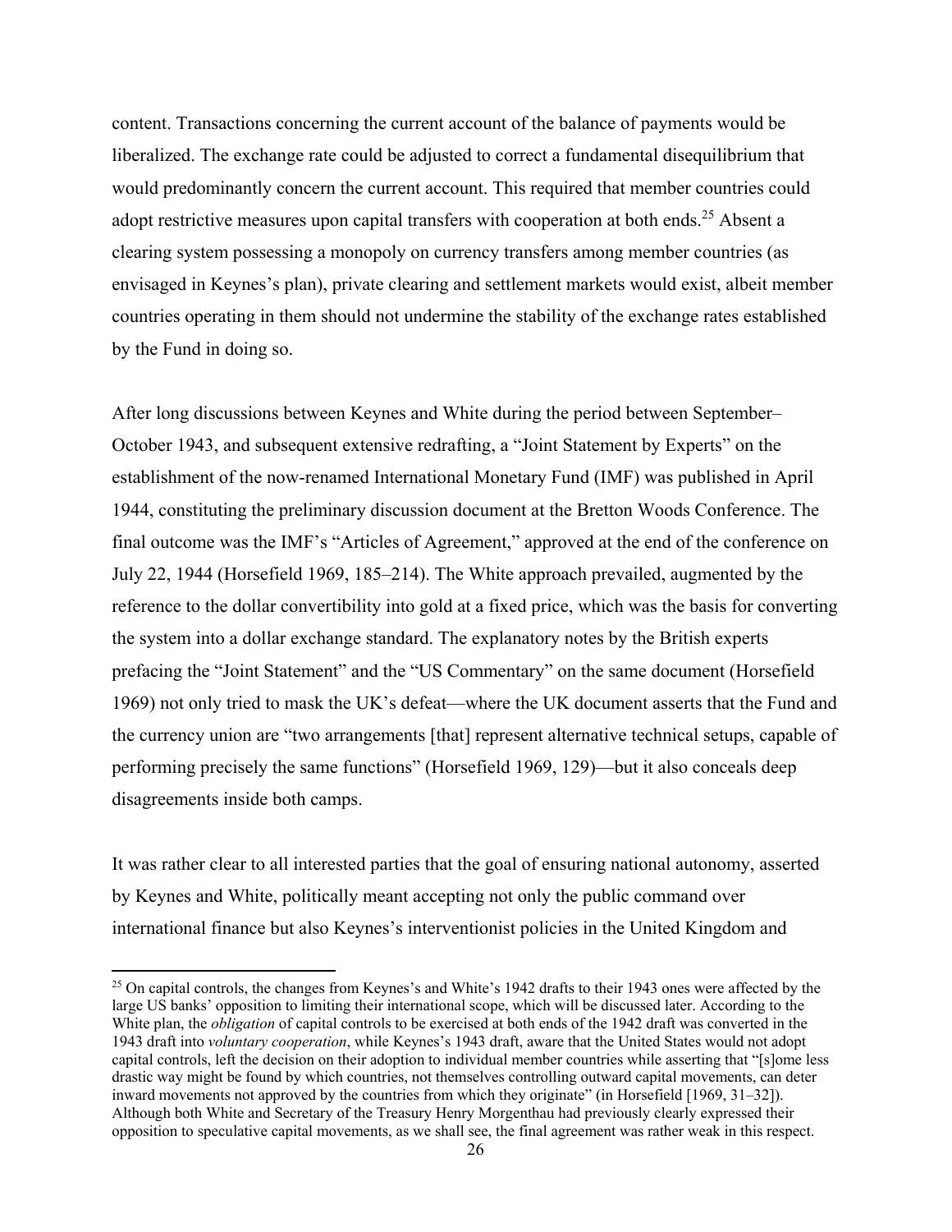content. Transactions concerning the current account of the balance of payments would be liberalized. The exchange rate could be adjusted to correct a fundamental disequilibrium that would predominantly concern the current account. This required that member countries could adopt restrictive measures upon capital transfers with cooperation at both ends.[25] Absent a clearing system possessing a monopoly on currency transfers among member countries (as envisaged in Keynes's plan), private clearing and settlement markets would exist, albeit member countries operating in them should not undermine the stability of the exchange rates established by the Fund in doing so.

After long discussions between Keynes and White during the period between September–October 1943, and subsequent extensive redrafting, a "Joint Statement by Experts" on the establishment of the now-renamed International Monetary Fund (IMF) was published in April 1944, constituting the preliminary discussion document at the Bretton Woods Conference. The final outcome was the IMF's "Articles of Agreement," approved at the end of the conference on July 22, 1944 (Horsefield 1969, 185–214). The White approach prevailed, augmented by the reference to the dollar convertibility into gold at a fixed price, which was the basis for converting the system into a dollar exchange standard. The explanatory notes by the British experts prefacing the "Joint Statement" and the "US Commentary" on the same document (Horsefield 1969) not only tried to mask the UK's defeat—where the UK document asserts that the Fund and the currency union are "two arrangements [that] represent alternative technical setups, capable of performing precisely the same functions" (Horsefield 1969, 129)—but it also conceals deep disagreements inside both camps.

It was rather clear to all interested parties that the goal of ensuring national autonomy, asserted by Keynes and White, politically meant accepting not only the public command over international finance but also Keynes's interventionist policies in the United Kingdom and

[25] On capital controls, the changes from Keynes's and White's 1942 drafts to their 1943 ones were affected by the large US banks' opposition to limiting their international scope, which will be discussed later. According to the White plan, the *obligation* of capital controls to be exercised at both ends of the 1942 draft was converted in the 1943 draft into *voluntary cooperation*, while Keynes's 1943 draft, aware that the United States would not adopt capital controls, left the decision on their adoption to individual member countries while asserting that "[s]ome less drastic way might be found by which countries, not themselves controlling outward capital movements, can deter inward movements not approved by the countries from which they originate" (in Horsefield [1969, 31–32]). Although both White and Secretary of the Treasury Henry Morgenthau had previously clearly expressed their opposition to speculative capital movements, as we shall see, the final agreement was rather weak in this respect.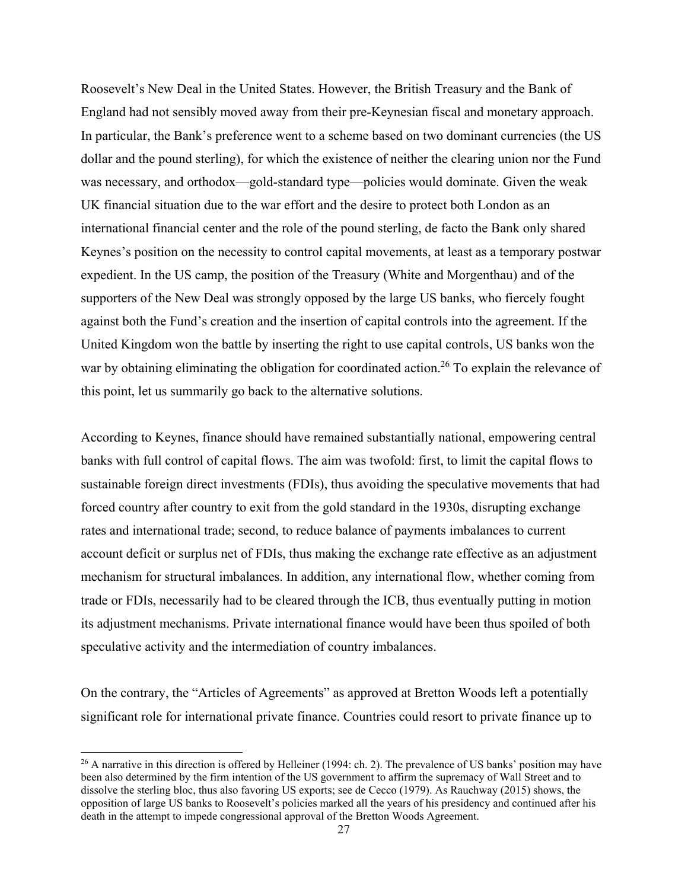Roosevelt's New Deal in the United States. However, the British Treasury and the Bank of England had not sensibly moved away from their pre-Keynesian fiscal and monetary approach. In particular, the Bank's preference went to a scheme based on two dominant currencies (the US dollar and the pound sterling), for which the existence of neither the clearing union nor the Fund was necessary, and orthodox—gold-standard type—policies would dominate. Given the weak UK financial situation due to the war effort and the desire to protect both London as an international financial center and the role of the pound sterling, de facto the Bank only shared Keynes's position on the necessity to control capital movements, at least as a temporary postwar expedient. In the US camp, the position of the Treasury (White and Morgenthau) and of the supporters of the New Deal was strongly opposed by the large US banks, who fiercely fought against both the Fund's creation and the insertion of capital controls into the agreement. If the United Kingdom won the battle by inserting the right to use capital controls, US banks won the war by obtaining eliminating the obligation for coordinated action.[26] To explain the relevance of this point, let us summarily go back to the alternative solutions.

According to Keynes, finance should have remained substantially national, empowering central banks with full control of capital flows. The aim was twofold: first, to limit the capital flows to sustainable foreign direct investments (FDIs), thus avoiding the speculative movements that had forced country after country to exit from the gold standard in the 1930s, disrupting exchange rates and international trade; second, to reduce balance of payments imbalances to current account deficit or surplus net of FDIs, thus making the exchange rate effective as an adjustment mechanism for structural imbalances. In addition, any international flow, whether coming from trade or FDIs, necessarily had to be cleared through the ICB, thus eventually putting in motion its adjustment mechanisms. Private international finance would have been thus spoiled of both speculative activity and the intermediation of country imbalances.

On the contrary, the "Articles of Agreements" as approved at Bretton Woods left a potentially significant role for international private finance. Countries could resort to private finance up to

[26] A narrative in this direction is offered by Helleiner (1994: ch. 2). The prevalence of US banks' position may have been also determined by the firm intention of the US government to affirm the supremacy of Wall Street and to dissolve the sterling bloc, thus also favoring US exports; see de Cecco (1979). As Rauchway (2015) shows, the opposition of large US banks to Roosevelt's policies marked all the years of his presidency and continued after his death in the attempt to impede congressional approval of the Bretton Woods Agreement.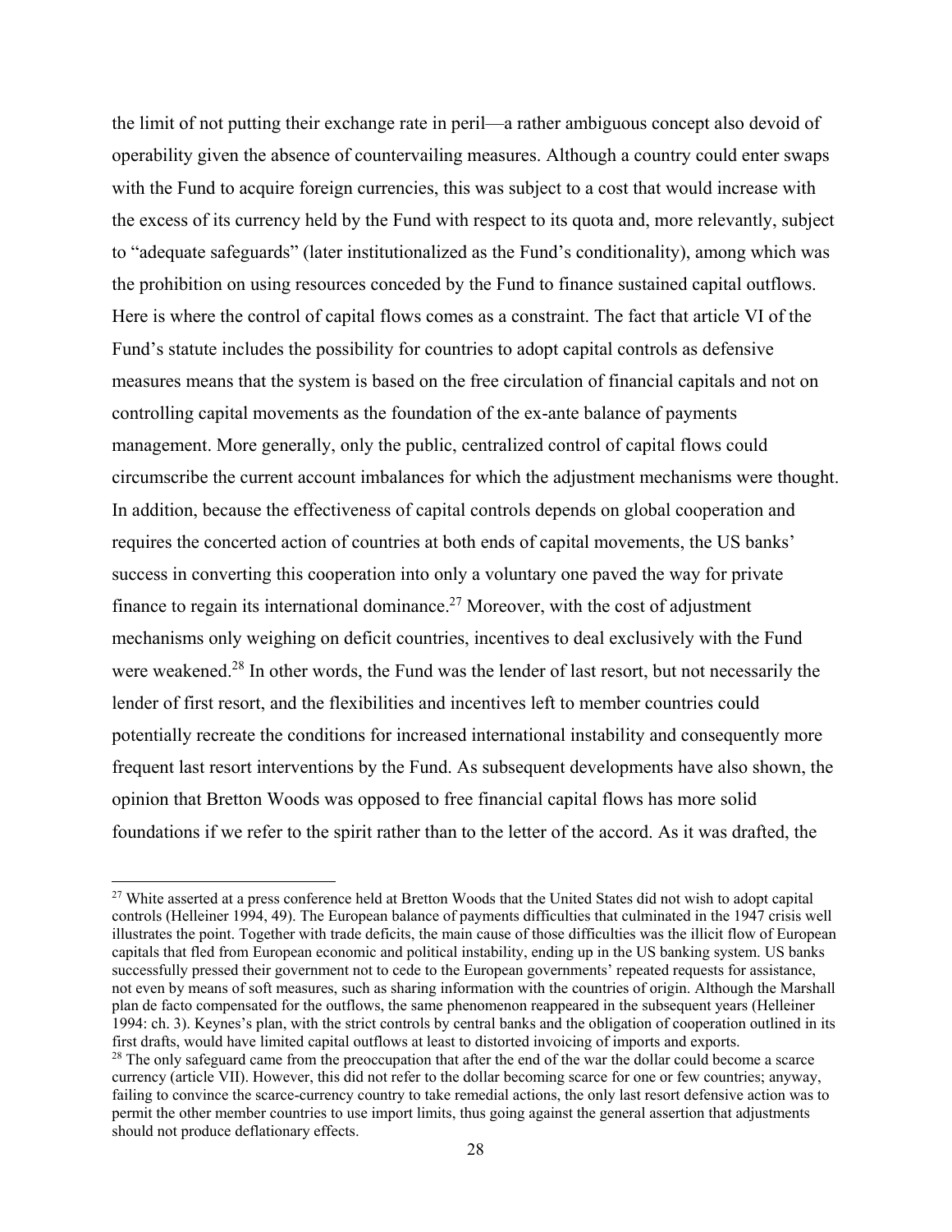the limit of not putting their exchange rate in peril—a rather ambiguous concept also devoid of operability given the absence of countervailing measures. Although a country could enter swaps with the Fund to acquire foreign currencies, this was subject to a cost that would increase with the excess of its currency held by the Fund with respect to its quota and, more relevantly, subject to "adequate safeguards" (later institutionalized as the Fund's conditionality), among which was the prohibition on using resources conceded by the Fund to finance sustained capital outflows. Here is where the control of capital flows comes as a constraint. The fact that article VI of the Fund's statute includes the possibility for countries to adopt capital controls as defensive measures means that the system is based on the free circulation of financial capitals and not on controlling capital movements as the foundation of the ex-ante balance of payments management. More generally, only the public, centralized control of capital flows could circumscribe the current account imbalances for which the adjustment mechanisms were thought. In addition, because the effectiveness of capital controls depends on global cooperation and requires the concerted action of countries at both ends of capital movements, the US banks' success in converting this cooperation into only a voluntary one paved the way for private finance to regain its international dominance.[27] Moreover, with the cost of adjustment mechanisms only weighing on deficit countries, incentives to deal exclusively with the Fund were weakened.[28] In other words, the Fund was the lender of last resort, but not necessarily the lender of first resort, and the flexibilities and incentives left to member countries could potentially recreate the conditions for increased international instability and consequently more frequent last resort interventions by the Fund. As subsequent developments have also shown, the opinion that Bretton Woods was opposed to free financial capital flows has more solid foundations if we refer to the spirit rather than to the letter of the accord. As it was drafted, the

[27] White asserted at a press conference held at Bretton Woods that the United States did not wish to adopt capital controls (Helleiner 1994, 49). The European balance of payments difficulties that culminated in the 1947 crisis well illustrates the point. Together with trade deficits, the main cause of those difficulties was the illicit flow of European capitals that fled from European economic and political instability, ending up in the US banking system. US banks successfully pressed their government not to cede to the European governments' repeated requests for assistance, not even by means of soft measures, such as sharing information with the countries of origin. Although the Marshall plan de facto compensated for the outflows, the same phenomenon reappeared in the subsequent years (Helleiner 1994: ch. 3). Keynes's plan, with the strict controls by central banks and the obligation of cooperation outlined in its first drafts, would have limited capital outflows at least to distorted invoicing of imports and exports.

[28] The only safeguard came from the preoccupation that after the end of the war the dollar could become a scarce currency (article VII). However, this did not refer to the dollar becoming scarce for one or few countries; anyway, failing to convince the scarce-currency country to take remedial actions, the only last resort defensive action was to permit the other member countries to use import limits, thus going against the general assertion that adjustments should not produce deflationary effects.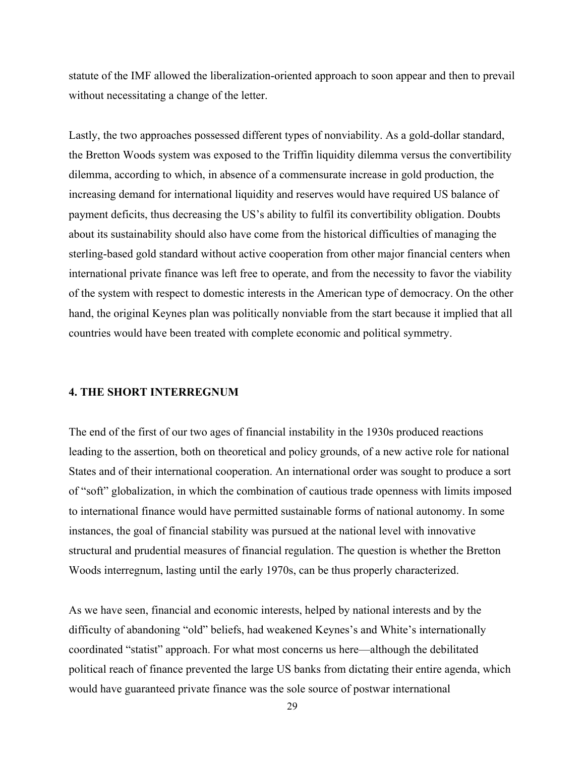statute of the IMF allowed the liberalization-oriented approach to soon appear and then to prevail without necessitating a change of the letter.

Lastly, the two approaches possessed different types of nonviability. As a gold-dollar standard, the Bretton Woods system was exposed to the Triffin liquidity dilemma versus the convertibility dilemma, according to which, in absence of a commensurate increase in gold production, the increasing demand for international liquidity and reserves would have required US balance of payment deficits, thus decreasing the US's ability to fulfil its convertibility obligation. Doubts about its sustainability should also have come from the historical difficulties of managing the sterling-based gold standard without active cooperation from other major financial centers when international private finance was left free to operate, and from the necessity to favor the viability of the system with respect to domestic interests in the American type of democracy. On the other hand, the original Keynes plan was politically nonviable from the start because it implied that all countries would have been treated with complete economic and political symmetry.

## 4. THE SHORT INTERREGNUM

The end of the first of our two ages of financial instability in the 1930s produced reactions leading to the assertion, both on theoretical and policy grounds, of a new active role for national States and of their international cooperation. An international order was sought to produce a sort of "soft" globalization, in which the combination of cautious trade openness with limits imposed to international finance would have permitted sustainable forms of national autonomy. In some instances, the goal of financial stability was pursued at the national level with innovative structural and prudential measures of financial regulation. The question is whether the Bretton Woods interregnum, lasting until the early 1970s, can be thus properly characterized.

As we have seen, financial and economic interests, helped by national interests and by the difficulty of abandoning "old" beliefs, had weakened Keynes's and White's internationally coordinated "statist" approach. For what most concerns us here—although the debilitated political reach of finance prevented the large US banks from dictating their entire agenda, which would have guaranteed private finance was the sole source of postwar international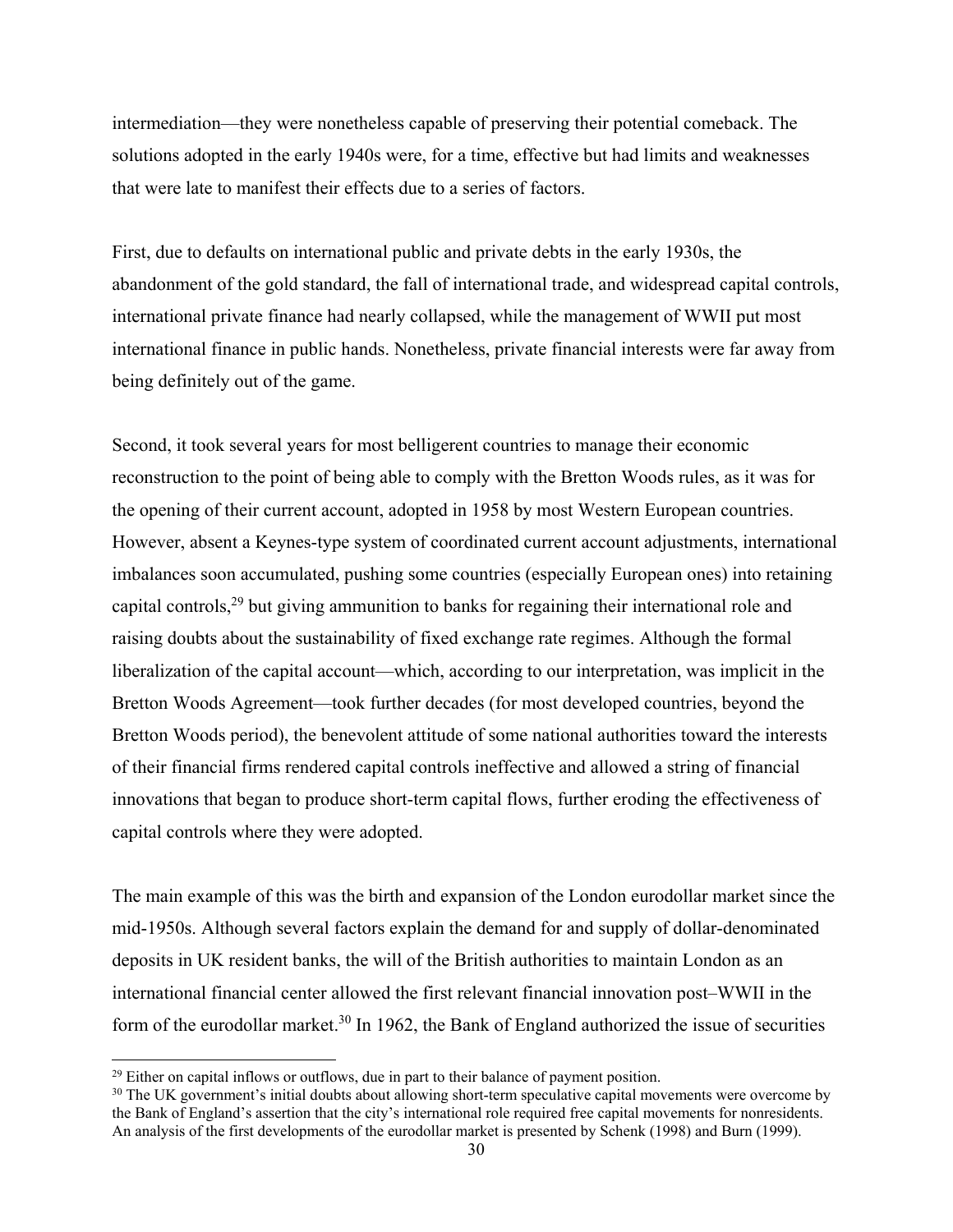intermediation—they were nonetheless capable of preserving their potential comeback. The solutions adopted in the early 1940s were, for a time, effective but had limits and weaknesses that were late to manifest their effects due to a series of factors.

First, due to defaults on international public and private debts in the early 1930s, the abandonment of the gold standard, the fall of international trade, and widespread capital controls, international private finance had nearly collapsed, while the management of WWII put most international finance in public hands. Nonetheless, private financial interests were far away from being definitely out of the game.

Second, it took several years for most belligerent countries to manage their economic reconstruction to the point of being able to comply with the Bretton Woods rules, as it was for the opening of their current account, adopted in 1958 by most Western European countries. However, absent a Keynes-type system of coordinated current account adjustments, international imbalances soon accumulated, pushing some countries (especially European ones) into retaining capital controls,[29] but giving ammunition to banks for regaining their international role and raising doubts about the sustainability of fixed exchange rate regimes. Although the formal liberalization of the capital account—which, according to our interpretation, was implicit in the Bretton Woods Agreement—took further decades (for most developed countries, beyond the Bretton Woods period), the benevolent attitude of some national authorities toward the interests of their financial firms rendered capital controls ineffective and allowed a string of financial innovations that began to produce short-term capital flows, further eroding the effectiveness of capital controls where they were adopted.

The main example of this was the birth and expansion of the London eurodollar market since the mid-1950s. Although several factors explain the demand for and supply of dollar-denominated deposits in UK resident banks, the will of the British authorities to maintain London as an international financial center allowed the first relevant financial innovation post–WWII in the form of the eurodollar market.[30] In 1962, the Bank of England authorized the issue of securities

[29] Either on capital inflows or outflows, due in part to their balance of payment position.

[30] The UK government's initial doubts about allowing short-term speculative capital movements were overcome by the Bank of England's assertion that the city's international role required free capital movements for nonresidents. An analysis of the first developments of the eurodollar market is presented by Schenk (1998) and Burn (1999).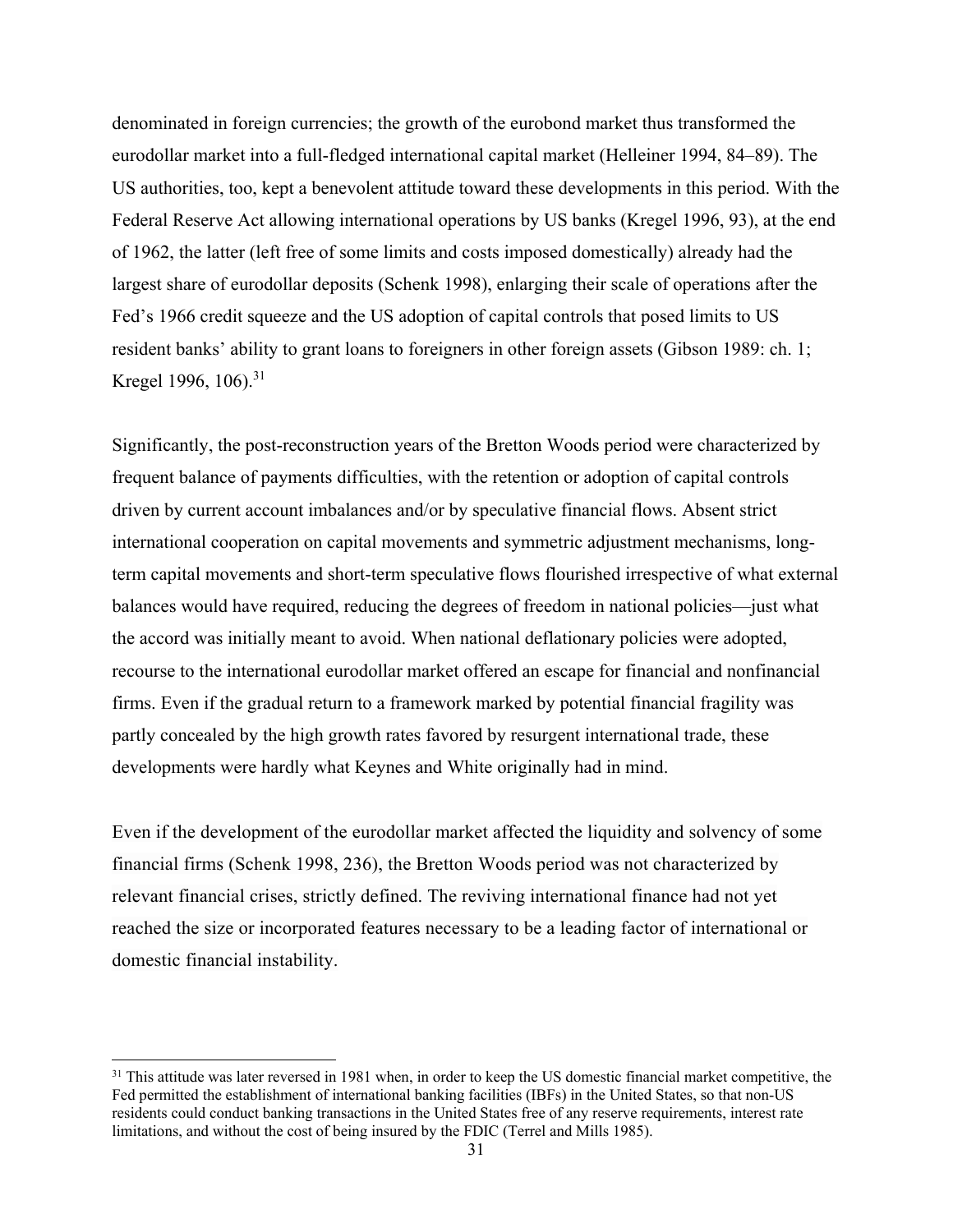denominated in foreign currencies; the growth of the eurobond market thus transformed the eurodollar market into a full-fledged international capital market (Helleiner 1994, 84–89). The US authorities, too, kept a benevolent attitude toward these developments in this period. With the Federal Reserve Act allowing international operations by US banks (Kregel 1996, 93), at the end of 1962, the latter (left free of some limits and costs imposed domestically) already had the largest share of eurodollar deposits (Schenk 1998), enlarging their scale of operations after the Fed's 1966 credit squeeze and the US adoption of capital controls that posed limits to US resident banks' ability to grant loans to foreigners in other foreign assets (Gibson 1989: ch. 1; Kregel 1996, 106).[31]

Significantly, the post-reconstruction years of the Bretton Woods period were characterized by frequent balance of payments difficulties, with the retention or adoption of capital controls driven by current account imbalances and/or by speculative financial flows. Absent strict international cooperation on capital movements and symmetric adjustment mechanisms, long-term capital movements and short-term speculative flows flourished irrespective of what external balances would have required, reducing the degrees of freedom in national policies—just what the accord was initially meant to avoid. When national deflationary policies were adopted, recourse to the international eurodollar market offered an escape for financial and nonfinancial firms. Even if the gradual return to a framework marked by potential financial fragility was partly concealed by the high growth rates favored by resurgent international trade, these developments were hardly what Keynes and White originally had in mind.

Even if the development of the eurodollar market affected the liquidity and solvency of some financial firms (Schenk 1998, 236), the Bretton Woods period was not characterized by relevant financial crises, strictly defined. The reviving international finance had not yet reached the size or incorporated features necessary to be a leading factor of international or domestic financial instability.

[31] This attitude was later reversed in 1981 when, in order to keep the US domestic financial market competitive, the Fed permitted the establishment of international banking facilities (IBFs) in the United States, so that non-US residents could conduct banking transactions in the United States free of any reserve requirements, interest rate limitations, and without the cost of being insured by the FDIC (Terrel and Mills 1985).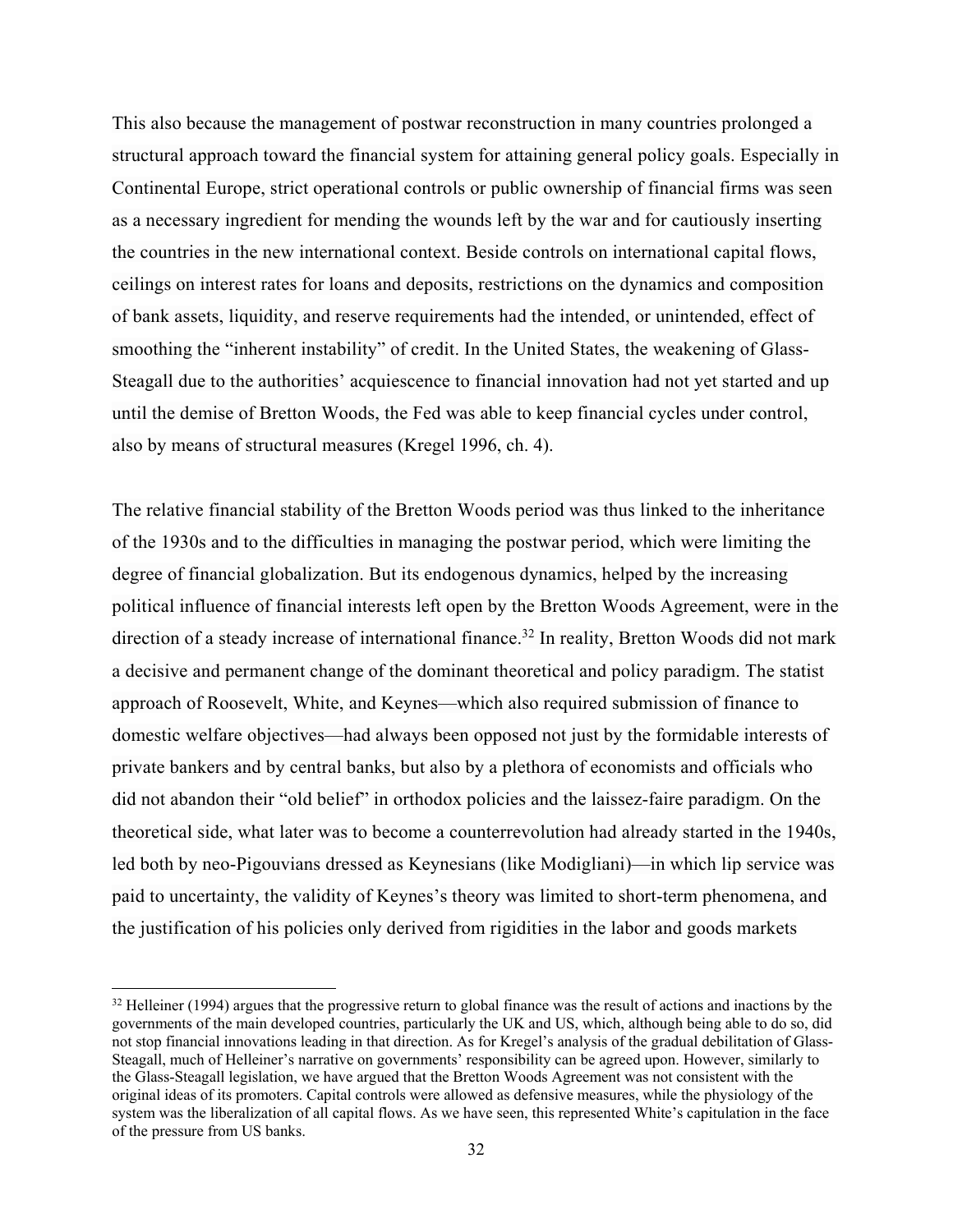This also because the management of postwar reconstruction in many countries prolonged a structural approach toward the financial system for attaining general policy goals. Especially in Continental Europe, strict operational controls or public ownership of financial firms was seen as a necessary ingredient for mending the wounds left by the war and for cautiously inserting the countries in the new international context. Beside controls on international capital flows, ceilings on interest rates for loans and deposits, restrictions on the dynamics and composition of bank assets, liquidity, and reserve requirements had the intended, or unintended, effect of smoothing the "inherent instability" of credit. In the United States, the weakening of Glass-Steagall due to the authorities' acquiescence to financial innovation had not yet started and up until the demise of Bretton Woods, the Fed was able to keep financial cycles under control, also by means of structural measures (Kregel 1996, ch. 4).

The relative financial stability of the Bretton Woods period was thus linked to the inheritance of the 1930s and to the difficulties in managing the postwar period, which were limiting the degree of financial globalization. But its endogenous dynamics, helped by the increasing political influence of financial interests left open by the Bretton Woods Agreement, were in the direction of a steady increase of international finance.[32] In reality, Bretton Woods did not mark a decisive and permanent change of the dominant theoretical and policy paradigm. The statist approach of Roosevelt, White, and Keynes—which also required submission of finance to domestic welfare objectives—had always been opposed not just by the formidable interests of private bankers and by central banks, but also by a plethora of economists and officials who did not abandon their "old belief" in orthodox policies and the laissez-faire paradigm. On the theoretical side, what later was to become a counterrevolution had already started in the 1940s, led both by neo-Pigouvians dressed as Keynesians (like Modigliani)—in which lip service was paid to uncertainty, the validity of Keynes's theory was limited to short-term phenomena, and the justification of his policies only derived from rigidities in the labor and goods markets

[32] Helleiner (1994) argues that the progressive return to global finance was the result of actions and inactions by the governments of the main developed countries, particularly the UK and US, which, although being able to do so, did not stop financial innovations leading in that direction. As for Kregel's analysis of the gradual debilitation of Glass-Steagall, much of Helleiner's narrative on governments' responsibility can be agreed upon. However, similarly to the Glass-Steagall legislation, we have argued that the Bretton Woods Agreement was not consistent with the original ideas of its promoters. Capital controls were allowed as defensive measures, while the physiology of the system was the liberalization of all capital flows. As we have seen, this represented White's capitulation in the face of the pressure from US banks.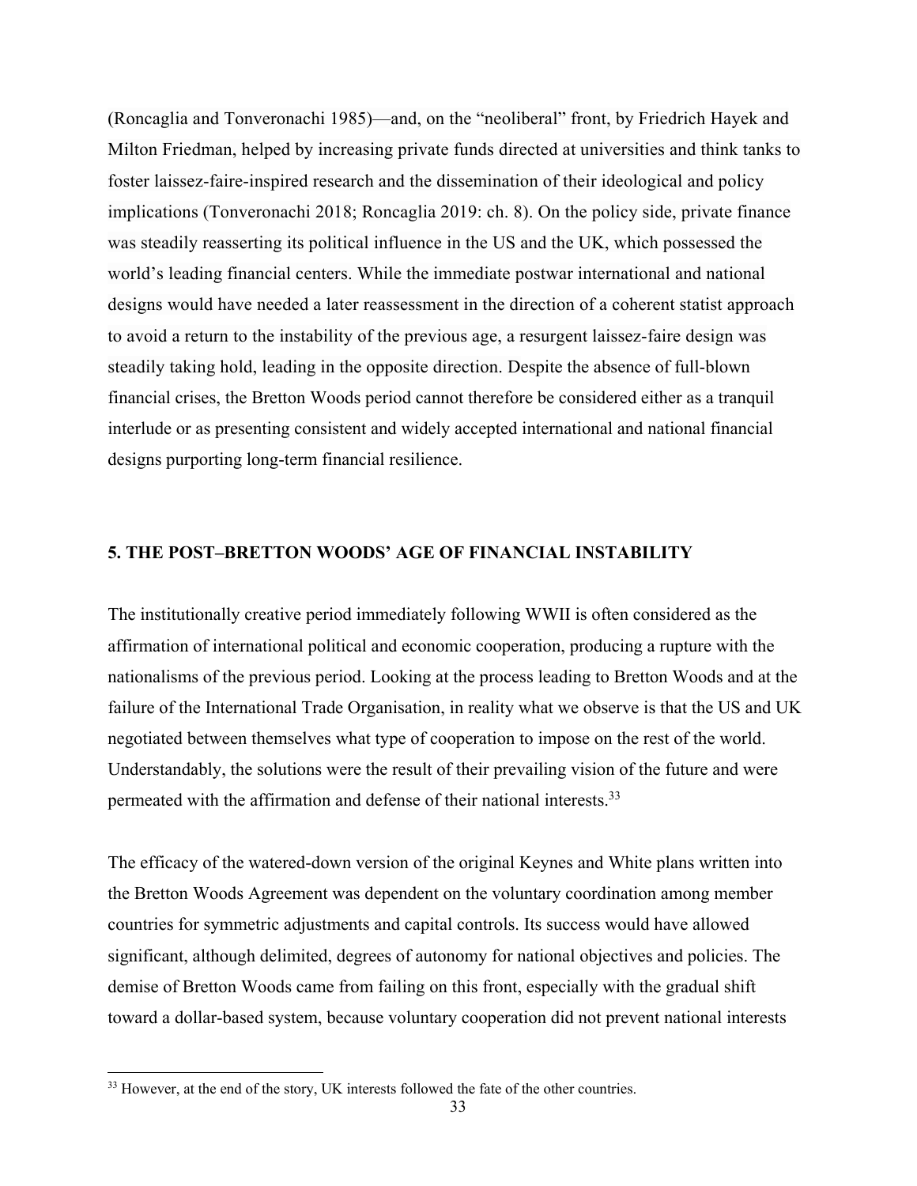(Roncaglia and Tonveronachi 1985)—and, on the "neoliberal" front, by Friedrich Hayek and Milton Friedman, helped by increasing private funds directed at universities and think tanks to foster laissez-faire-inspired research and the dissemination of their ideological and policy implications (Tonveronachi 2018; Roncaglia 2019: ch. 8). On the policy side, private finance was steadily reasserting its political influence in the US and the UK, which possessed the world's leading financial centers. While the immediate postwar international and national designs would have needed a later reassessment in the direction of a coherent statist approach to avoid a return to the instability of the previous age, a resurgent laissez-faire design was steadily taking hold, leading in the opposite direction. Despite the absence of full-blown financial crises, the Bretton Woods period cannot therefore be considered either as a tranquil interlude or as presenting consistent and widely accepted international and national financial designs purporting long-term financial resilience.

## 5. THE POST–BRETTON WOODS' AGE OF FINANCIAL INSTABILITY

The institutionally creative period immediately following WWII is often considered as the affirmation of international political and economic cooperation, producing a rupture with the nationalisms of the previous period. Looking at the process leading to Bretton Woods and at the failure of the International Trade Organisation, in reality what we observe is that the US and UK negotiated between themselves what type of cooperation to impose on the rest of the world. Understandably, the solutions were the result of their prevailing vision of the future and were permeated with the affirmation and defense of their national interests.[33]

The efficacy of the watered-down version of the original Keynes and White plans written into the Bretton Woods Agreement was dependent on the voluntary coordination among member countries for symmetric adjustments and capital controls. Its success would have allowed significant, although delimited, degrees of autonomy for national objectives and policies. The demise of Bretton Woods came from failing on this front, especially with the gradual shift toward a dollar-based system, because voluntary cooperation did not prevent national interests

[33] However, at the end of the story, UK interests followed the fate of the other countries.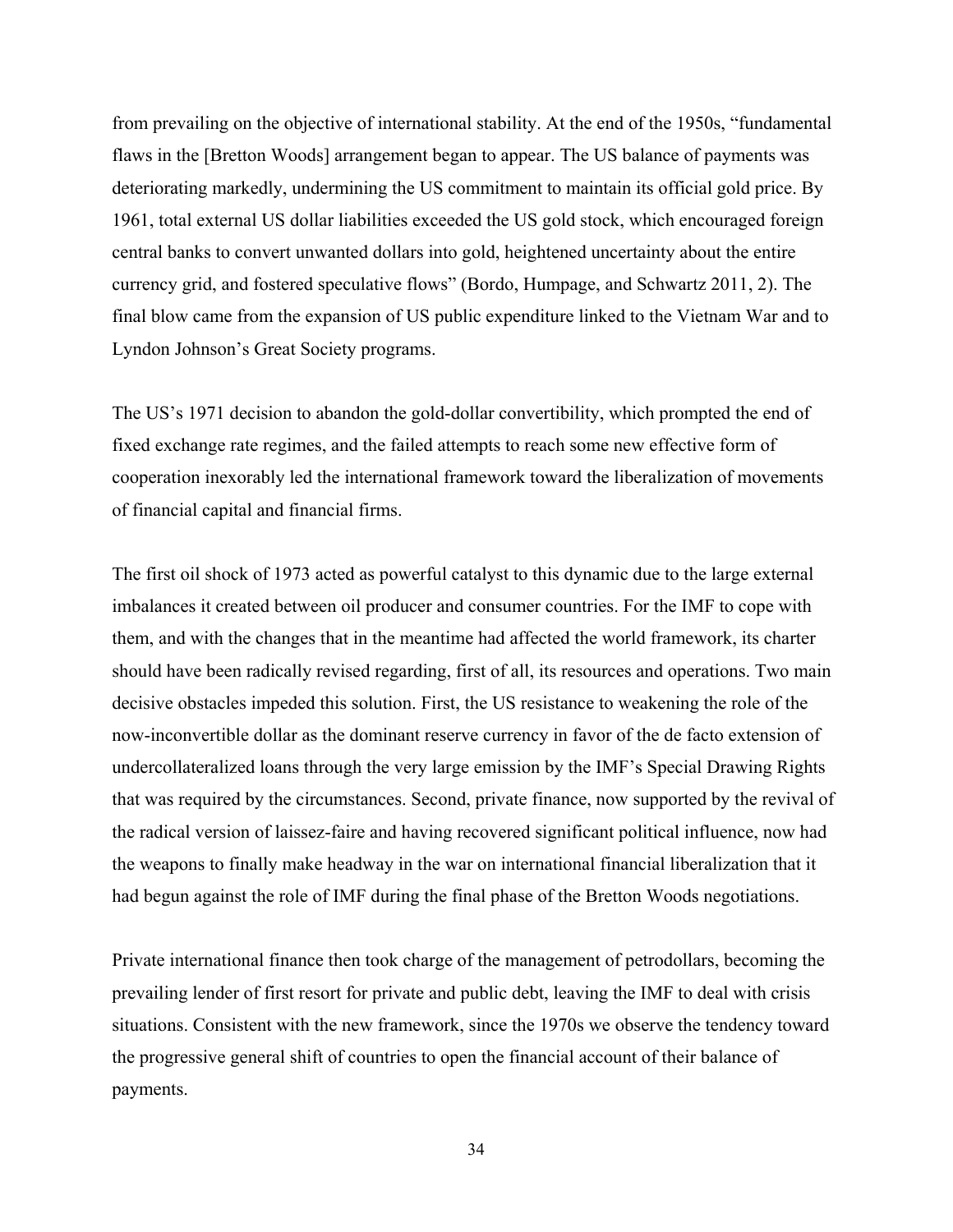from prevailing on the objective of international stability. At the end of the 1950s, "fundamental flaws in the [Bretton Woods] arrangement began to appear. The US balance of payments was deteriorating markedly, undermining the US commitment to maintain its official gold price. By 1961, total external US dollar liabilities exceeded the US gold stock, which encouraged foreign central banks to convert unwanted dollars into gold, heightened uncertainty about the entire currency grid, and fostered speculative flows" (Bordo, Humpage, and Schwartz 2011, 2). The final blow came from the expansion of US public expenditure linked to the Vietnam War and to Lyndon Johnson's Great Society programs.

The US's 1971 decision to abandon the gold-dollar convertibility, which prompted the end of fixed exchange rate regimes, and the failed attempts to reach some new effective form of cooperation inexorably led the international framework toward the liberalization of movements of financial capital and financial firms.

The first oil shock of 1973 acted as powerful catalyst to this dynamic due to the large external imbalances it created between oil producer and consumer countries. For the IMF to cope with them, and with the changes that in the meantime had affected the world framework, its charter should have been radically revised regarding, first of all, its resources and operations. Two main decisive obstacles impeded this solution. First, the US resistance to weakening the role of the now-inconvertible dollar as the dominant reserve currency in favor of the de facto extension of undercollateralized loans through the very large emission by the IMF's Special Drawing Rights that was required by the circumstances. Second, private finance, now supported by the revival of the radical version of laissez-faire and having recovered significant political influence, now had the weapons to finally make headway in the war on international financial liberalization that it had begun against the role of IMF during the final phase of the Bretton Woods negotiations.

Private international finance then took charge of the management of petrodollars, becoming the prevailing lender of first resort for private and public debt, leaving the IMF to deal with crisis situations. Consistent with the new framework, since the 1970s we observe the tendency toward the progressive general shift of countries to open the financial account of their balance of payments.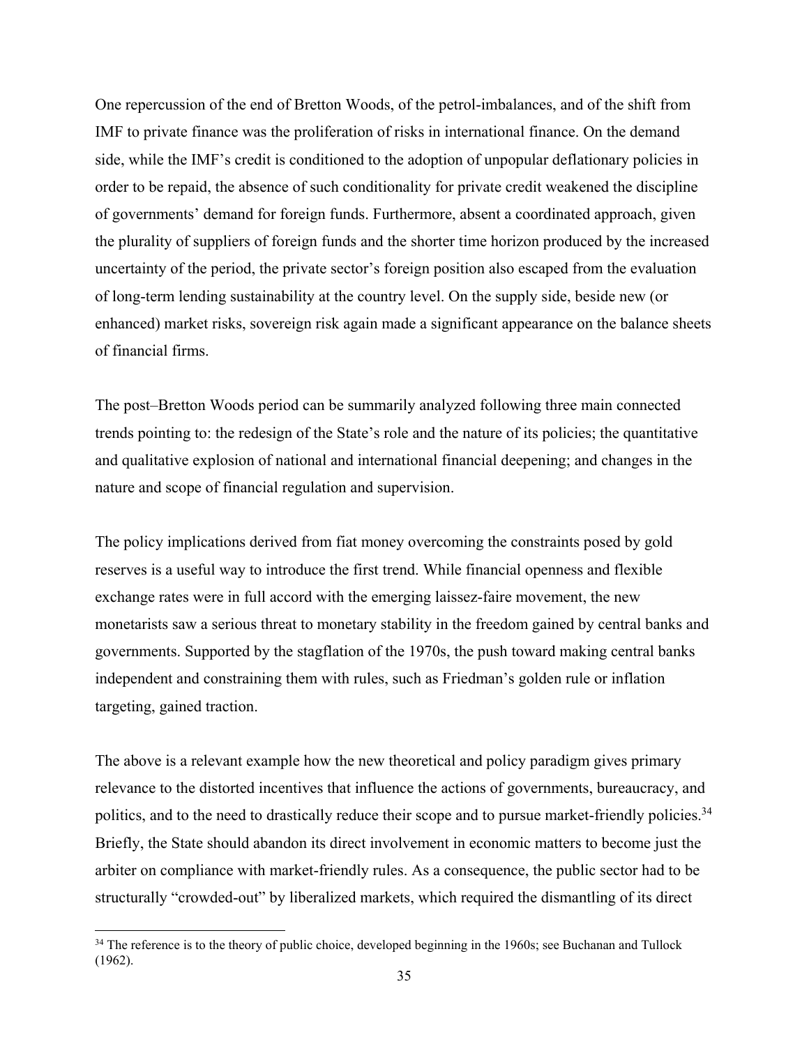One repercussion of the end of Bretton Woods, of the petrol-imbalances, and of the shift from IMF to private finance was the proliferation of risks in international finance. On the demand side, while the IMF's credit is conditioned to the adoption of unpopular deflationary policies in order to be repaid, the absence of such conditionality for private credit weakened the discipline of governments' demand for foreign funds. Furthermore, absent a coordinated approach, given the plurality of suppliers of foreign funds and the shorter time horizon produced by the increased uncertainty of the period, the private sector's foreign position also escaped from the evaluation of long-term lending sustainability at the country level. On the supply side, beside new (or enhanced) market risks, sovereign risk again made a significant appearance on the balance sheets of financial firms.

The post–Bretton Woods period can be summarily analyzed following three main connected trends pointing to: the redesign of the State's role and the nature of its policies; the quantitative and qualitative explosion of national and international financial deepening; and changes in the nature and scope of financial regulation and supervision.

The policy implications derived from fiat money overcoming the constraints posed by gold reserves is a useful way to introduce the first trend. While financial openness and flexible exchange rates were in full accord with the emerging laissez-faire movement, the new monetarists saw a serious threat to monetary stability in the freedom gained by central banks and governments. Supported by the stagflation of the 1970s, the push toward making central banks independent and constraining them with rules, such as Friedman's golden rule or inflation targeting, gained traction.

The above is a relevant example how the new theoretical and policy paradigm gives primary relevance to the distorted incentives that influence the actions of governments, bureaucracy, and politics, and to the need to drastically reduce their scope and to pursue market-friendly policies.[34] Briefly, the State should abandon its direct involvement in economic matters to become just the arbiter on compliance with market-friendly rules. As a consequence, the public sector had to be structurally "crowded-out" by liberalized markets, which required the dismantling of its direct

[34] The reference is to the theory of public choice, developed beginning in the 1960s; see Buchanan and Tullock (1962).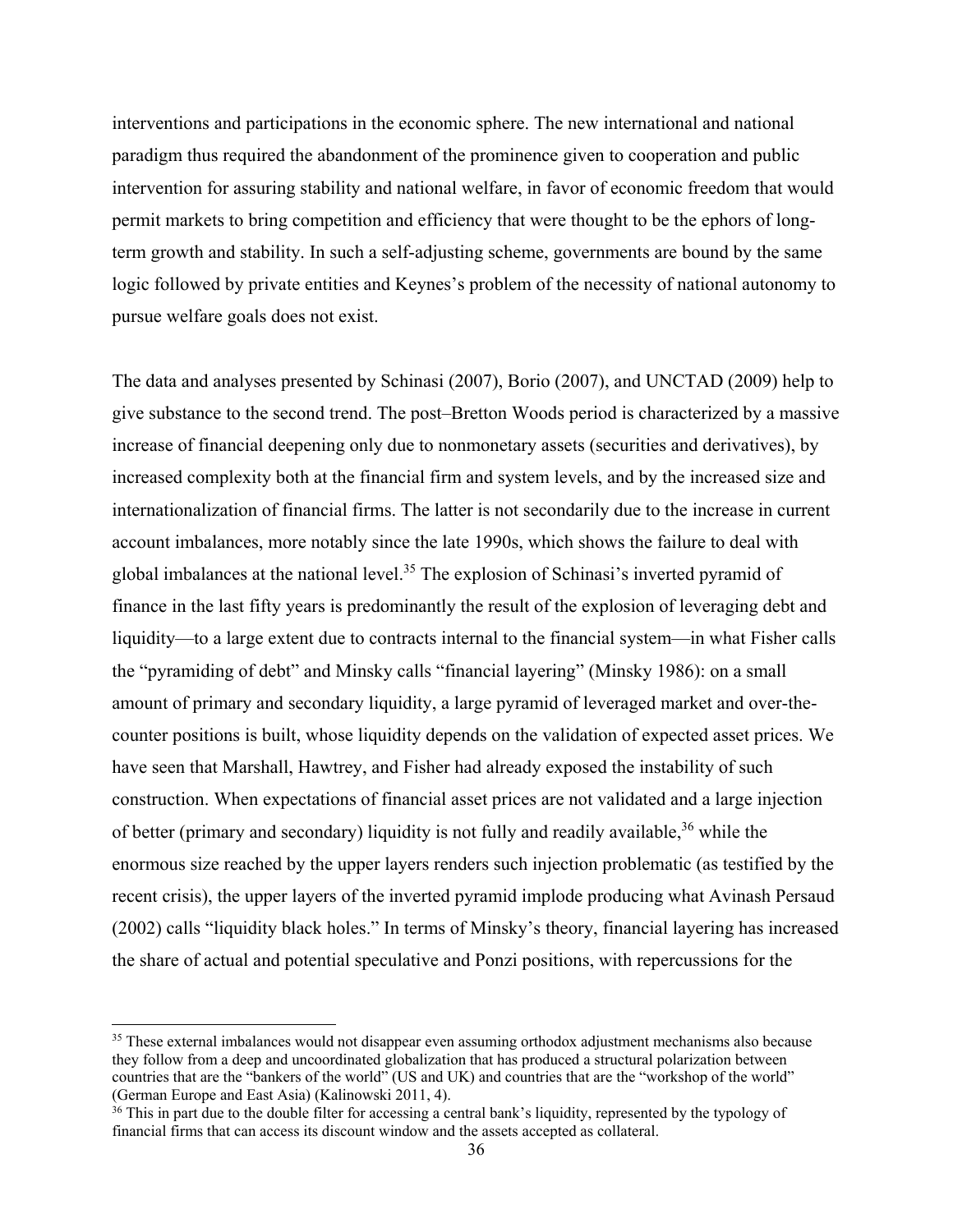interventions and participations in the economic sphere. The new international and national paradigm thus required the abandonment of the prominence given to cooperation and public intervention for assuring stability and national welfare, in favor of economic freedom that would permit markets to bring competition and efficiency that were thought to be the ephors of long-term growth and stability. In such a self-adjusting scheme, governments are bound by the same logic followed by private entities and Keynes's problem of the necessity of national autonomy to pursue welfare goals does not exist.

The data and analyses presented by Schinasi (2007), Borio (2007), and UNCTAD (2009) help to give substance to the second trend. The post–Bretton Woods period is characterized by a massive increase of financial deepening only due to nonmonetary assets (securities and derivatives), by increased complexity both at the financial firm and system levels, and by the increased size and internationalization of financial firms. The latter is not secondarily due to the increase in current account imbalances, more notably since the late 1990s, which shows the failure to deal with global imbalances at the national level.[35] The explosion of Schinasi's inverted pyramid of finance in the last fifty years is predominantly the result of the explosion of leveraging debt and liquidity—to a large extent due to contracts internal to the financial system—in what Fisher calls the "pyramiding of debt" and Minsky calls "financial layering" (Minsky 1986): on a small amount of primary and secondary liquidity, a large pyramid of leveraged market and over-the-counter positions is built, whose liquidity depends on the validation of expected asset prices. We have seen that Marshall, Hawtrey, and Fisher had already exposed the instability of such construction. When expectations of financial asset prices are not validated and a large injection of better (primary and secondary) liquidity is not fully and readily available,[36] while the enormous size reached by the upper layers renders such injection problematic (as testified by the recent crisis), the upper layers of the inverted pyramid implode producing what Avinash Persaud (2002) calls "liquidity black holes." In terms of Minsky's theory, financial layering has increased the share of actual and potential speculative and Ponzi positions, with repercussions for the

[35] These external imbalances would not disappear even assuming orthodox adjustment mechanisms also because they follow from a deep and uncoordinated globalization that has produced a structural polarization between countries that are the "bankers of the world" (US and UK) and countries that are the "workshop of the world" (German Europe and East Asia) (Kalinowski 2011, 4).

[36] This in part due to the double filter for accessing a central bank's liquidity, represented by the typology of financial firms that can access its discount window and the assets accepted as collateral.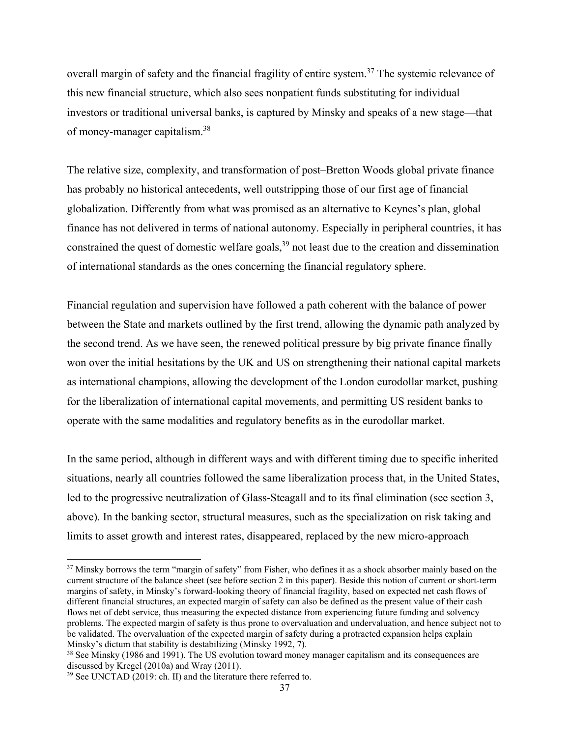overall margin of safety and the financial fragility of entire system.[37] The systemic relevance of this new financial structure, which also sees nonpatient funds substituting for individual investors or traditional universal banks, is captured by Minsky and speaks of a new stage—that of money-manager capitalism.[38]

The relative size, complexity, and transformation of post–Bretton Woods global private finance has probably no historical antecedents, well outstripping those of our first age of financial globalization. Differently from what was promised as an alternative to Keynes's plan, global finance has not delivered in terms of national autonomy. Especially in peripheral countries, it has constrained the quest of domestic welfare goals,[39] not least due to the creation and dissemination of international standards as the ones concerning the financial regulatory sphere.

Financial regulation and supervision have followed a path coherent with the balance of power between the State and markets outlined by the first trend, allowing the dynamic path analyzed by the second trend. As we have seen, the renewed political pressure by big private finance finally won over the initial hesitations by the UK and US on strengthening their national capital markets as international champions, allowing the development of the London eurodollar market, pushing for the liberalization of international capital movements, and permitting US resident banks to operate with the same modalities and regulatory benefits as in the eurodollar market.

In the same period, although in different ways and with different timing due to specific inherited situations, nearly all countries followed the same liberalization process that, in the United States, led to the progressive neutralization of Glass-Steagall and to its final elimination (see section 3, above). In the banking sector, structural measures, such as the specialization on risk taking and limits to asset growth and interest rates, disappeared, replaced by the new micro-approach

---

[37] Minsky borrows the term "margin of safety" from Fisher, who defines it as a shock absorber mainly based on the current structure of the balance sheet (see before section 2 in this paper). Beside this notion of current or short-term margins of safety, in Minsky's forward-looking theory of financial fragility, based on expected net cash flows of different financial structures, an expected margin of safety can also be defined as the present value of their cash flows net of debt service, thus measuring the expected distance from experiencing future funding and solvency problems. The expected margin of safety is thus prone to overvaluation and undervaluation, and hence subject not to be validated. The overvaluation of the expected margin of safety during a protracted expansion helps explain Minsky's dictum that stability is destabilizing (Minsky 1992, 7).

[38] See Minsky (1986 and 1991). The US evolution toward money manager capitalism and its consequences are discussed by Kregel (2010a) and Wray (2011).

[39] See UNCTAD (2019: ch. II) and the literature there referred to.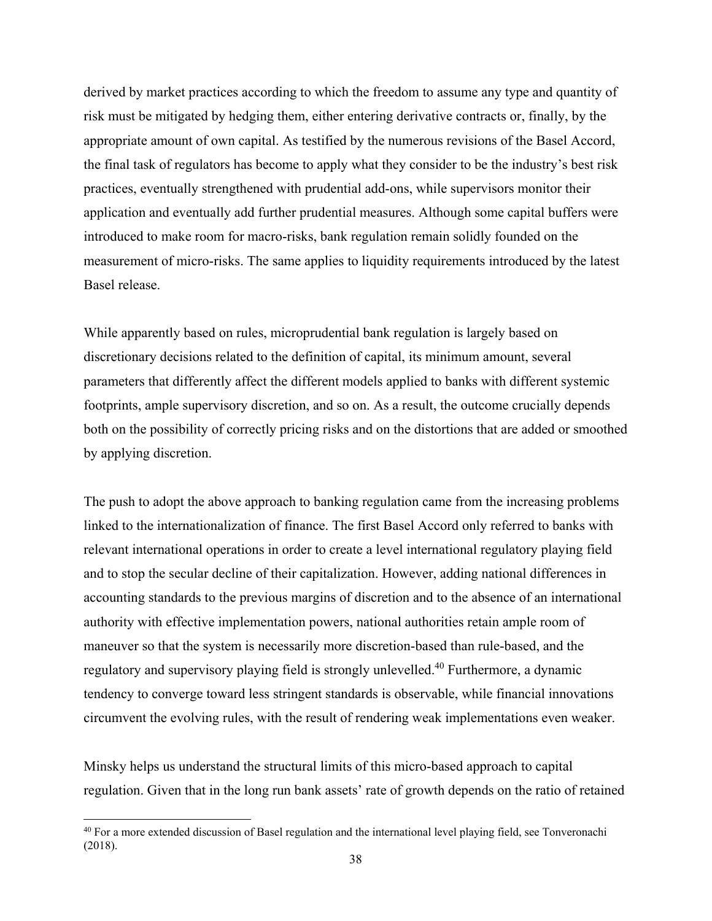derived by market practices according to which the freedom to assume any type and quantity of risk must be mitigated by hedging them, either entering derivative contracts or, finally, by the appropriate amount of own capital. As testified by the numerous revisions of the Basel Accord, the final task of regulators has become to apply what they consider to be the industry's best risk practices, eventually strengthened with prudential add-ons, while supervisors monitor their application and eventually add further prudential measures. Although some capital buffers were introduced to make room for macro-risks, bank regulation remain solidly founded on the measurement of micro-risks. The same applies to liquidity requirements introduced by the latest Basel release.

While apparently based on rules, microprudential bank regulation is largely based on discretionary decisions related to the definition of capital, its minimum amount, several parameters that differently affect the different models applied to banks with different systemic footprints, ample supervisory discretion, and so on. As a result, the outcome crucially depends both on the possibility of correctly pricing risks and on the distortions that are added or smoothed by applying discretion.

The push to adopt the above approach to banking regulation came from the increasing problems linked to the internationalization of finance. The first Basel Accord only referred to banks with relevant international operations in order to create a level international regulatory playing field and to stop the secular decline of their capitalization. However, adding national differences in accounting standards to the previous margins of discretion and to the absence of an international authority with effective implementation powers, national authorities retain ample room of maneuver so that the system is necessarily more discretion-based than rule-based, and the regulatory and supervisory playing field is strongly unlevelled.[40] Furthermore, a dynamic tendency to converge toward less stringent standards is observable, while financial innovations circumvent the evolving rules, with the result of rendering weak implementations even weaker.

Minsky helps us understand the structural limits of this micro-based approach to capital regulation. Given that in the long run bank assets' rate of growth depends on the ratio of retained

[40] For a more extended discussion of Basel regulation and the international level playing field, see Tonveronachi (2018).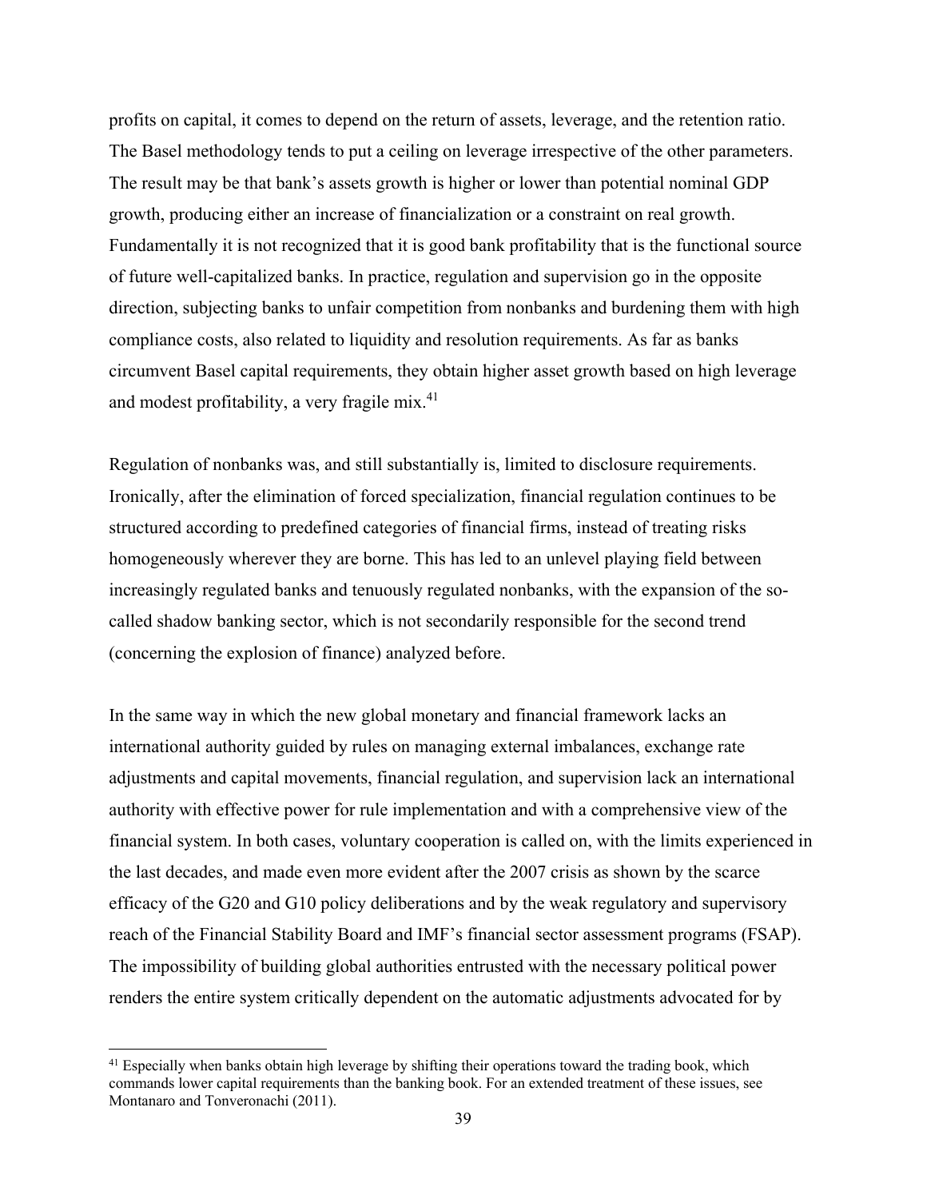profits on capital, it comes to depend on the return of assets, leverage, and the retention ratio. The Basel methodology tends to put a ceiling on leverage irrespective of the other parameters. The result may be that bank's assets growth is higher or lower than potential nominal GDP growth, producing either an increase of financialization or a constraint on real growth. Fundamentally it is not recognized that it is good bank profitability that is the functional source of future well-capitalized banks. In practice, regulation and supervision go in the opposite direction, subjecting banks to unfair competition from nonbanks and burdening them with high compliance costs, also related to liquidity and resolution requirements. As far as banks circumvent Basel capital requirements, they obtain higher asset growth based on high leverage and modest profitability, a very fragile mix.[41]

Regulation of nonbanks was, and still substantially is, limited to disclosure requirements. Ironically, after the elimination of forced specialization, financial regulation continues to be structured according to predefined categories of financial firms, instead of treating risks homogeneously wherever they are borne. This has led to an unlevel playing field between increasingly regulated banks and tenuously regulated nonbanks, with the expansion of the so-called shadow banking sector, which is not secondarily responsible for the second trend (concerning the explosion of finance) analyzed before.

In the same way in which the new global monetary and financial framework lacks an international authority guided by rules on managing external imbalances, exchange rate adjustments and capital movements, financial regulation, and supervision lack an international authority with effective power for rule implementation and with a comprehensive view of the financial system. In both cases, voluntary cooperation is called on, with the limits experienced in the last decades, and made even more evident after the 2007 crisis as shown by the scarce efficacy of the G20 and G10 policy deliberations and by the weak regulatory and supervisory reach of the Financial Stability Board and IMF's financial sector assessment programs (FSAP). The impossibility of building global authorities entrusted with the necessary political power renders the entire system critically dependent on the automatic adjustments advocated for by

[41] Especially when banks obtain high leverage by shifting their operations toward the trading book, which commands lower capital requirements than the banking book. For an extended treatment of these issues, see Montanaro and Tonveronachi (2011).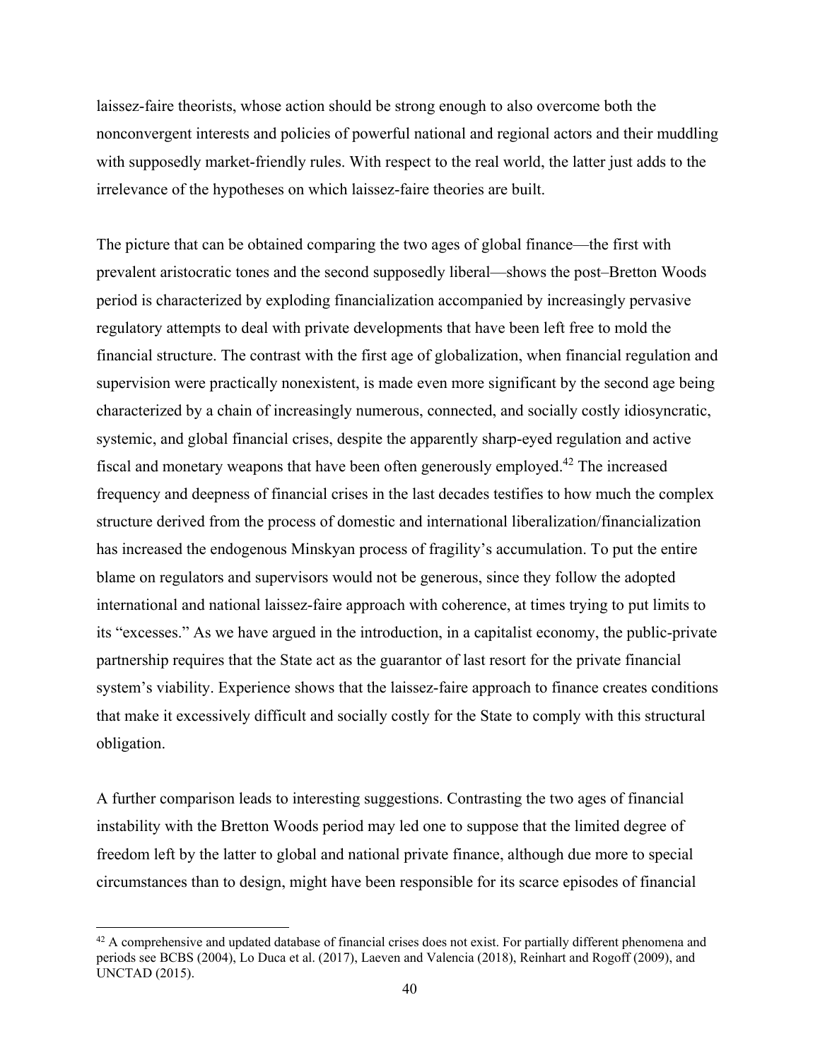laissez-faire theorists, whose action should be strong enough to also overcome both the nonconvergent interests and policies of powerful national and regional actors and their muddling with supposedly market-friendly rules. With respect to the real world, the latter just adds to the irrelevance of the hypotheses on which laissez-faire theories are built.

The picture that can be obtained comparing the two ages of global finance—the first with prevalent aristocratic tones and the second supposedly liberal—shows the post–Bretton Woods period is characterized by exploding financialization accompanied by increasingly pervasive regulatory attempts to deal with private developments that have been left free to mold the financial structure. The contrast with the first age of globalization, when financial regulation and supervision were practically nonexistent, is made even more significant by the second age being characterized by a chain of increasingly numerous, connected, and socially costly idiosyncratic, systemic, and global financial crises, despite the apparently sharp-eyed regulation and active fiscal and monetary weapons that have been often generously employed.[42] The increased frequency and deepness of financial crises in the last decades testifies to how much the complex structure derived from the process of domestic and international liberalization/financialization has increased the endogenous Minskyan process of fragility's accumulation. To put the entire blame on regulators and supervisors would not be generous, since they follow the adopted international and national laissez-faire approach with coherence, at times trying to put limits to its "excesses." As we have argued in the introduction, in a capitalist economy, the public-private partnership requires that the State act as the guarantor of last resort for the private financial system's viability. Experience shows that the laissez-faire approach to finance creates conditions that make it excessively difficult and socially costly for the State to comply with this structural obligation.

A further comparison leads to interesting suggestions. Contrasting the two ages of financial instability with the Bretton Woods period may led one to suppose that the limited degree of freedom left by the latter to global and national private finance, although due more to special circumstances than to design, might have been responsible for its scarce episodes of financial

[42] A comprehensive and updated database of financial crises does not exist. For partially different phenomena and periods see BCBS (2004), Lo Duca et al. (2017), Laeven and Valencia (2018), Reinhart and Rogoff (2009), and UNCTAD (2015).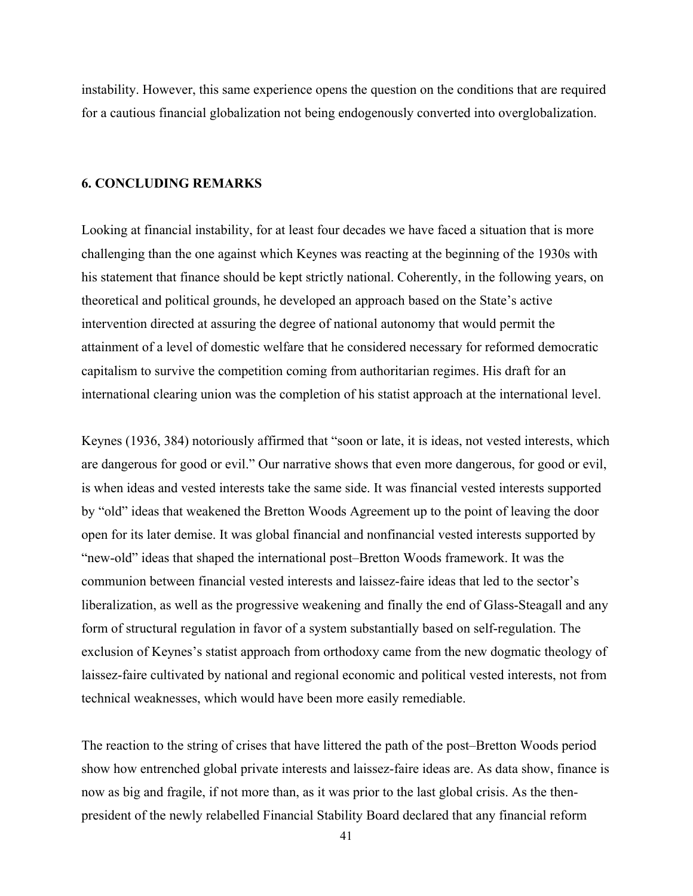instability. However, this same experience opens the question on the conditions that are required for a cautious financial globalization not being endogenously converted into overglobalization.

## 6. CONCLUDING REMARKS

Looking at financial instability, for at least four decades we have faced a situation that is more challenging than the one against which Keynes was reacting at the beginning of the 1930s with his statement that finance should be kept strictly national. Coherently, in the following years, on theoretical and political grounds, he developed an approach based on the State's active intervention directed at assuring the degree of national autonomy that would permit the attainment of a level of domestic welfare that he considered necessary for reformed democratic capitalism to survive the competition coming from authoritarian regimes. His draft for an international clearing union was the completion of his statist approach at the international level.

Keynes (1936, 384) notoriously affirmed that "soon or late, it is ideas, not vested interests, which are dangerous for good or evil." Our narrative shows that even more dangerous, for good or evil, is when ideas and vested interests take the same side. It was financial vested interests supported by "old" ideas that weakened the Bretton Woods Agreement up to the point of leaving the door open for its later demise. It was global financial and nonfinancial vested interests supported by "new-old" ideas that shaped the international post–Bretton Woods framework. It was the communion between financial vested interests and laissez-faire ideas that led to the sector's liberalization, as well as the progressive weakening and finally the end of Glass-Steagall and any form of structural regulation in favor of a system substantially based on self-regulation. The exclusion of Keynes's statist approach from orthodoxy came from the new dogmatic theology of laissez-faire cultivated by national and regional economic and political vested interests, not from technical weaknesses, which would have been more easily remediable.

The reaction to the string of crises that have littered the path of the post–Bretton Woods period show how entrenched global private interests and laissez-faire ideas are. As data show, finance is now as big and fragile, if not more than, as it was prior to the last global crisis. As the then-president of the newly relabelled Financial Stability Board declared that any financial reform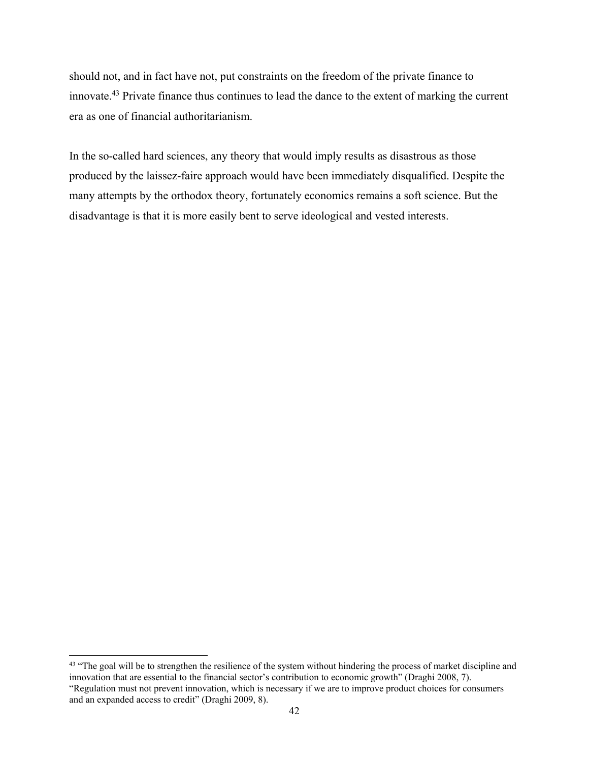should not, and in fact have not, put constraints on the freedom of the private finance to innovate.[43] Private finance thus continues to lead the dance to the extent of marking the current era as one of financial authoritarianism.

In the so-called hard sciences, any theory that would imply results as disastrous as those produced by the laissez-faire approach would have been immediately disqualified. Despite the many attempts by the orthodox theory, fortunately economics remains a soft science. But the disadvantage is that it is more easily bent to serve ideological and vested interests.

---

[43] "The goal will be to strengthen the resilience of the system without hindering the process of market discipline and innovation that are essential to the financial sector's contribution to economic growth" (Draghi 2008, 7). "Regulation must not prevent innovation, which is necessary if we are to improve product choices for consumers and an expanded access to credit" (Draghi 2009, 8).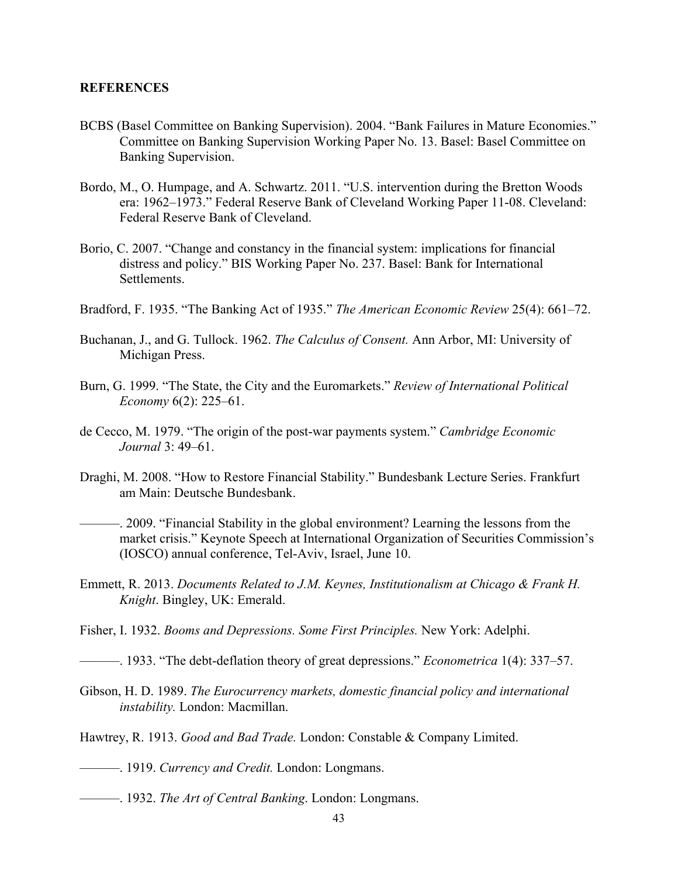## REFERENCES

BCBS (Basel Committee on Banking Supervision). 2004. "Bank Failures in Mature Economies." Committee on Banking Supervision Working Paper No. 13. Basel: Basel Committee on Banking Supervision.

Bordo, M., O. Humpage, and A. Schwartz. 2011. "U.S. intervention during the Bretton Woods era: 1962–1973." Federal Reserve Bank of Cleveland Working Paper 11-08. Cleveland: Federal Reserve Bank of Cleveland.

Borio, C. 2007. "Change and constancy in the financial system: implications for financial distress and policy." BIS Working Paper No. 237. Basel: Bank for International Settlements.

Bradford, F. 1935. "The Banking Act of 1935." *The American Economic Review* 25(4): 661–72.

Buchanan, J., and G. Tullock. 1962. *The Calculus of Consent.* Ann Arbor, MI: University of Michigan Press.

Burn, G. 1999. "The State, the City and the Euromarkets." *Review of International Political Economy* 6(2): 225–61.

de Cecco, M. 1979. "The origin of the post-war payments system." *Cambridge Economic Journal* 3: 49–61.

Draghi, M. 2008. "How to Restore Financial Stability." Bundesbank Lecture Series. Frankfurt am Main: Deutsche Bundesbank.

———. 2009. "Financial Stability in the global environment? Learning the lessons from the market crisis." Keynote Speech at International Organization of Securities Commission's (IOSCO) annual conference, Tel-Aviv, Israel, June 10.

Emmett, R. 2013. *Documents Related to J.M. Keynes, Institutionalism at Chicago & Frank H. Knight*. Bingley, UK: Emerald.

Fisher, I. 1932. *Booms and Depressions. Some First Principles.* New York: Adelphi.

———. 1933. "The debt-deflation theory of great depressions." *Econometrica* 1(4): 337–57.

Gibson, H. D. 1989. *The Eurocurrency markets, domestic financial policy and international instability.* London: Macmillan.

Hawtrey, R. 1913. *Good and Bad Trade.* London: Constable & Company Limited.

———. 1919. *Currency and Credit.* London: Longmans.

———. 1932. *The Art of Central Banking*. London: Longmans.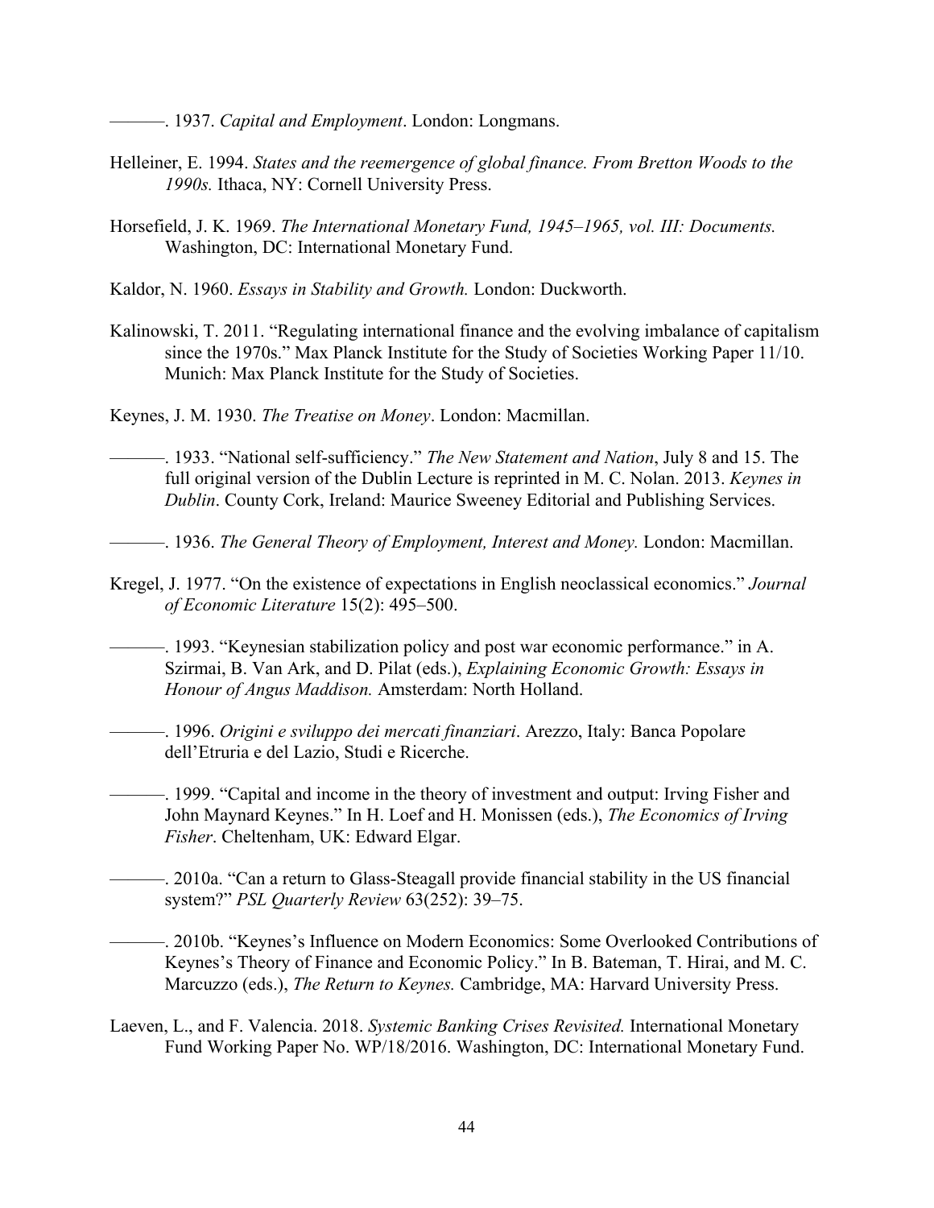———. 1937. *Capital and Employment*. London: Longmans.

Helleiner, E. 1994. *States and the reemergence of global finance. From Bretton Woods to the 1990s.* Ithaca, NY: Cornell University Press.

Horsefield, J. K. 1969. *The International Monetary Fund, 1945–1965, vol. III: Documents.* Washington, DC: International Monetary Fund.

Kaldor, N. 1960. *Essays in Stability and Growth.* London: Duckworth.

Kalinowski, T. 2011. "Regulating international finance and the evolving imbalance of capitalism since the 1970s." Max Planck Institute for the Study of Societies Working Paper 11/10. Munich: Max Planck Institute for the Study of Societies.

Keynes, J. M. 1930. *The Treatise on Money*. London: Macmillan.

———. 1933. "National self-sufficiency." *The New Statement and Nation*, July 8 and 15. The full original version of the Dublin Lecture is reprinted in M. C. Nolan. 2013. *Keynes in Dublin*. County Cork, Ireland: Maurice Sweeney Editorial and Publishing Services.

———. 1936. *The General Theory of Employment, Interest and Money.* London: Macmillan.

Kregel, J. 1977. "On the existence of expectations in English neoclassical economics." *Journal of Economic Literature* 15(2): 495–500.

———. 1993. "Keynesian stabilization policy and post war economic performance." in A. Szirmai, B. Van Ark, and D. Pilat (eds.), *Explaining Economic Growth: Essays in Honour of Angus Maddison.* Amsterdam: North Holland.

———. 1996. *Origini e sviluppo dei mercati finanziari*. Arezzo, Italy: Banca Popolare dell'Etruria e del Lazio, Studi e Ricerche.

———. 1999. "Capital and income in the theory of investment and output: Irving Fisher and John Maynard Keynes." In H. Loef and H. Monissen (eds.), *The Economics of Irving Fisher*. Cheltenham, UK: Edward Elgar.

———. 2010a. "Can a return to Glass-Steagall provide financial stability in the US financial system?" *PSL Quarterly Review* 63(252): 39–75.

———. 2010b. "Keynes's Influence on Modern Economics: Some Overlooked Contributions of Keynes's Theory of Finance and Economic Policy." In B. Bateman, T. Hirai, and M. C. Marcuzzo (eds.), *The Return to Keynes.* Cambridge, MA: Harvard University Press.

Laeven, L., and F. Valencia. 2018. *Systemic Banking Crises Revisited.* International Monetary Fund Working Paper No. WP/18/2016. Washington, DC: International Monetary Fund.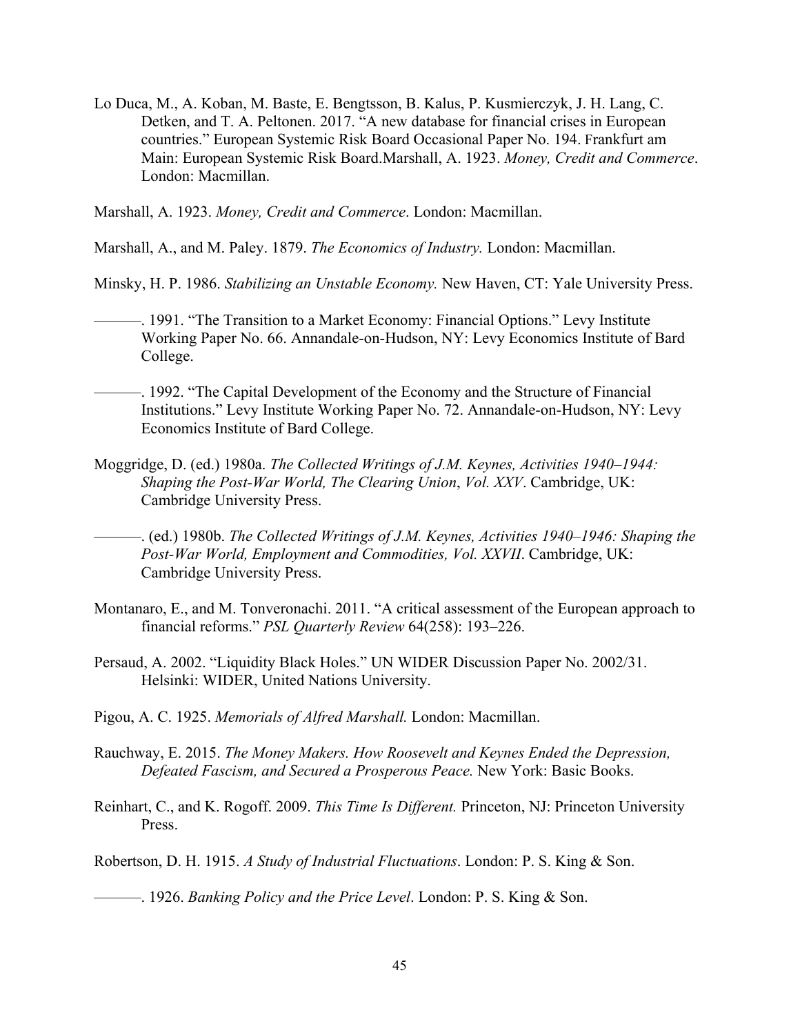Lo Duca, M., A. Koban, M. Baste, E. Bengtsson, B. Kalus, P. Kusmierczyk, J. H. Lang, C. Detken, and T. A. Peltonen. 2017. "A new database for financial crises in European countries." European Systemic Risk Board Occasional Paper No. 194. Frankfurt am Main: European Systemic Risk Board.Marshall, A. 1923. *Money, Credit and Commerce*. London: Macmillan.

Marshall, A. 1923. *Money, Credit and Commerce*. London: Macmillan.

Marshall, A., and M. Paley. 1879. *The Economics of Industry.* London: Macmillan.

Minsky, H. P. 1986. *Stabilizing an Unstable Economy.* New Haven, CT: Yale University Press.

———. 1991. "The Transition to a Market Economy: Financial Options." Levy Institute Working Paper No. 66. Annandale-on-Hudson, NY: Levy Economics Institute of Bard College.

———. 1992. "The Capital Development of the Economy and the Structure of Financial Institutions." Levy Institute Working Paper No. 72. Annandale-on-Hudson, NY: Levy Economics Institute of Bard College.

Moggridge, D. (ed.) 1980a. *The Collected Writings of J.M. Keynes, Activities 1940–1944: Shaping the Post-War World, The Clearing Union*, *Vol. XXV*. Cambridge, UK: Cambridge University Press.

———. (ed.) 1980b. *The Collected Writings of J.M. Keynes, Activities 1940–1946: Shaping the Post-War World, Employment and Commodities, Vol. XXVII*. Cambridge, UK: Cambridge University Press.

Montanaro, E., and M. Tonveronachi. 2011. "A critical assessment of the European approach to financial reforms." *PSL Quarterly Review* 64(258): 193–226.

Persaud, A. 2002. "Liquidity Black Holes." UN WIDER Discussion Paper No. 2002/31. Helsinki: WIDER, United Nations University.

Pigou, A. C. 1925. *Memorials of Alfred Marshall.* London: Macmillan.

Rauchway, E. 2015. *The Money Makers. How Roosevelt and Keynes Ended the Depression, Defeated Fascism, and Secured a Prosperous Peace.* New York: Basic Books.

Reinhart, C., and K. Rogoff. 2009. *This Time Is Different.* Princeton, NJ: Princeton University Press.

Robertson, D. H. 1915. *A Study of Industrial Fluctuations*. London: P. S. King & Son.

———. 1926. *Banking Policy and the Price Level*. London: P. S. King & Son.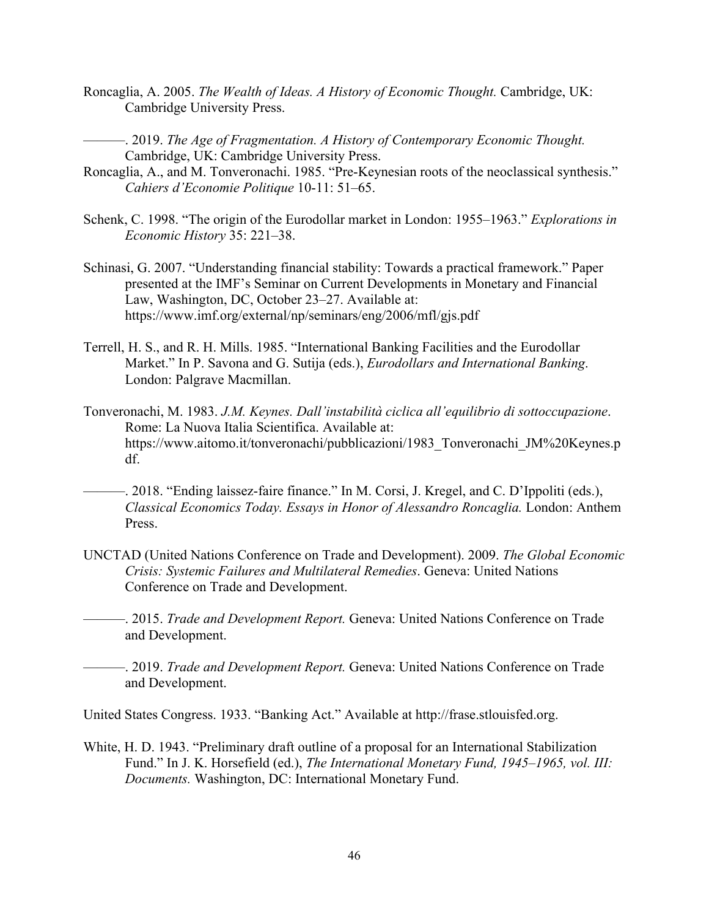Roncaglia, A. 2005. *The Wealth of Ideas. A History of Economic Thought.* Cambridge, UK: Cambridge University Press.

———. 2019. *The Age of Fragmentation. A History of Contemporary Economic Thought.* Cambridge, UK: Cambridge University Press.

Roncaglia, A., and M. Tonveronachi. 1985. "Pre-Keynesian roots of the neoclassical synthesis." *Cahiers d'Economie Politique* 10-11: 51–65.

Schenk, C. 1998. "The origin of the Eurodollar market in London: 1955–1963." *Explorations in Economic History* 35: 221–38.

Schinasi, G. 2007. "Understanding financial stability: Towards a practical framework." Paper presented at the IMF's Seminar on Current Developments in Monetary and Financial Law, Washington, DC, October 23–27. Available at: https://www.imf.org/external/np/seminars/eng/2006/mfl/gjs.pdf

Terrell, H. S., and R. H. Mills. 1985. "International Banking Facilities and the Eurodollar Market." In P. Savona and G. Sutija (eds.), *Eurodollars and International Banking*. London: Palgrave Macmillan.

Tonveronachi, M. 1983. *J.M. Keynes. Dall'instabilità ciclica all'equilibrio di sottoccupazione*. Rome: La Nuova Italia Scientifica. Available at: https://www.aitomo.it/tonveronachi/pubblicazioni/1983_Tonveronachi_JM%20Keynes.pdf.

———. 2018. "Ending laissez-faire finance." In M. Corsi, J. Kregel, and C. D'Ippoliti (eds.), *Classical Economics Today. Essays in Honor of Alessandro Roncaglia.* London: Anthem Press.

UNCTAD (United Nations Conference on Trade and Development). 2009. *The Global Economic Crisis: Systemic Failures and Multilateral Remedies*. Geneva: United Nations Conference on Trade and Development.

———. 2015. *Trade and Development Report.* Geneva: United Nations Conference on Trade and Development.

———. 2019. *Trade and Development Report.* Geneva: United Nations Conference on Trade and Development.

United States Congress. 1933. "Banking Act." Available at http://frase.stlouisfed.org.

White, H. D. 1943. "Preliminary draft outline of a proposal for an International Stabilization Fund." In J. K. Horsefield (ed.), *The International Monetary Fund, 1945–1965, vol. III: Documents.* Washington, DC: International Monetary Fund.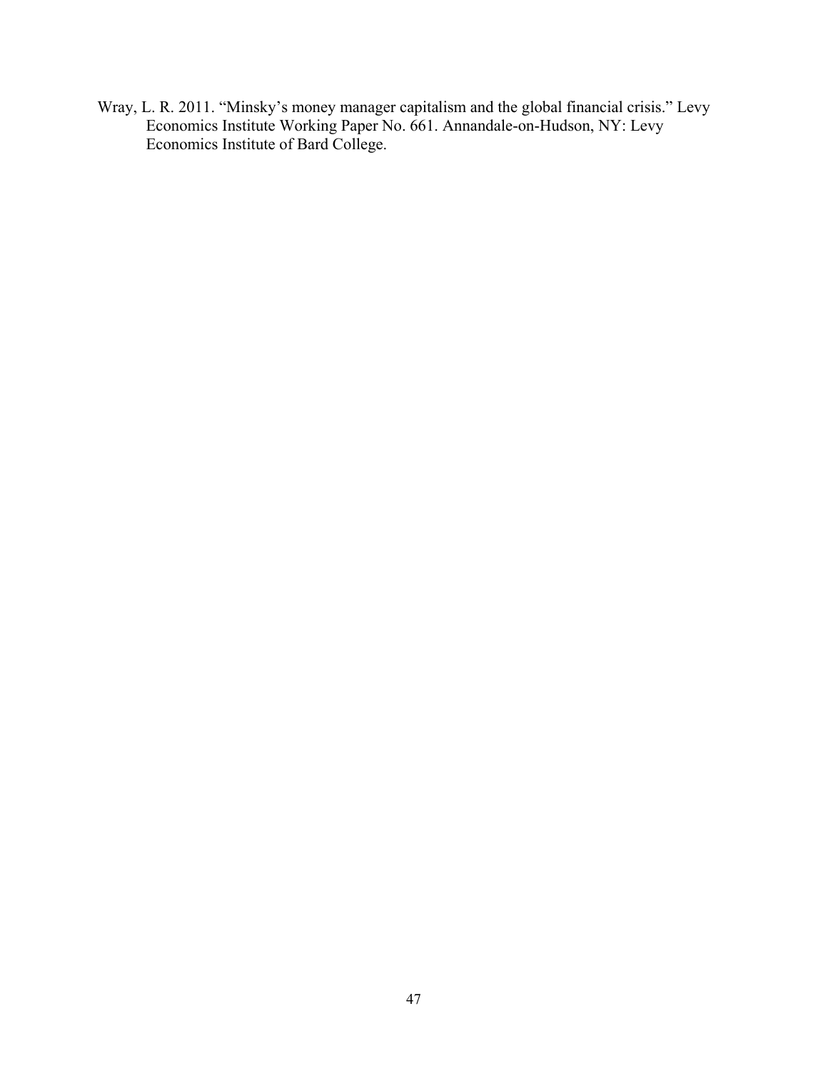Wray, L. R. 2011. "Minsky's money manager capitalism and the global financial crisis." Levy Economics Institute Working Paper No. 661. Annandale-on-Hudson, NY: Levy Economics Institute of Bard College.